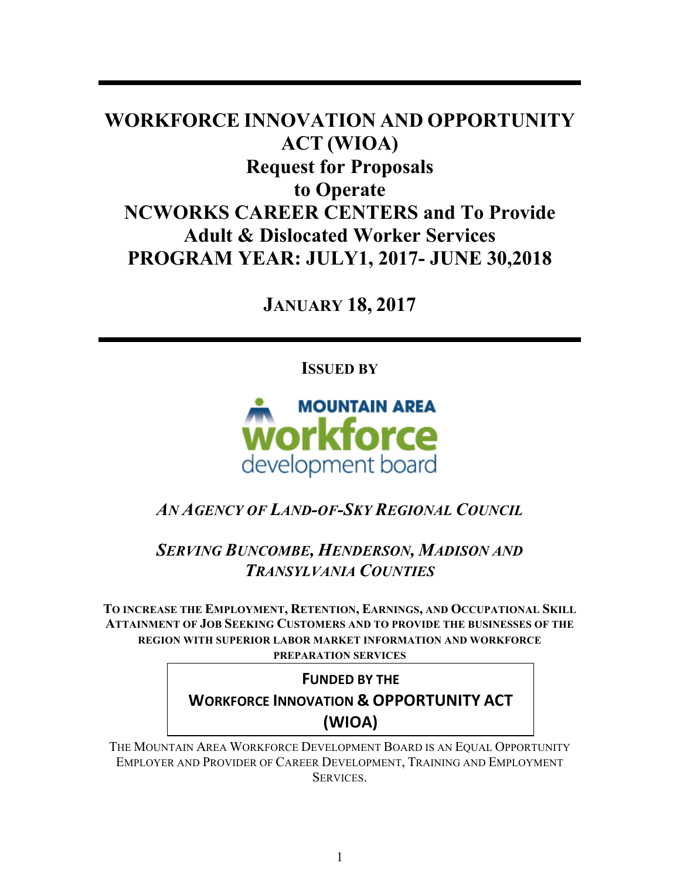# WORKFORCE INNOVATION AND OPPORTUNITY ACT (WIOA)
# Request for Proposals to Operate NCWORKS CAREER CENTERS and To Provide Adult & Dislocated Worker Services
# PROGRAM YEAR: JULY1, 2017- JUNE 30,2018

## JANUARY 18, 2017

**ISSUED BY**

MOUNTAIN AREA workforce development board

***AN AGENCY OF LAND-OF-SKY REGIONAL COUNCIL***

***SERVING BUNCOMBE, HENDERSON, MADISON AND TRANSYLVANIA COUNTIES***

**TO INCREASE THE EMPLOYMENT, RETENTION, EARNINGS, AND OCCUPATIONAL SKILL ATTAINMENT OF JOB SEEKING CUSTOMERS AND TO PROVIDE THE BUSINESSES OF THE REGION WITH SUPERIOR LABOR MARKET INFORMATION AND WORKFORCE PREPARATION SERVICES**

**FUNDED BY THE WORKFORCE INNOVATION & OPPORTUNITY ACT (WIOA)**

THE MOUNTAIN AREA WORKFORCE DEVELOPMENT BOARD IS AN EQUAL OPPORTUNITY EMPLOYER AND PROVIDER OF CAREER DEVELOPMENT, TRAINING AND EMPLOYMENT SERVICES.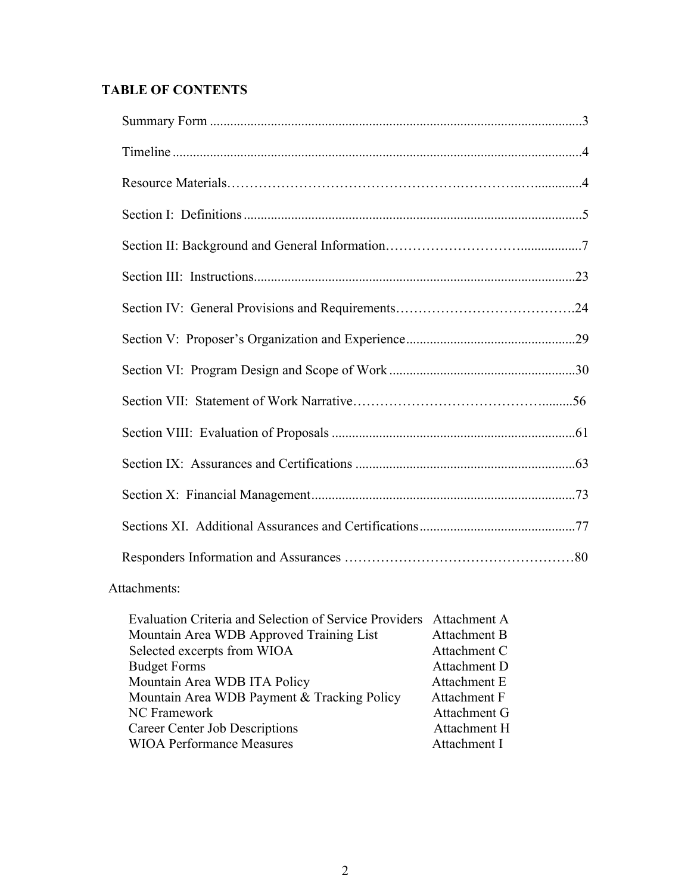## TABLE OF CONTENTS

| | |
|---|---|
| Summary Form | 3 |
| Timeline | 4 |
| Resource Materials | 4 |
| Section I: Definitions | 5 |
| Section II: Background and General Information | 7 |
| Section III: Instructions | 23 |
| Section IV: General Provisions and Requirements | 24 |
| Section V: Proposer's Organization and Experience | 29 |
| Section VI: Program Design and Scope of Work | 30 |
| Section VII: Statement of Work Narrative | 56 |
| Section VIII: Evaluation of Proposals | 61 |
| Section IX: Assurances and Certifications | 63 |
| Section X: Financial Management | 73 |
| Sections XI. Additional Assurances and Certifications | 77 |
| Responders Information and Assurances | 80 |

Attachments:

| | |
|---|---|
| Evaluation Criteria and Selection of Service Providers | Attachment A |
| Mountain Area WDB Approved Training List | Attachment B |
| Selected excerpts from WIOA | Attachment C |
| Budget Forms | Attachment D |
| Mountain Area WDB ITA Policy | Attachment E |
| Mountain Area WDB Payment & Tracking Policy | Attachment F |
| NC Framework | Attachment G |
| Career Center Job Descriptions | Attachment H |
| WIOA Performance Measures | Attachment I |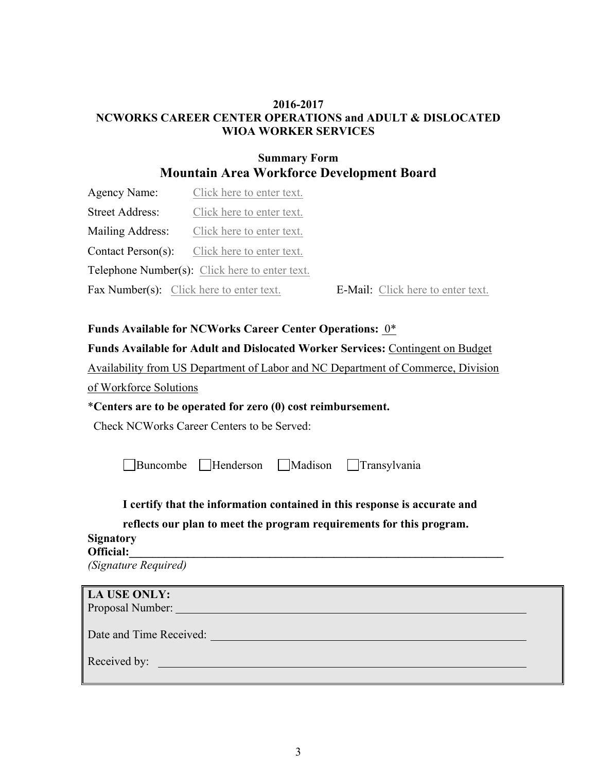**2016-2017**
**NCWORKS CAREER CENTER OPERATIONS and ADULT & DISLOCATED WIOA WORKER SERVICES**

**Summary Form**

## Mountain Area Workforce Development Board

Agency Name: Click here to enter text.

Street Address: Click here to enter text.

Mailing Address: Click here to enter text.

Contact Person(s): Click here to enter text.

Telephone Number(s): Click here to enter text.

Fax Number(s): Click here to enter text. E-Mail: Click here to enter text.

**Funds Available for NCWorks Career Center Operations:** 0*

**Funds Available for Adult and Dislocated Worker Services:** Contingent on Budget Availability from US Department of Labor and NC Department of Commerce, Division of Workforce Solutions

***Centers are to be operated for zero (0) cost reimbursement.**

Check NCWorks Career Centers to be Served:

☐ Buncombe ☐ Henderson ☐ Madison ☐ Transylvania

**I certify that the information contained in this response is accurate and reflects our plan to meet the program requirements for this program.**

**Signatory Official:**\_\_\_\_\_\_\_\_\_\_\_\_\_\_\_\_\_\_\_\_\_\_\_\_\_\_\_\_\_\_\_\_\_\_\_\_\_\_\_\_\_\_\_\_\_\_\_\_\_\_\_\_

*(Signature Required)*

**LA USE ONLY:**

Proposal Number: \_\_\_\_\_\_\_\_\_\_\_\_\_\_\_\_\_\_\_\_\_\_\_\_\_\_\_\_\_\_\_\_\_\_\_\_\_\_\_\_

Date and Time Received: \_\_\_\_\_\_\_\_\_\_\_\_\_\_\_\_\_\_\_\_\_\_\_\_\_\_\_\_\_\_\_\_\_\_\_\_\_\_\_\_

Received by: \_\_\_\_\_\_\_\_\_\_\_\_\_\_\_\_\_\_\_\_\_\_\_\_\_\_\_\_\_\_\_\_\_\_\_\_\_\_\_\_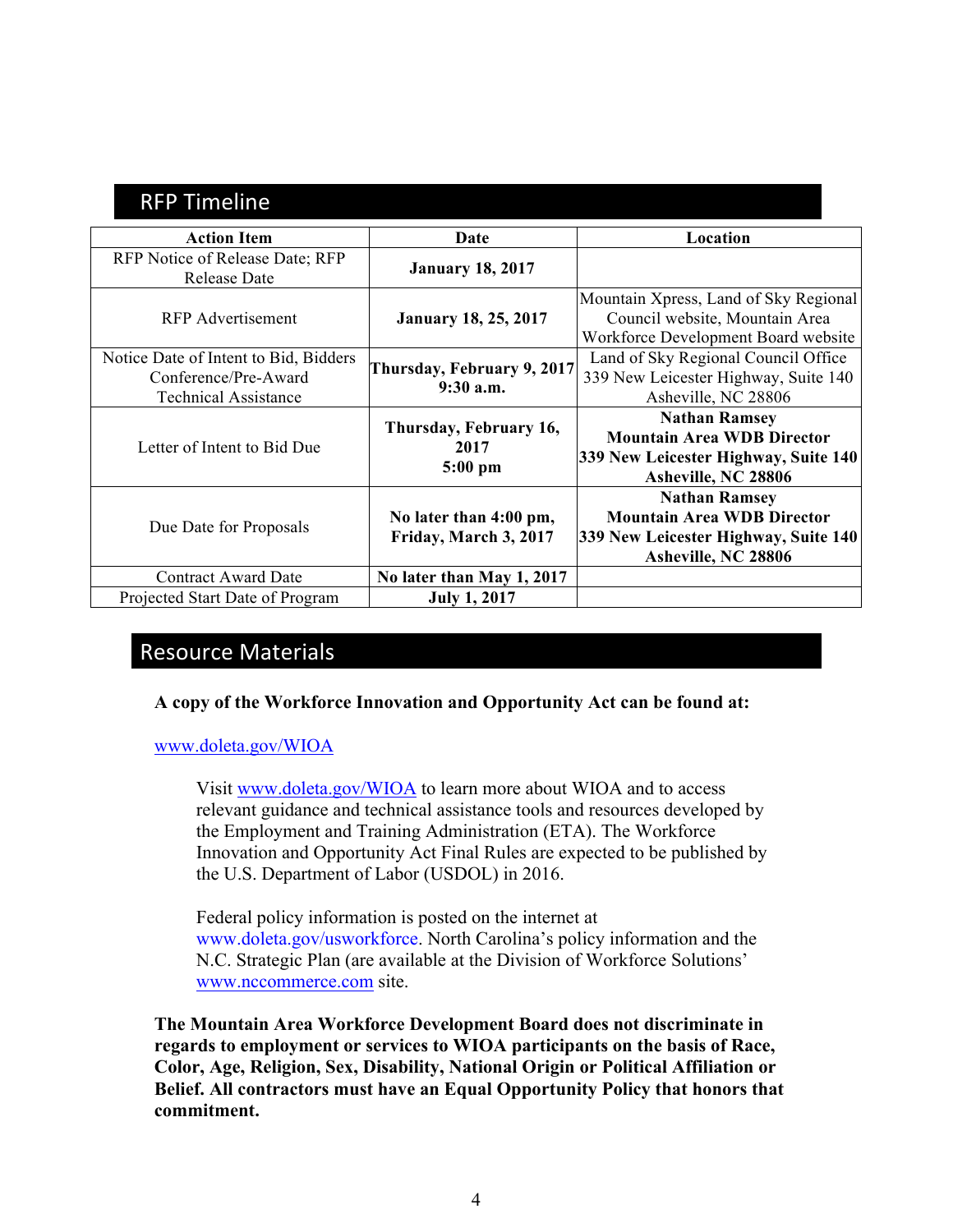## RFP Timeline

| Action Item | Date | Location |
|---|---|---|
| RFP Notice of Release Date; RFP Release Date | **January 18, 2017** | |
| RFP Advertisement | **January 18, 25, 2017** | Mountain Xpress, Land of Sky Regional Council website, Mountain Area Workforce Development Board website |
| Notice Date of Intent to Bid, Bidders Conference/Pre-Award Technical Assistance | **Thursday, February 9, 2017 9:30 a.m.** | Land of Sky Regional Council Office 339 New Leicester Highway, Suite 140 Asheville, NC 28806 |
| Letter of Intent to Bid Due | **Thursday, February 16, 2017 5:00 pm** | **Nathan Ramsey Mountain Area WDB Director 339 New Leicester Highway, Suite 140 Asheville, NC 28806** |
| Due Date for Proposals | **No later than 4:00 pm, Friday, March 3, 2017** | **Nathan Ramsey Mountain Area WDB Director 339 New Leicester Highway, Suite 140 Asheville, NC 28806** |
| Contract Award Date | **No later than May 1, 2017** | |
| Projected Start Date of Program | **July 1, 2017** | |

## Resource Materials

**A copy of the Workforce Innovation and Opportunity Act can be found at:**

www.doleta.gov/WIOA

Visit www.doleta.gov/WIOA to learn more about WIOA and to access relevant guidance and technical assistance tools and resources developed by the Employment and Training Administration (ETA). The Workforce Innovation and Opportunity Act Final Rules are expected to be published by the U.S. Department of Labor (USDOL) in 2016.

Federal policy information is posted on the internet at www.doleta.gov/usworkforce. North Carolina's policy information and the N.C. Strategic Plan (are available at the Division of Workforce Solutions' www.nccommerce.com site.

**The Mountain Area Workforce Development Board does not discriminate in regards to employment or services to WIOA participants on the basis of Race, Color, Age, Religion, Sex, Disability, National Origin or Political Affiliation or Belief. All contractors must have an Equal Opportunity Policy that honors that commitment.**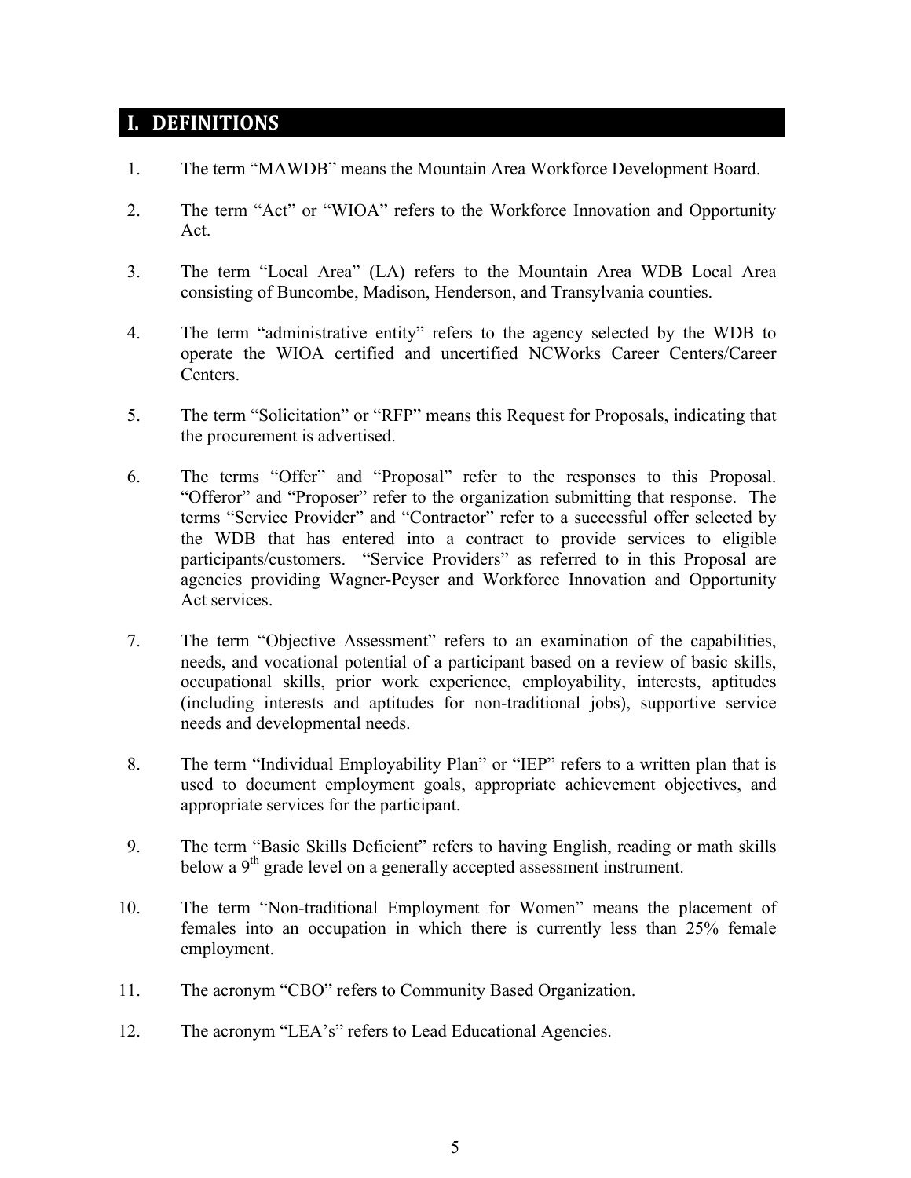# I. DEFINITIONS

1. The term "MAWDB" means the Mountain Area Workforce Development Board.

2. The term "Act" or "WIOA" refers to the Workforce Innovation and Opportunity Act.

3. The term "Local Area" (LA) refers to the Mountain Area WDB Local Area consisting of Buncombe, Madison, Henderson, and Transylvania counties.

4. The term "administrative entity" refers to the agency selected by the WDB to operate the WIOA certified and uncertified NCWorks Career Centers/Career Centers.

5. The term "Solicitation" or "RFP" means this Request for Proposals, indicating that the procurement is advertised.

6. The terms "Offer" and "Proposal" refer to the responses to this Proposal. "Offeror" and "Proposer" refer to the organization submitting that response. The terms "Service Provider" and "Contractor" refer to a successful offer selected by the WDB that has entered into a contract to provide services to eligible participants/customers. "Service Providers" as referred to in this Proposal are agencies providing Wagner-Peyser and Workforce Innovation and Opportunity Act services.

7. The term "Objective Assessment" refers to an examination of the capabilities, needs, and vocational potential of a participant based on a review of basic skills, occupational skills, prior work experience, employability, interests, aptitudes (including interests and aptitudes for non-traditional jobs), supportive service needs and developmental needs.

8. The term "Individual Employability Plan" or "IEP" refers to a written plan that is used to document employment goals, appropriate achievement objectives, and appropriate services for the participant.

9. The term "Basic Skills Deficient" refers to having English, reading or math skills below a 9th grade level on a generally accepted assessment instrument.

10. The term "Non-traditional Employment for Women" means the placement of females into an occupation in which there is currently less than 25% female employment.

11. The acronym "CBO" refers to Community Based Organization.

12. The acronym "LEA's" refers to Lead Educational Agencies.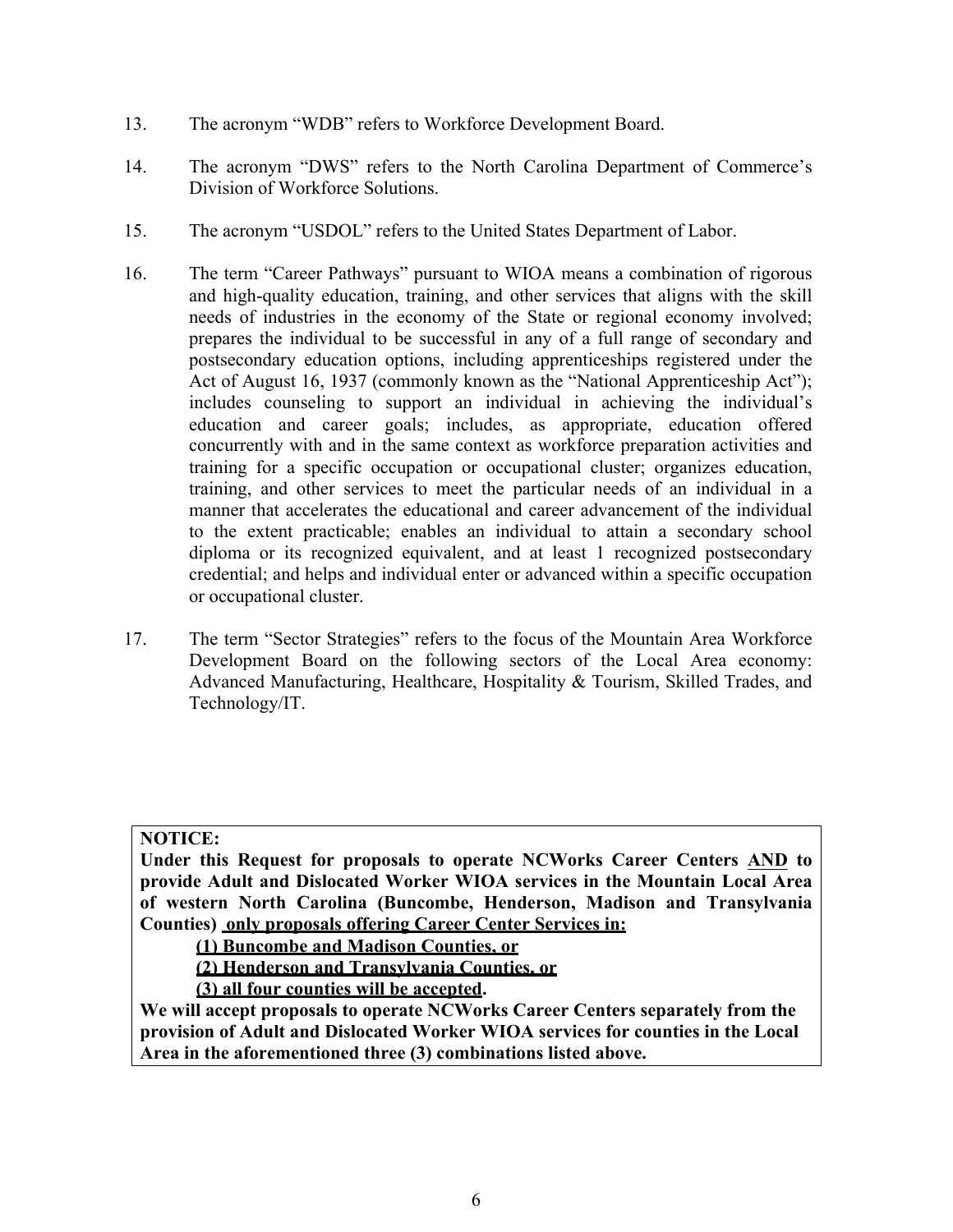13. The acronym "WDB" refers to Workforce Development Board.

14. The acronym "DWS" refers to the North Carolina Department of Commerce's Division of Workforce Solutions.

15. The acronym "USDOL" refers to the United States Department of Labor.

16. The term "Career Pathways" pursuant to WIOA means a combination of rigorous and high-quality education, training, and other services that aligns with the skill needs of industries in the economy of the State or regional economy involved; prepares the individual to be successful in any of a full range of secondary and postsecondary education options, including apprenticeships registered under the Act of August 16, 1937 (commonly known as the "National Apprenticeship Act"); includes counseling to support an individual in achieving the individual's education and career goals; includes, as appropriate, education offered concurrently with and in the same context as workforce preparation activities and training for a specific occupation or occupational cluster; organizes education, training, and other services to meet the particular needs of an individual in a manner that accelerates the educational and career advancement of the individual to the extent practicable; enables an individual to attain a secondary school diploma or its recognized equivalent, and at least 1 recognized postsecondary credential; and helps and individual enter or advanced within a specific occupation or occupational cluster.

17. The term "Sector Strategies" refers to the focus of the Mountain Area Workforce Development Board on the following sectors of the Local Area economy: Advanced Manufacturing, Healthcare, Hospitality & Tourism, Skilled Trades, and Technology/IT.

**NOTICE:**
**Under this Request for proposals to operate NCWorks Career Centers AND to provide Adult and Dislocated Worker WIOA services in the Mountain Local Area of western North Carolina (Buncombe, Henderson, Madison and Transylvania Counties) only proposals offering Career Center Services in:**

**(1) Buncombe and Madison Counties, or**
**(2) Henderson and Transylvania Counties, or**
**(3) all four counties will be accepted.**

**We will accept proposals to operate NCWorks Career Centers separately from the provision of Adult and Dislocated Worker WIOA services for counties in the Local Area in the aforementioned three (3) combinations listed above.**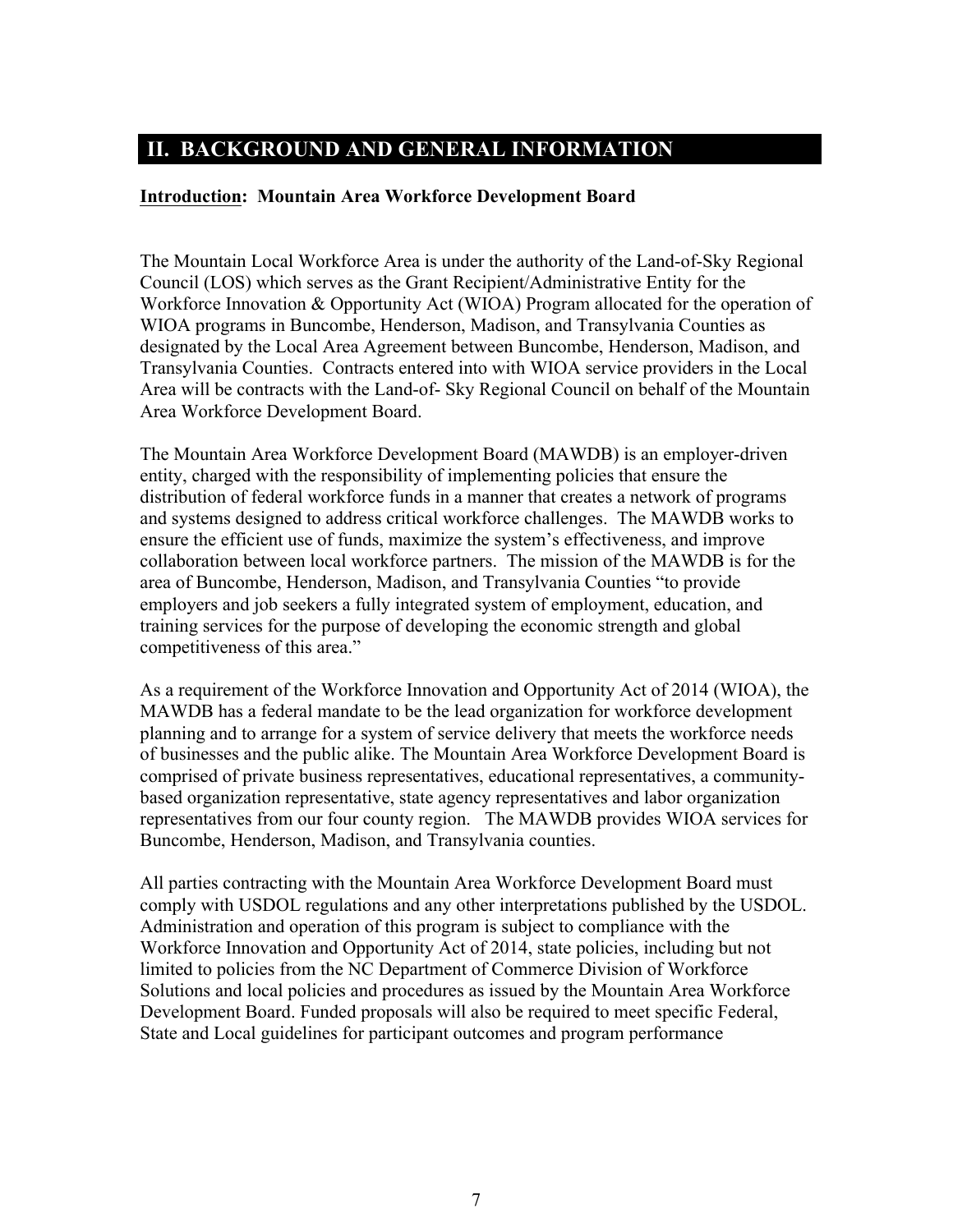## II. BACKGROUND AND GENERAL INFORMATION

**<u>Introduction</u>: Mountain Area Workforce Development Board**

The Mountain Local Workforce Area is under the authority of the Land-of-Sky Regional Council (LOS) which serves as the Grant Recipient/Administrative Entity for the Workforce Innovation & Opportunity Act (WIOA) Program allocated for the operation of WIOA programs in Buncombe, Henderson, Madison, and Transylvania Counties as designated by the Local Area Agreement between Buncombe, Henderson, Madison, and Transylvania Counties. Contracts entered into with WIOA service providers in the Local Area will be contracts with the Land-of- Sky Regional Council on behalf of the Mountain Area Workforce Development Board.

The Mountain Area Workforce Development Board (MAWDB) is an employer-driven entity, charged with the responsibility of implementing policies that ensure the distribution of federal workforce funds in a manner that creates a network of programs and systems designed to address critical workforce challenges. The MAWDB works to ensure the efficient use of funds, maximize the system's effectiveness, and improve collaboration between local workforce partners. The mission of the MAWDB is for the area of Buncombe, Henderson, Madison, and Transylvania Counties "to provide employers and job seekers a fully integrated system of employment, education, and training services for the purpose of developing the economic strength and global competitiveness of this area."

As a requirement of the Workforce Innovation and Opportunity Act of 2014 (WIOA), the MAWDB has a federal mandate to be the lead organization for workforce development planning and to arrange for a system of service delivery that meets the workforce needs of businesses and the public alike. The Mountain Area Workforce Development Board is comprised of private business representatives, educational representatives, a community-based organization representative, state agency representatives and labor organization representatives from our four county region. The MAWDB provides WIOA services for Buncombe, Henderson, Madison, and Transylvania counties.

All parties contracting with the Mountain Area Workforce Development Board must comply with USDOL regulations and any other interpretations published by the USDOL. Administration and operation of this program is subject to compliance with the Workforce Innovation and Opportunity Act of 2014, state policies, including but not limited to policies from the NC Department of Commerce Division of Workforce Solutions and local policies and procedures as issued by the Mountain Area Workforce Development Board. Funded proposals will also be required to meet specific Federal, State and Local guidelines for participant outcomes and program performance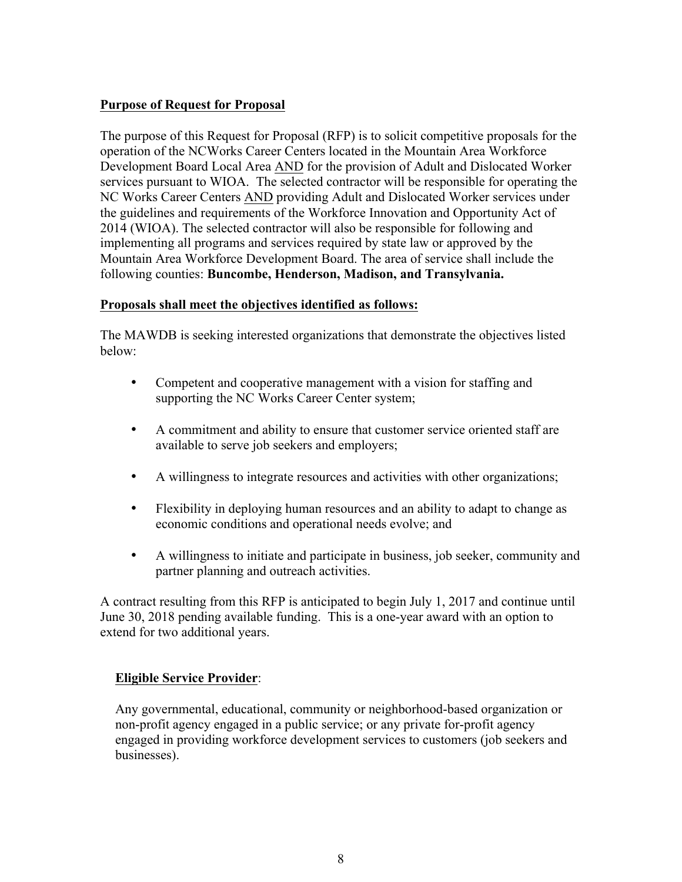**Purpose of Request for Proposal**

The purpose of this Request for Proposal (RFP) is to solicit competitive proposals for the operation of the NCWorks Career Centers located in the Mountain Area Workforce Development Board Local Area AND for the provision of Adult and Dislocated Worker services pursuant to WIOA. The selected contractor will be responsible for operating the NC Works Career Centers AND providing Adult and Dislocated Worker services under the guidelines and requirements of the Workforce Innovation and Opportunity Act of 2014 (WIOA). The selected contractor will also be responsible for following and implementing all programs and services required by state law or approved by the Mountain Area Workforce Development Board. The area of service shall include the following counties: **Buncombe, Henderson, Madison, and Transylvania.**

**Proposals shall meet the objectives identified as follows:**

The MAWDB is seeking interested organizations that demonstrate the objectives listed below:

- Competent and cooperative management with a vision for staffing and supporting the NC Works Career Center system;
- A commitment and ability to ensure that customer service oriented staff are available to serve job seekers and employers;
- A willingness to integrate resources and activities with other organizations;
- Flexibility in deploying human resources and an ability to adapt to change as economic conditions and operational needs evolve; and
- A willingness to initiate and participate in business, job seeker, community and partner planning and outreach activities.

A contract resulting from this RFP is anticipated to begin July 1, 2017 and continue until June 30, 2018 pending available funding. This is a one-year award with an option to extend for two additional years.

**Eligible Service Provider**:

Any governmental, educational, community or neighborhood-based organization or non-profit agency engaged in a public service; or any private for-profit agency engaged in providing workforce development services to customers (job seekers and businesses).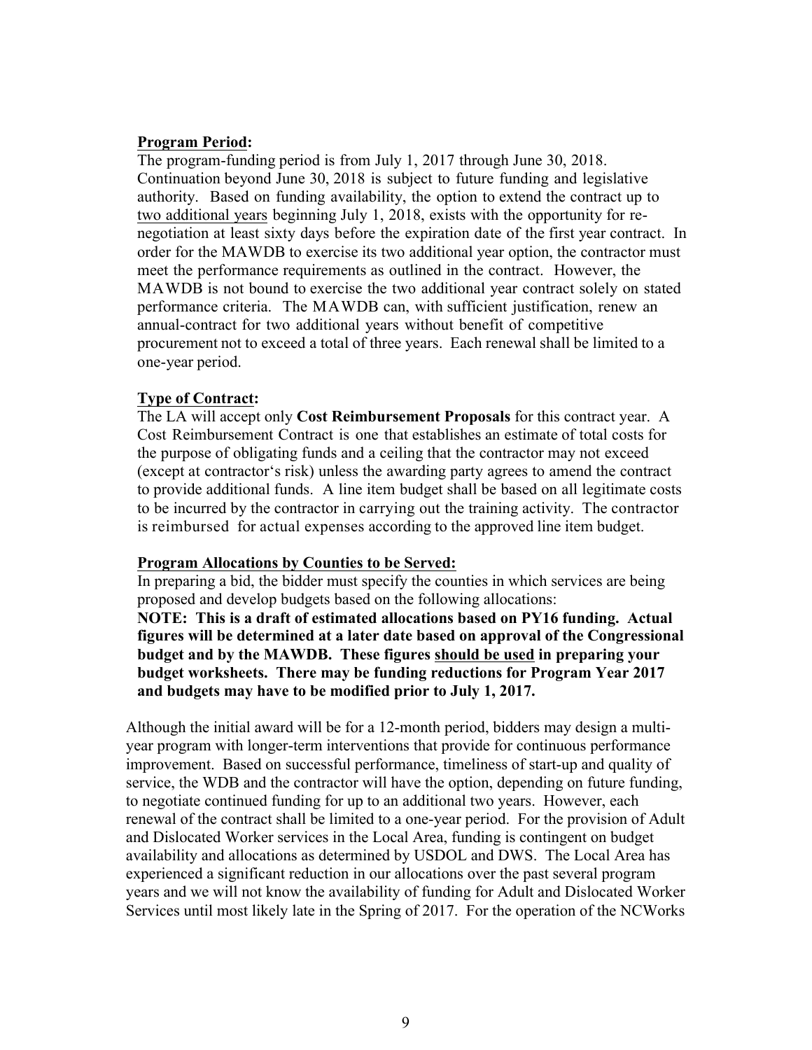**<u>Program Period</u>:**

The program-funding period is from July 1, 2017 through June 30, 2018. Continuation beyond June 30, 2018 is subject to future funding and legislative authority. Based on funding availability, the option to extend the contract up to <u>two additional years</u> beginning July 1, 2018, exists with the opportunity for re-negotiation at least sixty days before the expiration date of the first year contract. In order for the MAWDB to exercise its two additional year option, the contractor must meet the performance requirements as outlined in the contract. However, the MAWDB is not bound to exercise the two additional year contract solely on stated performance criteria. The MAWDB can, with sufficient justification, renew an annual-contract for two additional years without benefit of competitive procurement not to exceed a total of three years. Each renewal shall be limited to a one-year period.

**<u>Type of Contract</u>:**

The LA will accept only **Cost Reimbursement Proposals** for this contract year. A Cost Reimbursement Contract is one that establishes an estimate of total costs for the purpose of obligating funds and a ceiling that the contractor may not exceed (except at contractor's risk) unless the awarding party agrees to amend the contract to provide additional funds. A line item budget shall be based on all legitimate costs to be incurred by the contractor in carrying out the training activity. The contractor is reimbursed for actual expenses according to the approved line item budget.

**<u>Program Allocations by Counties to be Served:</u>**

In preparing a bid, the bidder must specify the counties in which services are being proposed and develop budgets based on the following allocations:

**NOTE: This is a draft of estimated allocations based on PY16 funding. Actual figures will be determined at a later date based on approval of the Congressional budget and by the MAWDB. These figures <u>should be used</u> in preparing your budget worksheets. There may be funding reductions for Program Year 2017 and budgets may have to be modified prior to July 1, 2017.**

Although the initial award will be for a 12-month period, bidders may design a multi-year program with longer-term interventions that provide for continuous performance improvement. Based on successful performance, timeliness of start-up and quality of service, the WDB and the contractor will have the option, depending on future funding, to negotiate continued funding for up to an additional two years. However, each renewal of the contract shall be limited to a one-year period. For the provision of Adult and Dislocated Worker services in the Local Area, funding is contingent on budget availability and allocations as determined by USDOL and DWS. The Local Area has experienced a significant reduction in our allocations over the past several program years and we will not know the availability of funding for Adult and Dislocated Worker Services until most likely late in the Spring of 2017. For the operation of the NCWorks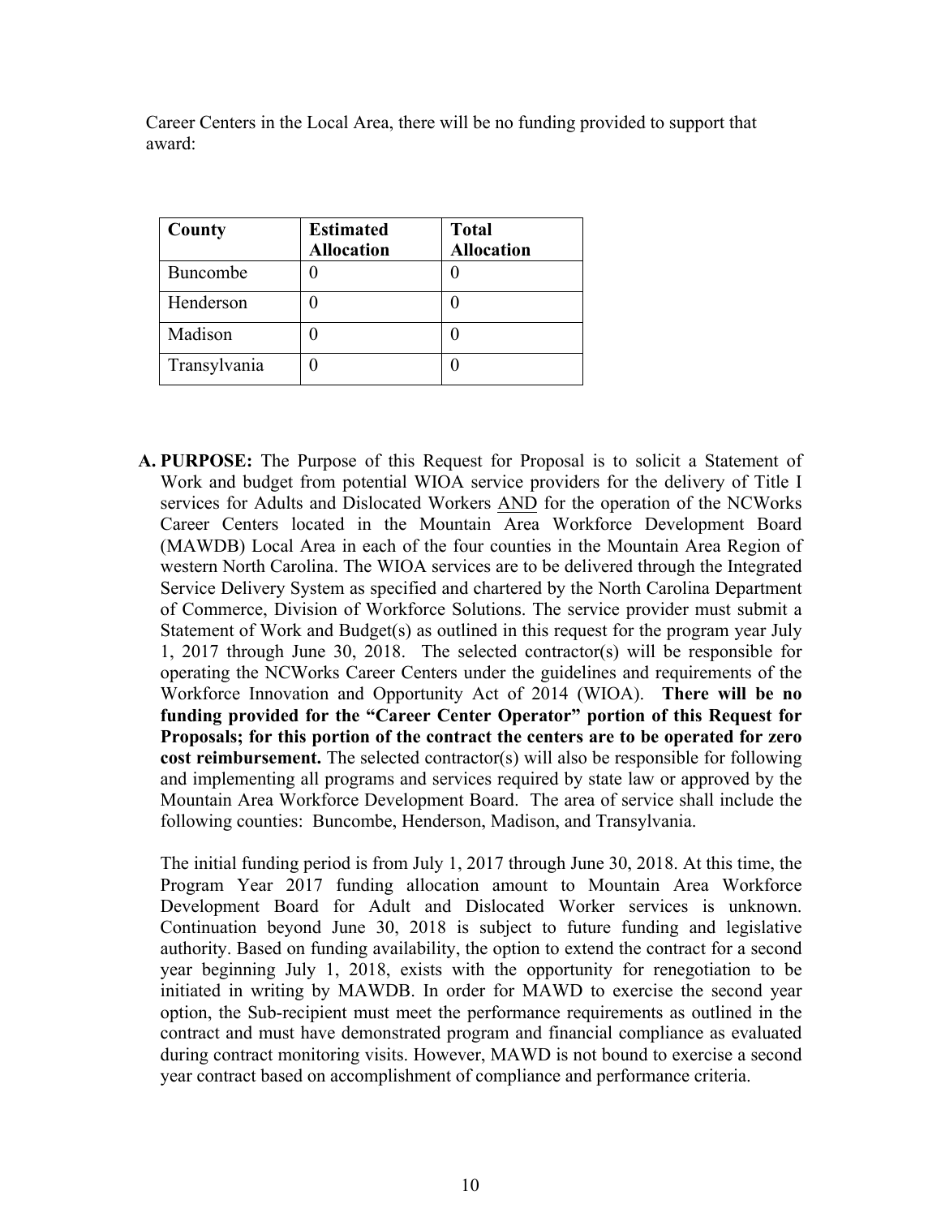Career Centers in the Local Area, there will be no funding provided to support that award:

| County | Estimated Allocation | Total Allocation |
|---|---|---|
| Buncombe | 0 | 0 |
| Henderson | 0 | 0 |
| Madison | 0 | 0 |
| Transylvania | 0 | 0 |

**A. PURPOSE:** The Purpose of this Request for Proposal is to solicit a Statement of Work and budget from potential WIOA service providers for the delivery of Title I services for Adults and Dislocated Workers AND for the operation of the NCWorks Career Centers located in the Mountain Area Workforce Development Board (MAWDB) Local Area in each of the four counties in the Mountain Area Region of western North Carolina. The WIOA services are to be delivered through the Integrated Service Delivery System as specified and chartered by the North Carolina Department of Commerce, Division of Workforce Solutions. The service provider must submit a Statement of Work and Budget(s) as outlined in this request for the program year July 1, 2017 through June 30, 2018. The selected contractor(s) will be responsible for operating the NCWorks Career Centers under the guidelines and requirements of the Workforce Innovation and Opportunity Act of 2014 (WIOA). **There will be no funding provided for the "Career Center Operator" portion of this Request for Proposals; for this portion of the contract the centers are to be operated for zero cost reimbursement.** The selected contractor(s) will also be responsible for following and implementing all programs and services required by state law or approved by the Mountain Area Workforce Development Board. The area of service shall include the following counties: Buncombe, Henderson, Madison, and Transylvania.

The initial funding period is from July 1, 2017 through June 30, 2018. At this time, the Program Year 2017 funding allocation amount to Mountain Area Workforce Development Board for Adult and Dislocated Worker services is unknown. Continuation beyond June 30, 2018 is subject to future funding and legislative authority. Based on funding availability, the option to extend the contract for a second year beginning July 1, 2018, exists with the opportunity for renegotiation to be initiated in writing by MAWDB. In order for MAWD to exercise the second year option, the Sub-recipient must meet the performance requirements as outlined in the contract and must have demonstrated program and financial compliance as evaluated during contract monitoring visits. However, MAWD is not bound to exercise a second year contract based on accomplishment of compliance and performance criteria.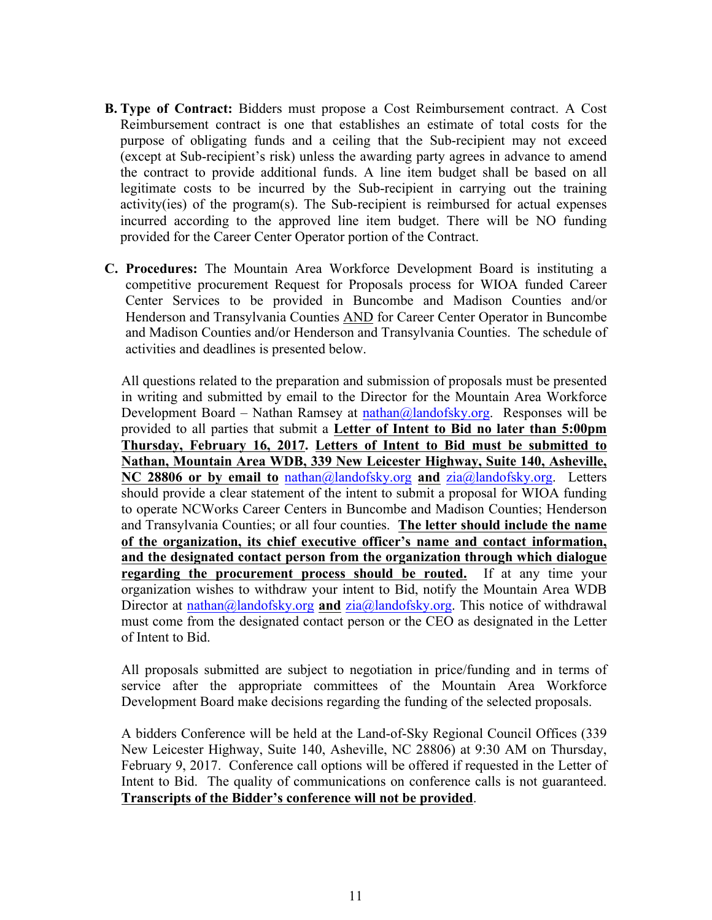**B. Type of Contract:** Bidders must propose a Cost Reimbursement contract. A Cost Reimbursement contract is one that establishes an estimate of total costs for the purpose of obligating funds and a ceiling that the Sub-recipient may not exceed (except at Sub-recipient's risk) unless the awarding party agrees in advance to amend the contract to provide additional funds. A line item budget shall be based on all legitimate costs to be incurred by the Sub-recipient in carrying out the training activity(ies) of the program(s). The Sub-recipient is reimbursed for actual expenses incurred according to the approved line item budget. There will be NO funding provided for the Career Center Operator portion of the Contract.

**C. Procedures:** The Mountain Area Workforce Development Board is instituting a competitive procurement Request for Proposals process for WIOA funded Career Center Services to be provided in Buncombe and Madison Counties and/or Henderson and Transylvania Counties AND for Career Center Operator in Buncombe and Madison Counties and/or Henderson and Transylvania Counties. The schedule of activities and deadlines is presented below.

All questions related to the preparation and submission of proposals must be presented in writing and submitted by email to the Director for the Mountain Area Workforce Development Board – Nathan Ramsey at nathan@landofsky.org. Responses will be provided to all parties that submit a **Letter of Intent to Bid no later than 5:00pm Thursday, February 16, 2017. Letters of Intent to Bid must be submitted to Nathan, Mountain Area WDB, 339 New Leicester Highway, Suite 140, Asheville, NC 28806 or by email to** nathan@landofsky.org **and** zia@landofsky.org. Letters should provide a clear statement of the intent to submit a proposal for WIOA funding to operate NCWorks Career Centers in Buncombe and Madison Counties; Henderson and Transylvania Counties; or all four counties. **The letter should include the name of the organization, its chief executive officer's name and contact information, and the designated contact person from the organization through which dialogue regarding the procurement process should be routed.** If at any time your organization wishes to withdraw your intent to Bid, notify the Mountain Area WDB Director at nathan@landofsky.org **and** zia@landofsky.org. This notice of withdrawal must come from the designated contact person or the CEO as designated in the Letter of Intent to Bid.

All proposals submitted are subject to negotiation in price/funding and in terms of service after the appropriate committees of the Mountain Area Workforce Development Board make decisions regarding the funding of the selected proposals.

A bidders Conference will be held at the Land-of-Sky Regional Council Offices (339 New Leicester Highway, Suite 140, Asheville, NC 28806) at 9:30 AM on Thursday, February 9, 2017. Conference call options will be offered if requested in the Letter of Intent to Bid. The quality of communications on conference calls is not guaranteed. **Transcripts of the Bidder's conference will not be provided**.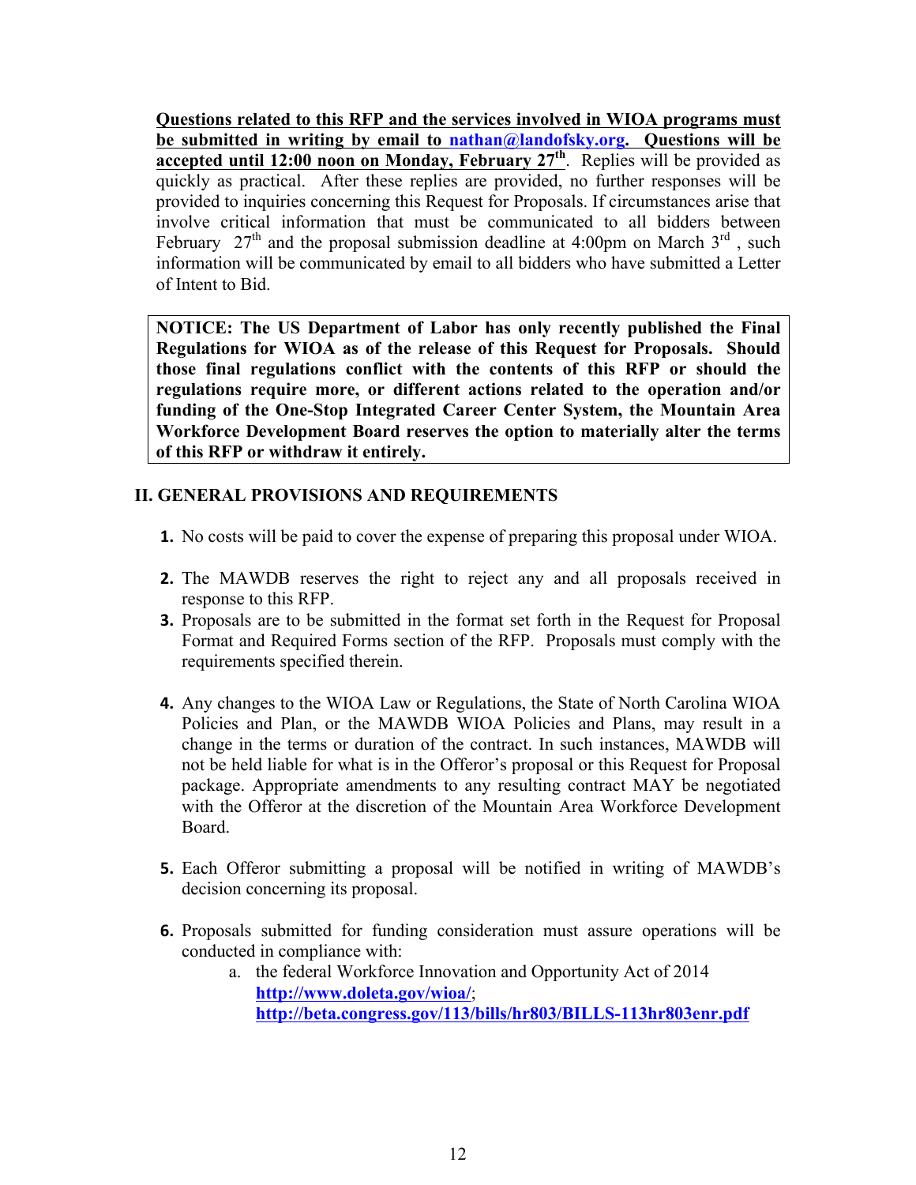**Questions related to this RFP and the services involved in WIOA programs must be submitted in writing by email to nathan@landofsky.org. Questions will be accepted until 12:00 noon on Monday, February 27th**. Replies will be provided as quickly as practical. After these replies are provided, no further responses will be provided to inquiries concerning this Request for Proposals. If circumstances arise that involve critical information that must be communicated to all bidders between February 27th and the proposal submission deadline at 4:00pm on March 3rd, such information will be communicated by email to all bidders who have submitted a Letter of Intent to Bid.

**NOTICE: The US Department of Labor has only recently published the Final Regulations for WIOA as of the release of this Request for Proposals. Should those final regulations conflict with the contents of this RFP or should the regulations require more, or different actions related to the operation and/or funding of the One-Stop Integrated Career Center System, the Mountain Area Workforce Development Board reserves the option to materially alter the terms of this RFP or withdraw it entirely.**

## II. GENERAL PROVISIONS AND REQUIREMENTS

1. No costs will be paid to cover the expense of preparing this proposal under WIOA.
2. The MAWDB reserves the right to reject any and all proposals received in response to this RFP.
3. Proposals are to be submitted in the format set forth in the Request for Proposal Format and Required Forms section of the RFP. Proposals must comply with the requirements specified therein.
4. Any changes to the WIOA Law or Regulations, the State of North Carolina WIOA Policies and Plan, or the MAWDB WIOA Policies and Plans, may result in a change in the terms or duration of the contract. In such instances, MAWDB will not be held liable for what is in the Offeror's proposal or this Request for Proposal package. Appropriate amendments to any resulting contract MAY be negotiated with the Offeror at the discretion of the Mountain Area Workforce Development Board.
5. Each Offeror submitting a proposal will be notified in writing of MAWDB's decision concerning its proposal.
6. Proposals submitted for funding consideration must assure operations will be conducted in compliance with:
   a. the federal Workforce Innovation and Opportunity Act of 2014 **http://www.doleta.gov/wioa/**; **http://beta.congress.gov/113/bills/hr803/BILLS-113hr803enr.pdf**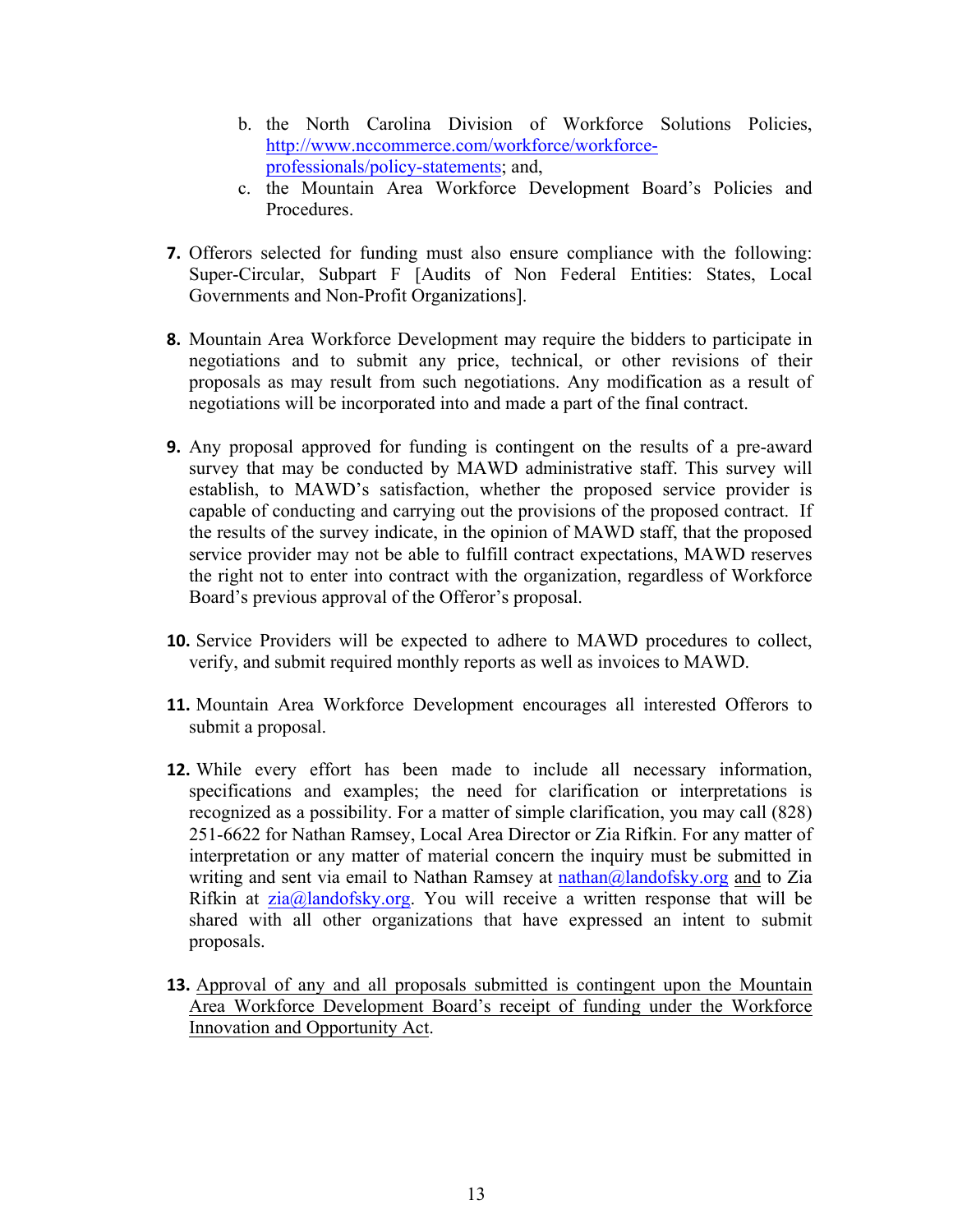b. the North Carolina Division of Workforce Solutions Policies, [http://www.nccommerce.com/workforce/workforce-professionals/policy-statements](http://www.nccommerce.com/workforce/workforce-professionals/policy-statements); and,
   c. the Mountain Area Workforce Development Board's Policies and Procedures.

7. Offerors selected for funding must also ensure compliance with the following: Super-Circular, Subpart F [Audits of Non Federal Entities: States, Local Governments and Non-Profit Organizations].

8. Mountain Area Workforce Development may require the bidders to participate in negotiations and to submit any price, technical, or other revisions of their proposals as may result from such negotiations. Any modification as a result of negotiations will be incorporated into and made a part of the final contract.

9. Any proposal approved for funding is contingent on the results of a pre-award survey that may be conducted by MAWD administrative staff. This survey will establish, to MAWD's satisfaction, whether the proposed service provider is capable of conducting and carrying out the provisions of the proposed contract. If the results of the survey indicate, in the opinion of MAWD staff, that the proposed service provider may not be able to fulfill contract expectations, MAWD reserves the right not to enter into contract with the organization, regardless of Workforce Board's previous approval of the Offeror's proposal.

10. Service Providers will be expected to adhere to MAWD procedures to collect, verify, and submit required monthly reports as well as invoices to MAWD.

11. Mountain Area Workforce Development encourages all interested Offerors to submit a proposal.

12. While every effort has been made to include all necessary information, specifications and examples; the need for clarification or interpretations is recognized as a possibility. For a matter of simple clarification, you may call (828) 251-6622 for Nathan Ramsey, Local Area Director or Zia Rifkin. For any matter of interpretation or any matter of material concern the inquiry must be submitted in writing and sent via email to Nathan Ramsey at [nathan@landofsky.org](mailto:nathan@landofsky.org) and to Zia Rifkin at [zia@landofsky.org](mailto:zia@landofsky.org). You will receive a written response that will be shared with all other organizations that have expressed an intent to submit proposals.

13. Approval of any and all proposals submitted is contingent upon the Mountain Area Workforce Development Board's receipt of funding under the Workforce Innovation and Opportunity Act.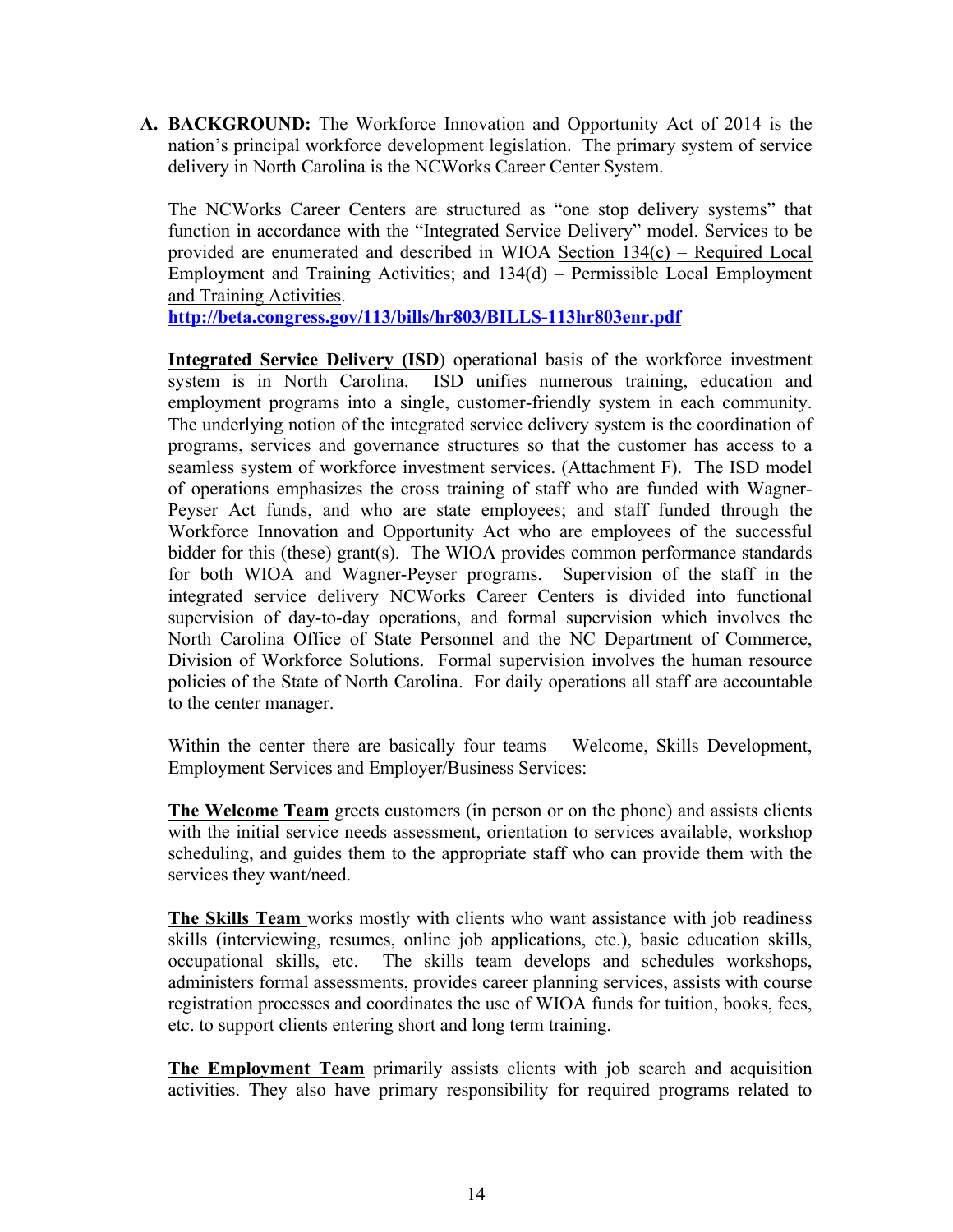**A. BACKGROUND:** The Workforce Innovation and Opportunity Act of 2014 is the nation's principal workforce development legislation. The primary system of service delivery in North Carolina is the NCWorks Career Center System.

The NCWorks Career Centers are structured as "one stop delivery systems" that function in accordance with the "Integrated Service Delivery" model. Services to be provided are enumerated and described in WIOA Section 134(c) – Required Local Employment and Training Activities; and 134(d) – Permissible Local Employment and Training Activities.
**http://beta.congress.gov/113/bills/hr803/BILLS-113hr803enr.pdf**

**Integrated Service Delivery (ISD**) operational basis of the workforce investment system is in North Carolina. ISD unifies numerous training, education and employment programs into a single, customer-friendly system in each community. The underlying notion of the integrated service delivery system is the coordination of programs, services and governance structures so that the customer has access to a seamless system of workforce investment services. (Attachment F). The ISD model of operations emphasizes the cross training of staff who are funded with Wagner-Peyser Act funds, and who are state employees; and staff funded through the Workforce Innovation and Opportunity Act who are employees of the successful bidder for this (these) grant(s). The WIOA provides common performance standards for both WIOA and Wagner-Peyser programs. Supervision of the staff in the integrated service delivery NCWorks Career Centers is divided into functional supervision of day-to-day operations, and formal supervision which involves the North Carolina Office of State Personnel and the NC Department of Commerce, Division of Workforce Solutions. Formal supervision involves the human resource policies of the State of North Carolina. For daily operations all staff are accountable to the center manager.

Within the center there are basically four teams – Welcome, Skills Development, Employment Services and Employer/Business Services:

**The Welcome Team** greets customers (in person or on the phone) and assists clients with the initial service needs assessment, orientation to services available, workshop scheduling, and guides them to the appropriate staff who can provide them with the services they want/need.

**The Skills Team** works mostly with clients who want assistance with job readiness skills (interviewing, resumes, online job applications, etc.), basic education skills, occupational skills, etc. The skills team develops and schedules workshops, administers formal assessments, provides career planning services, assists with course registration processes and coordinates the use of WIOA funds for tuition, books, fees, etc. to support clients entering short and long term training.

**The Employment Team** primarily assists clients with job search and acquisition activities. They also have primary responsibility for required programs related to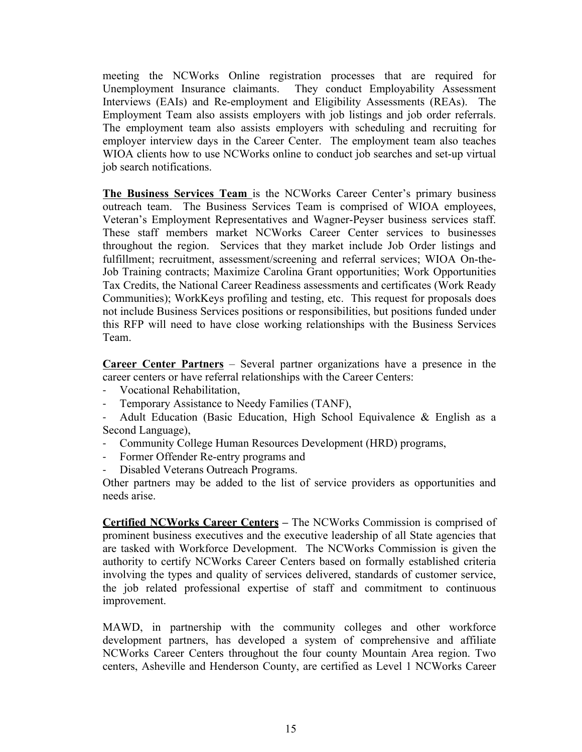meeting the NCWorks Online registration processes that are required for Unemployment Insurance claimants. They conduct Employability Assessment Interviews (EAIs) and Re-employment and Eligibility Assessments (REAs). The Employment Team also assists employers with job listings and job order referrals. The employment team also assists employers with scheduling and recruiting for employer interview days in the Career Center. The employment team also teaches WIOA clients how to use NCWorks online to conduct job searches and set-up virtual job search notifications.

**The Business Services Team** is the NCWorks Career Center's primary business outreach team. The Business Services Team is comprised of WIOA employees, Veteran's Employment Representatives and Wagner-Peyser business services staff. These staff members market NCWorks Career Center services to businesses throughout the region. Services that they market include Job Order listings and fulfillment; recruitment, assessment/screening and referral services; WIOA On-the-Job Training contracts; Maximize Carolina Grant opportunities; Work Opportunities Tax Credits, the National Career Readiness assessments and certificates (Work Ready Communities); WorkKeys profiling and testing, etc. This request for proposals does not include Business Services positions or responsibilities, but positions funded under this RFP will need to have close working relationships with the Business Services Team.

**Career Center Partners** – Several partner organizations have a presence in the career centers or have referral relationships with the Career Centers:

- Vocational Rehabilitation,
- Temporary Assistance to Needy Families (TANF),
- Adult Education (Basic Education, High School Equivalence & English as a Second Language),
- Community College Human Resources Development (HRD) programs,
- Former Offender Re-entry programs and
- Disabled Veterans Outreach Programs.

Other partners may be added to the list of service providers as opportunities and needs arise.

**Certified NCWorks Career Centers –** The NCWorks Commission is comprised of prominent business executives and the executive leadership of all State agencies that are tasked with Workforce Development. The NCWorks Commission is given the authority to certify NCWorks Career Centers based on formally established criteria involving the types and quality of services delivered, standards of customer service, the job related professional expertise of staff and commitment to continuous improvement.

MAWD, in partnership with the community colleges and other workforce development partners, has developed a system of comprehensive and affiliate NCWorks Career Centers throughout the four county Mountain Area region. Two centers, Asheville and Henderson County, are certified as Level 1 NCWorks Career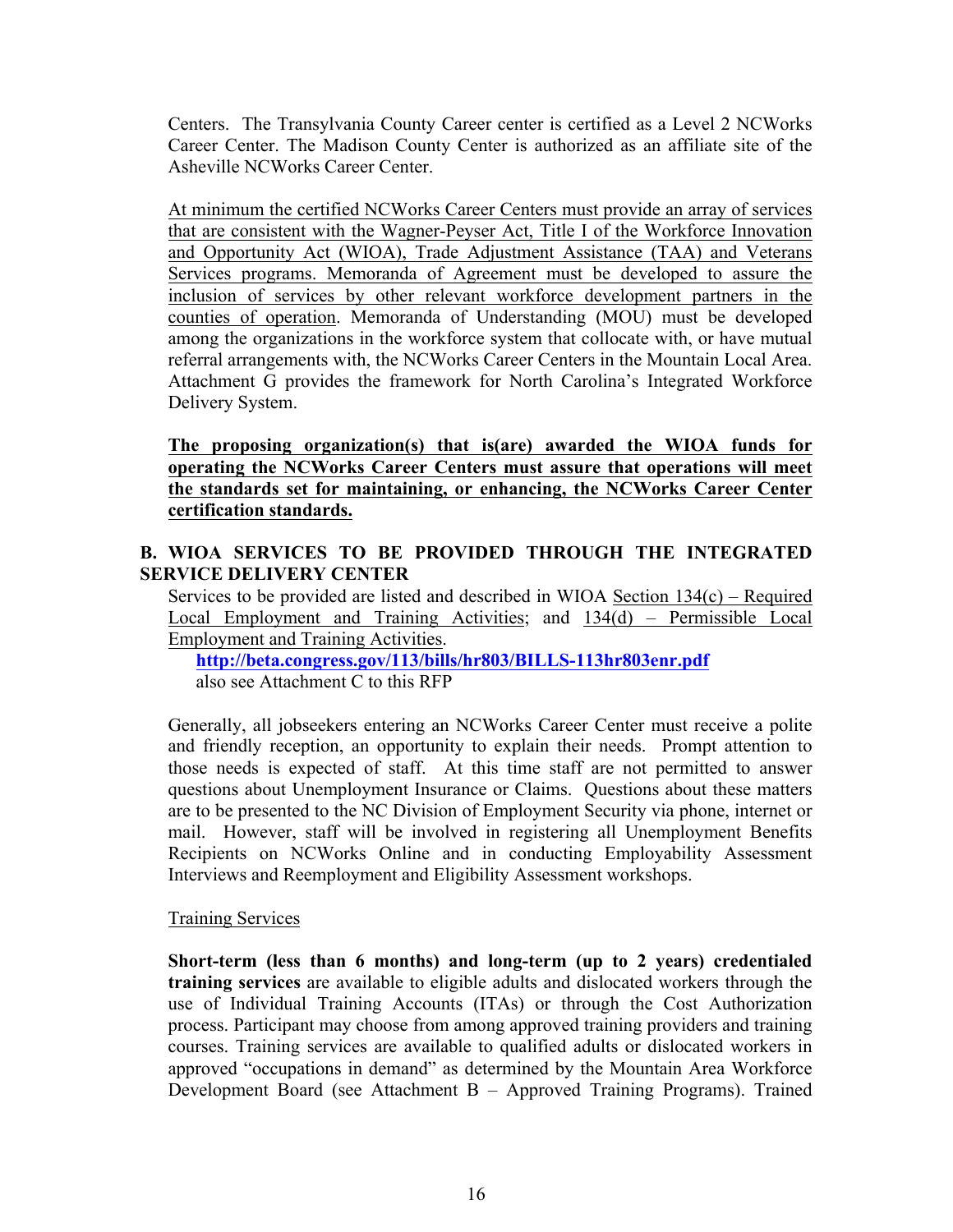Centers. The Transylvania County Career center is certified as a Level 2 NCWorks Career Center. The Madison County Center is authorized as an affiliate site of the Asheville NCWorks Career Center.

At minimum the certified NCWorks Career Centers must provide an array of services that are consistent with the Wagner-Peyser Act, Title I of the Workforce Innovation and Opportunity Act (WIOA), Trade Adjustment Assistance (TAA) and Veterans Services programs. Memoranda of Agreement must be developed to assure the inclusion of services by other relevant workforce development partners in the counties of operation. Memoranda of Understanding (MOU) must be developed among the organizations in the workforce system that collocate with, or have mutual referral arrangements with, the NCWorks Career Centers in the Mountain Local Area. Attachment G provides the framework for North Carolina's Integrated Workforce Delivery System.

**The proposing organization(s) that is(are) awarded the WIOA funds for operating the NCWorks Career Centers must assure that operations will meet the standards set for maintaining, or enhancing, the NCWorks Career Center certification standards.**

## B. WIOA SERVICES TO BE PROVIDED THROUGH THE INTEGRATED SERVICE DELIVERY CENTER

Services to be provided are listed and described in WIOA Section 134(c) – Required Local Employment and Training Activities; and 134(d) – Permissible Local Employment and Training Activities.

**http://beta.congress.gov/113/bills/hr803/BILLS-113hr803enr.pdf**
also see Attachment C to this RFP

Generally, all jobseekers entering an NCWorks Career Center must receive a polite and friendly reception, an opportunity to explain their needs. Prompt attention to those needs is expected of staff. At this time staff are not permitted to answer questions about Unemployment Insurance or Claims. Questions about these matters are to be presented to the NC Division of Employment Security via phone, internet or mail. However, staff will be involved in registering all Unemployment Benefits Recipients on NCWorks Online and in conducting Employability Assessment Interviews and Reemployment and Eligibility Assessment workshops.

Training Services

**Short-term (less than 6 months) and long-term (up to 2 years) credentialed training services** are available to eligible adults and dislocated workers through the use of Individual Training Accounts (ITAs) or through the Cost Authorization process. Participant may choose from among approved training providers and training courses. Training services are available to qualified adults or dislocated workers in approved "occupations in demand" as determined by the Mountain Area Workforce Development Board (see Attachment B – Approved Training Programs). Trained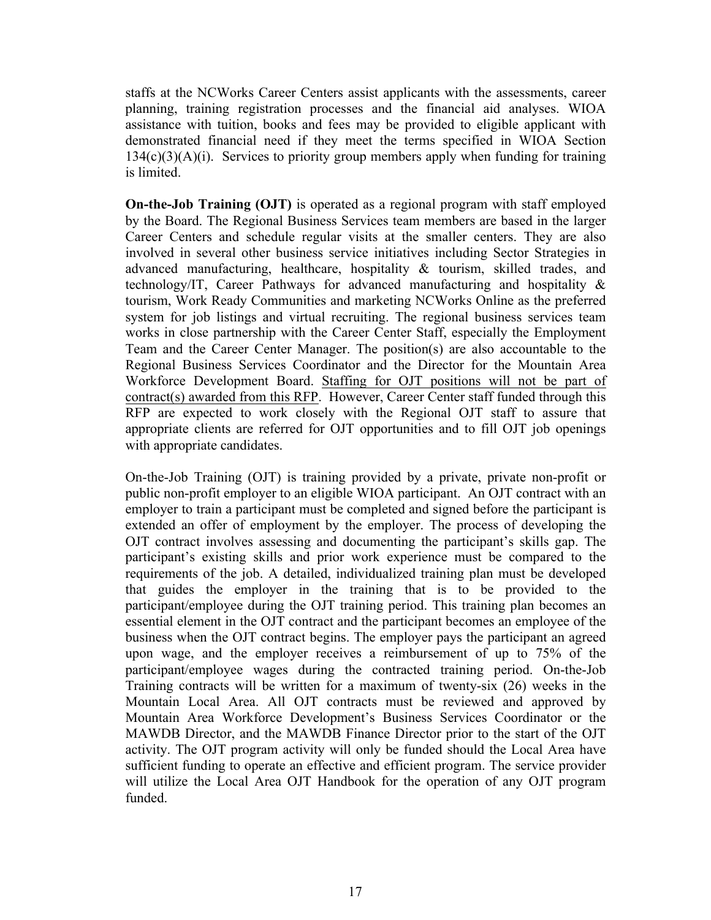staffs at the NCWorks Career Centers assist applicants with the assessments, career planning, training registration processes and the financial aid analyses. WIOA assistance with tuition, books and fees may be provided to eligible applicant with demonstrated financial need if they meet the terms specified in WIOA Section 134(c)(3)(A)(i). Services to priority group members apply when funding for training is limited.

**On-the-Job Training (OJT)** is operated as a regional program with staff employed by the Board. The Regional Business Services team members are based in the larger Career Centers and schedule regular visits at the smaller centers. They are also involved in several other business service initiatives including Sector Strategies in advanced manufacturing, healthcare, hospitality & tourism, skilled trades, and technology/IT, Career Pathways for advanced manufacturing and hospitality & tourism, Work Ready Communities and marketing NCWorks Online as the preferred system for job listings and virtual recruiting. The regional business services team works in close partnership with the Career Center Staff, especially the Employment Team and the Career Center Manager. The position(s) are also accountable to the Regional Business Services Coordinator and the Director for the Mountain Area Workforce Development Board. <u>Staffing for OJT positions will not be part of contract(s) awarded from this RFP</u>. However, Career Center staff funded through this RFP are expected to work closely with the Regional OJT staff to assure that appropriate clients are referred for OJT opportunities and to fill OJT job openings with appropriate candidates.

On-the-Job Training (OJT) is training provided by a private, private non-profit or public non-profit employer to an eligible WIOA participant. An OJT contract with an employer to train a participant must be completed and signed before the participant is extended an offer of employment by the employer. The process of developing the OJT contract involves assessing and documenting the participant's skills gap. The participant's existing skills and prior work experience must be compared to the requirements of the job. A detailed, individualized training plan must be developed that guides the employer in the training that is to be provided to the participant/employee during the OJT training period. This training plan becomes an essential element in the OJT contract and the participant becomes an employee of the business when the OJT contract begins. The employer pays the participant an agreed upon wage, and the employer receives a reimbursement of up to 75% of the participant/employee wages during the contracted training period. On-the-Job Training contracts will be written for a maximum of twenty-six (26) weeks in the Mountain Local Area. All OJT contracts must be reviewed and approved by Mountain Area Workforce Development's Business Services Coordinator or the MAWDB Director, and the MAWDB Finance Director prior to the start of the OJT activity. The OJT program activity will only be funded should the Local Area have sufficient funding to operate an effective and efficient program. The service provider will utilize the Local Area OJT Handbook for the operation of any OJT program funded.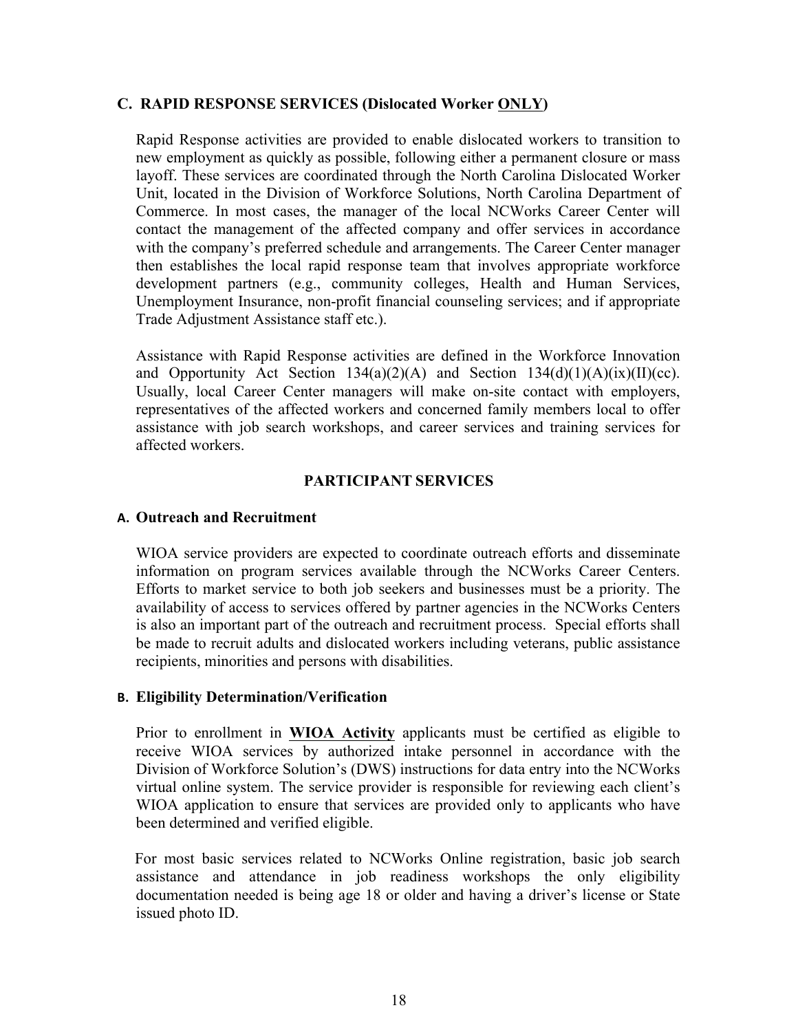### C. RAPID RESPONSE SERVICES (Dislocated Worker <u>ONLY</u>)

Rapid Response activities are provided to enable dislocated workers to transition to new employment as quickly as possible, following either a permanent closure or mass layoff. These services are coordinated through the North Carolina Dislocated Worker Unit, located in the Division of Workforce Solutions, North Carolina Department of Commerce. In most cases, the manager of the local NCWorks Career Center will contact the management of the affected company and offer services in accordance with the company's preferred schedule and arrangements. The Career Center manager then establishes the local rapid response team that involves appropriate workforce development partners (e.g., community colleges, Health and Human Services, Unemployment Insurance, non-profit financial counseling services; and if appropriate Trade Adjustment Assistance staff etc.).

Assistance with Rapid Response activities are defined in the Workforce Innovation and Opportunity Act Section 134(a)(2)(A) and Section 134(d)(1)(A)(ix)(II)(cc). Usually, local Career Center managers will make on-site contact with employers, representatives of the affected workers and concerned family members local to offer assistance with job search workshops, and career services and training services for affected workers.

## PARTICIPANT SERVICES

### A. Outreach and Recruitment

WIOA service providers are expected to coordinate outreach efforts and disseminate information on program services available through the NCWorks Career Centers. Efforts to market service to both job seekers and businesses must be a priority. The availability of access to services offered by partner agencies in the NCWorks Centers is also an important part of the outreach and recruitment process. Special efforts shall be made to recruit adults and dislocated workers including veterans, public assistance recipients, minorities and persons with disabilities.

### B. Eligibility Determination/Verification

Prior to enrollment in **<u>WIOA Activity</u>** applicants must be certified as eligible to receive WIOA services by authorized intake personnel in accordance with the Division of Workforce Solution's (DWS) instructions for data entry into the NCWorks virtual online system. The service provider is responsible for reviewing each client's WIOA application to ensure that services are provided only to applicants who have been determined and verified eligible.

For most basic services related to NCWorks Online registration, basic job search assistance and attendance in job readiness workshops the only eligibility documentation needed is being age 18 or older and having a driver's license or State issued photo ID.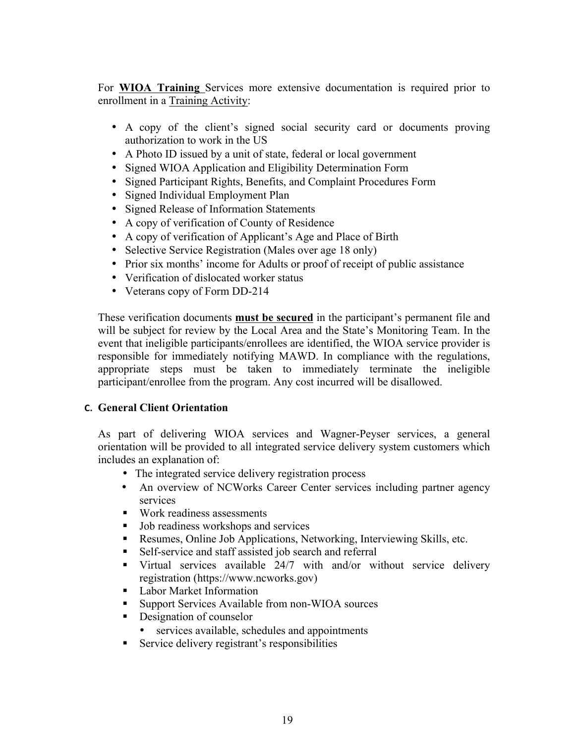For **WIOA Training** Services more extensive documentation is required prior to enrollment in a Training Activity:

- A copy of the client's signed social security card or documents proving authorization to work in the US
- A Photo ID issued by a unit of state, federal or local government
- Signed WIOA Application and Eligibility Determination Form
- Signed Participant Rights, Benefits, and Complaint Procedures Form
- Signed Individual Employment Plan
- Signed Release of Information Statements
- A copy of verification of County of Residence
- A copy of verification of Applicant's Age and Place of Birth
- Selective Service Registration (Males over age 18 only)
- Prior six months' income for Adults or proof of receipt of public assistance
- Verification of dislocated worker status
- Veterans copy of Form DD-214

These verification documents **must be secured** in the participant's permanent file and will be subject for review by the Local Area and the State's Monitoring Team. In the event that ineligible participants/enrollees are identified, the WIOA service provider is responsible for immediately notifying MAWD. In compliance with the regulations, appropriate steps must be taken to immediately terminate the ineligible participant/enrollee from the program. Any cost incurred will be disallowed.

### C. General Client Orientation

As part of delivering WIOA services and Wagner-Peyser services, a general orientation will be provided to all integrated service delivery system customers which includes an explanation of:

- The integrated service delivery registration process
- An overview of NCWorks Career Center services including partner agency services
  - Work readiness assessments
  - Job readiness workshops and services
  - Resumes, Online Job Applications, Networking, Interviewing Skills, etc.
  - Self-service and staff assisted job search and referral
  - Virtual services available 24/7 with and/or without service delivery registration (https://www.ncworks.gov)
  - Labor Market Information
  - Support Services Available from non-WIOA sources
  - Designation of counselor
    - services available, schedules and appointments
  - Service delivery registrant's responsibilities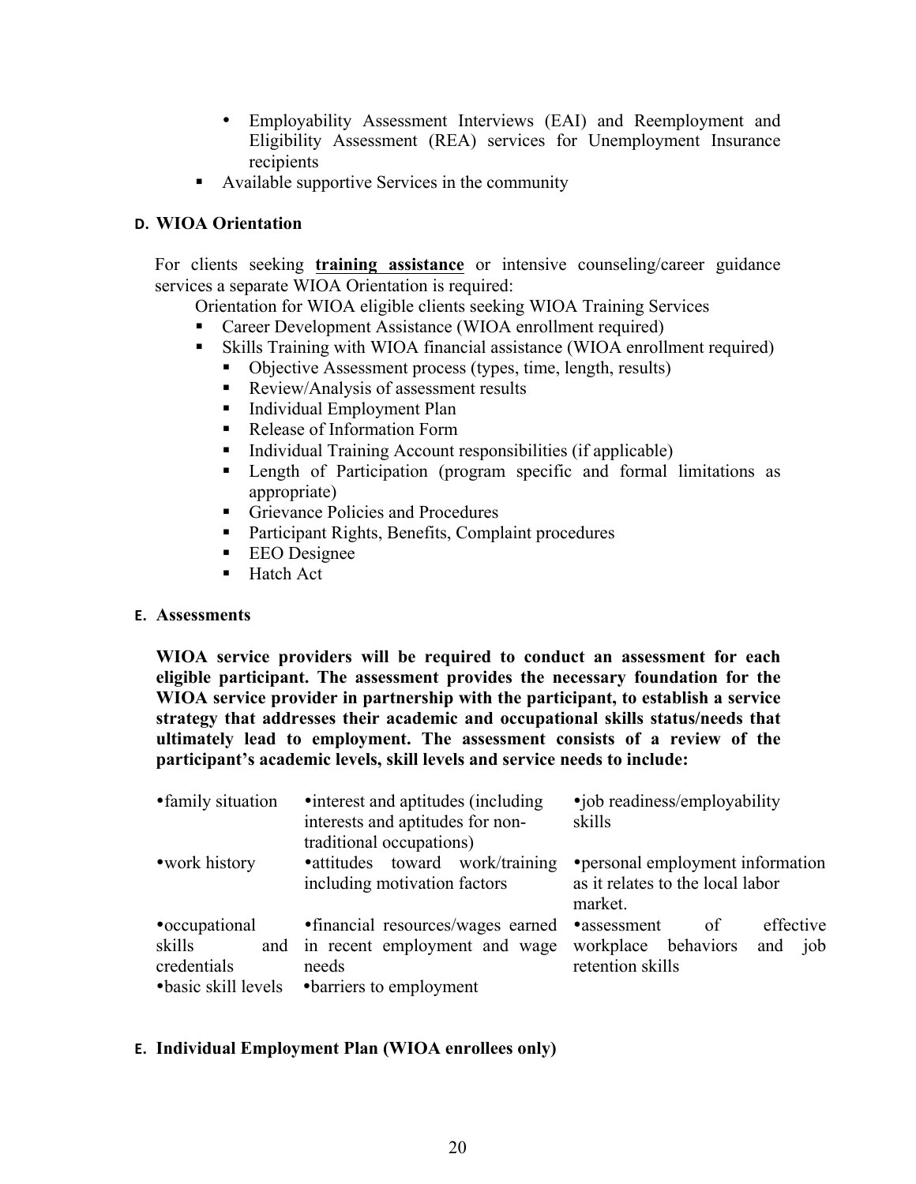- Employability Assessment Interviews (EAI) and Reemployment and Eligibility Assessment (REA) services for Unemployment Insurance recipients
- Available supportive Services in the community

### D. WIOA Orientation

For clients seeking **training assistance** or intensive counseling/career guidance services a separate WIOA Orientation is required:

Orientation for WIOA eligible clients seeking WIOA Training Services

- Career Development Assistance (WIOA enrollment required)
- Skills Training with WIOA financial assistance (WIOA enrollment required)
  - Objective Assessment process (types, time, length, results)
  - Review/Analysis of assessment results
  - Individual Employment Plan
  - Release of Information Form
  - Individual Training Account responsibilities (if applicable)
  - Length of Participation (program specific and formal limitations as appropriate)
  - Grievance Policies and Procedures
  - Participant Rights, Benefits, Complaint procedures
  - EEO Designee
  - Hatch Act

### E. Assessments

**WIOA service providers will be required to conduct an assessment for each eligible participant. The assessment provides the necessary foundation for the WIOA service provider in partnership with the participant, to establish a service strategy that addresses their academic and occupational skills status/needs that ultimately lead to employment. The assessment consists of a review of the participant's academic levels, skill levels and service needs to include:**

| | | |
|---|---|---|
| • family situation | • interest and aptitudes (including interests and aptitudes for non-traditional occupations) | • job readiness/employability skills |
| • work history | • attitudes toward work/training including motivation factors | • personal employment information as it relates to the local labor market. |
| • occupational skills and credentials | • financial resources/wages earned in recent employment and wage needs | • assessment of effective workplace behaviors and job retention skills |
| • basic skill levels | • barriers to employment | |

### E. Individual Employment Plan (WIOA enrollees only)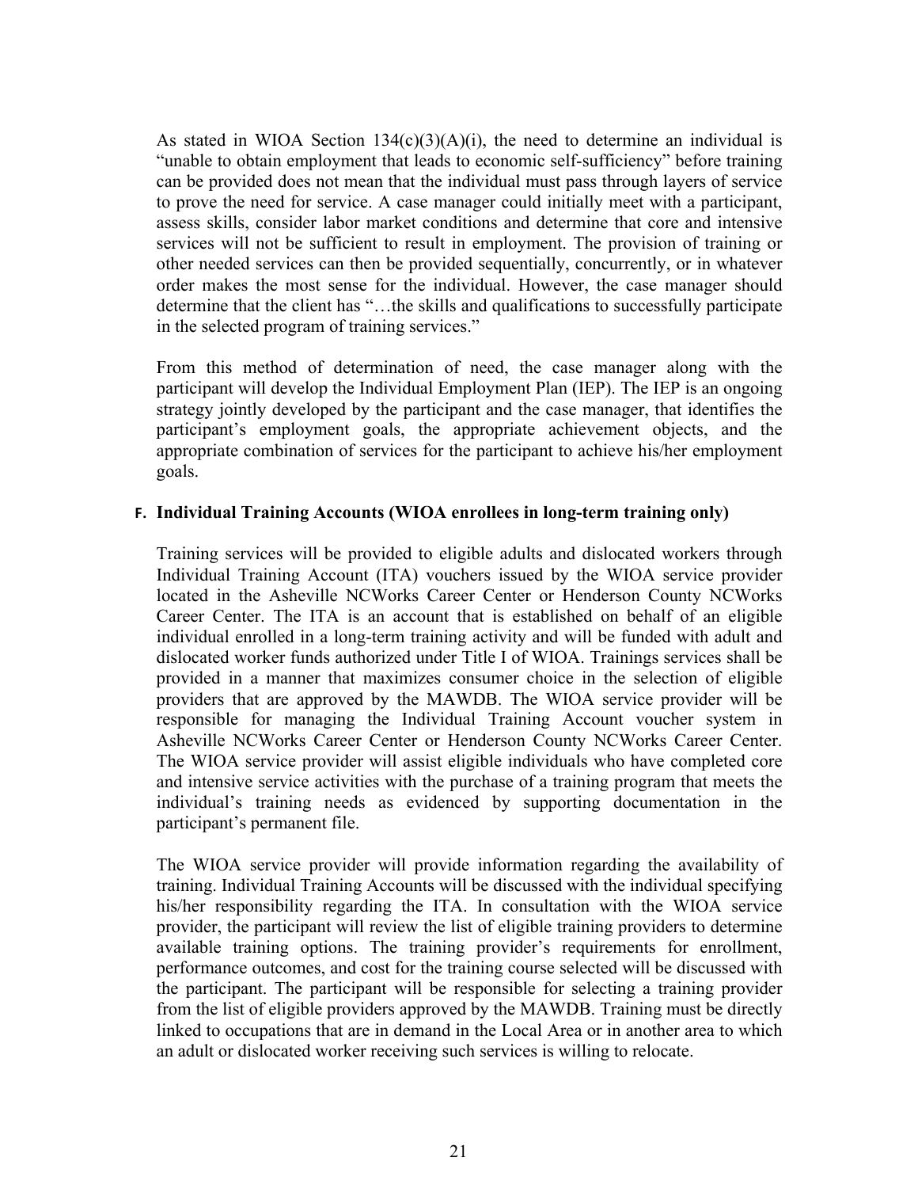As stated in WIOA Section 134(c)(3)(A)(i), the need to determine an individual is "unable to obtain employment that leads to economic self-sufficiency" before training can be provided does not mean that the individual must pass through layers of service to prove the need for service. A case manager could initially meet with a participant, assess skills, consider labor market conditions and determine that core and intensive services will not be sufficient to result in employment. The provision of training or other needed services can then be provided sequentially, concurrently, or in whatever order makes the most sense for the individual. However, the case manager should determine that the client has "…the skills and qualifications to successfully participate in the selected program of training services."

From this method of determination of need, the case manager along with the participant will develop the Individual Employment Plan (IEP). The IEP is an ongoing strategy jointly developed by the participant and the case manager, that identifies the participant's employment goals, the appropriate achievement objects, and the appropriate combination of services for the participant to achieve his/her employment goals.

### F. Individual Training Accounts (WIOA enrollees in long-term training only)

Training services will be provided to eligible adults and dislocated workers through Individual Training Account (ITA) vouchers issued by the WIOA service provider located in the Asheville NCWorks Career Center or Henderson County NCWorks Career Center. The ITA is an account that is established on behalf of an eligible individual enrolled in a long-term training activity and will be funded with adult and dislocated worker funds authorized under Title I of WIOA. Trainings services shall be provided in a manner that maximizes consumer choice in the selection of eligible providers that are approved by the MAWDB. The WIOA service provider will be responsible for managing the Individual Training Account voucher system in Asheville NCWorks Career Center or Henderson County NCWorks Career Center. The WIOA service provider will assist eligible individuals who have completed core and intensive service activities with the purchase of a training program that meets the individual's training needs as evidenced by supporting documentation in the participant's permanent file.

The WIOA service provider will provide information regarding the availability of training. Individual Training Accounts will be discussed with the individual specifying his/her responsibility regarding the ITA. In consultation with the WIOA service provider, the participant will review the list of eligible training providers to determine available training options. The training provider's requirements for enrollment, performance outcomes, and cost for the training course selected will be discussed with the participant. The participant will be responsible for selecting a training provider from the list of eligible providers approved by the MAWDB. Training must be directly linked to occupations that are in demand in the Local Area or in another area to which an adult or dislocated worker receiving such services is willing to relocate.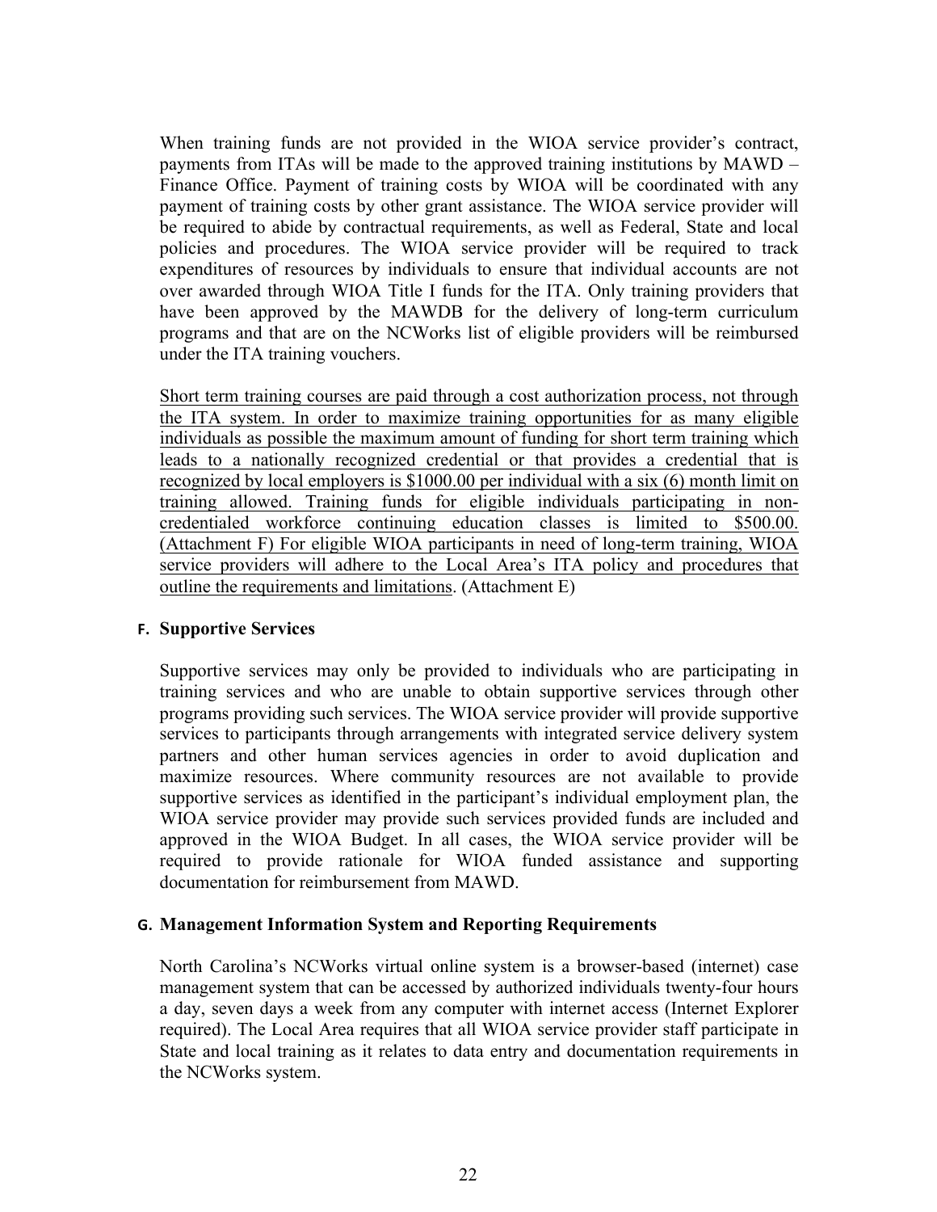When training funds are not provided in the WIOA service provider's contract, payments from ITAs will be made to the approved training institutions by MAWD – Finance Office. Payment of training costs by WIOA will be coordinated with any payment of training costs by other grant assistance. The WIOA service provider will be required to abide by contractual requirements, as well as Federal, State and local policies and procedures. The WIOA service provider will be required to track expenditures of resources by individuals to ensure that individual accounts are not over awarded through WIOA Title I funds for the ITA. Only training providers that have been approved by the MAWDB for the delivery of long-term curriculum programs and that are on the NCWorks list of eligible providers will be reimbursed under the ITA training vouchers.

<u>Short term training courses are paid through a cost authorization process, not through the ITA system. In order to maximize training opportunities for as many eligible individuals as possible the maximum amount of funding for short term training which leads to a nationally recognized credential or that provides a credential that is recognized by local employers is $1000.00 per individual with a six (6) month limit on training allowed. Training funds for eligible individuals participating in non-credentialed workforce continuing education classes is limited to $500.00. (Attachment F) For eligible WIOA participants in need of long-term training, WIOA service providers will adhere to the Local Area's ITA policy and procedures that outline the requirements and limitations</u>. (Attachment E)

**F. Supportive Services**

Supportive services may only be provided to individuals who are participating in training services and who are unable to obtain supportive services through other programs providing such services. The WIOA service provider will provide supportive services to participants through arrangements with integrated service delivery system partners and other human services agencies in order to avoid duplication and maximize resources. Where community resources are not available to provide supportive services as identified in the participant's individual employment plan, the WIOA service provider may provide such services provided funds are included and approved in the WIOA Budget. In all cases, the WIOA service provider will be required to provide rationale for WIOA funded assistance and supporting documentation for reimbursement from MAWD.

**G. Management Information System and Reporting Requirements**

North Carolina's NCWorks virtual online system is a browser-based (internet) case management system that can be accessed by authorized individuals twenty-four hours a day, seven days a week from any computer with internet access (Internet Explorer required). The Local Area requires that all WIOA service provider staff participate in State and local training as it relates to data entry and documentation requirements in the NCWorks system.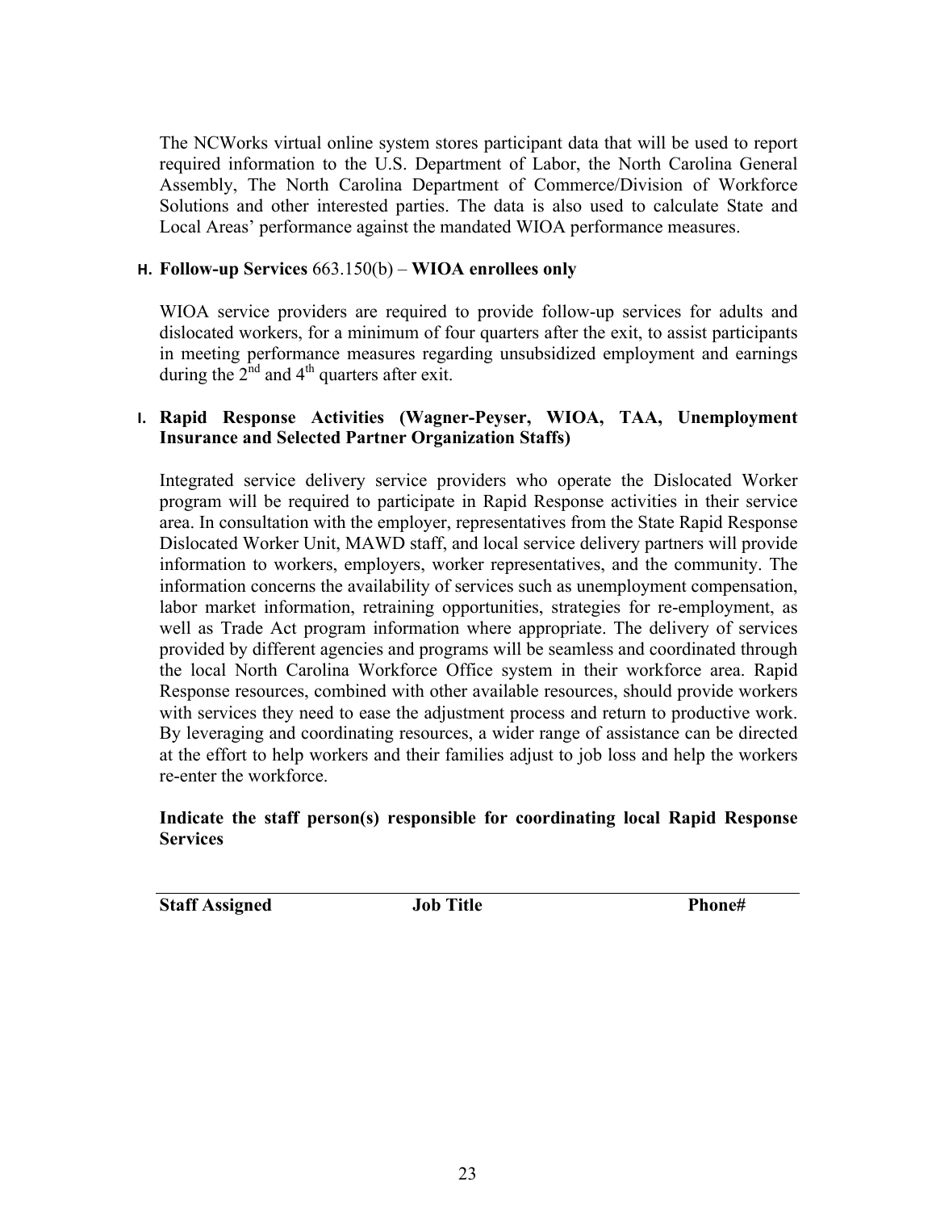The NCWorks virtual online system stores participant data that will be used to report required information to the U.S. Department of Labor, the North Carolina General Assembly, The North Carolina Department of Commerce/Division of Workforce Solutions and other interested parties. The data is also used to calculate State and Local Areas' performance against the mandated WIOA performance measures.

**H. Follow-up Services** 663.150(b) – **WIOA enrollees only**

WIOA service providers are required to provide follow-up services for adults and dislocated workers, for a minimum of four quarters after the exit, to assist participants in meeting performance measures regarding unsubsidized employment and earnings during the 2nd and 4th quarters after exit.

**I. Rapid Response Activities (Wagner-Peyser, WIOA, TAA, Unemployment Insurance and Selected Partner Organization Staffs)**

Integrated service delivery service providers who operate the Dislocated Worker program will be required to participate in Rapid Response activities in their service area. In consultation with the employer, representatives from the State Rapid Response Dislocated Worker Unit, MAWD staff, and local service delivery partners will provide information to workers, employers, worker representatives, and the community. The information concerns the availability of services such as unemployment compensation, labor market information, retraining opportunities, strategies for re-employment, as well as Trade Act program information where appropriate. The delivery of services provided by different agencies and programs will be seamless and coordinated through the local North Carolina Workforce Office system in their workforce area. Rapid Response resources, combined with other available resources, should provide workers with services they need to ease the adjustment process and return to productive work. By leveraging and coordinating resources, a wider range of assistance can be directed at the effort to help workers and their families adjust to job loss and help the workers re-enter the workforce.

**Indicate the staff person(s) responsible for coordinating local Rapid Response Services**

| Staff Assigned | Job Title | Phone# |
|---|---|---|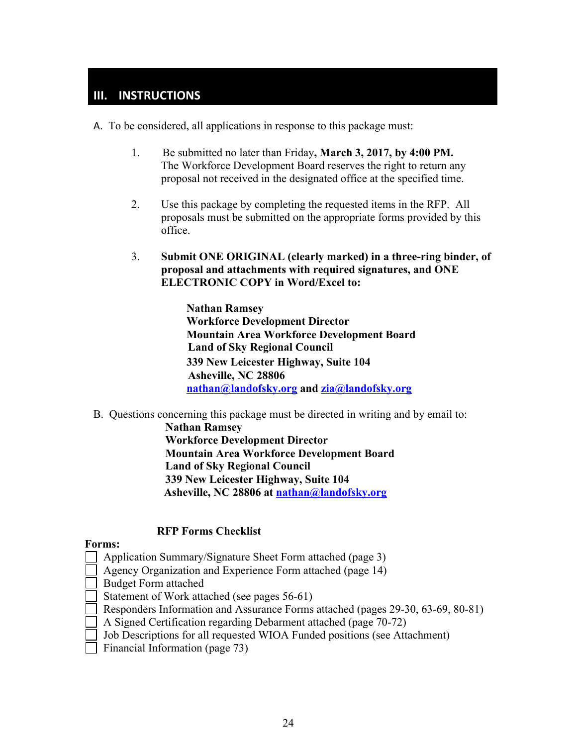## III. INSTRUCTIONS

A. To be considered, all applications in response to this package must:

1. Be submitted no later than Friday**, March 3, 2017, by 4:00 PM.** The Workforce Development Board reserves the right to return any proposal not received in the designated office at the specified time.

2. Use this package by completing the requested items in the RFP. All proposals must be submitted on the appropriate forms provided by this office.

3. **Submit ONE ORIGINAL (clearly marked) in a three-ring binder, of proposal and attachments with required signatures, and ONE ELECTRONIC COPY in Word/Excel to:**

   **Nathan Ramsey**
   **Workforce Development Director**
   **Mountain Area Workforce Development Board**
   **Land of Sky Regional Council**
   **339 New Leicester Highway, Suite 104**
   **Asheville, NC 28806**
   **nathan@landofsky.org and zia@landofsky.org**

B. Questions concerning this package must be directed in writing and by email to:

   **Nathan Ramsey**
   **Workforce Development Director**
   **Mountain Area Workforce Development Board**
   **Land of Sky Regional Council**
   **339 New Leicester Highway, Suite 104**
   **Asheville, NC 28806 at nathan@landofsky.org**

**RFP Forms Checklist**

**Forms:**

- [ ] Application Summary/Signature Sheet Form attached (page 3)
- [ ] Agency Organization and Experience Form attached (page 14)
- [ ] Budget Form attached
- [ ] Statement of Work attached (see pages 56-61)
- [ ] Responders Information and Assurance Forms attached (pages 29-30, 63-69, 80-81)
- [ ] A Signed Certification regarding Debarment attached (page 70-72)
- [ ] Job Descriptions for all requested WIOA Funded positions (see Attachment)
- [ ] Financial Information (page 73)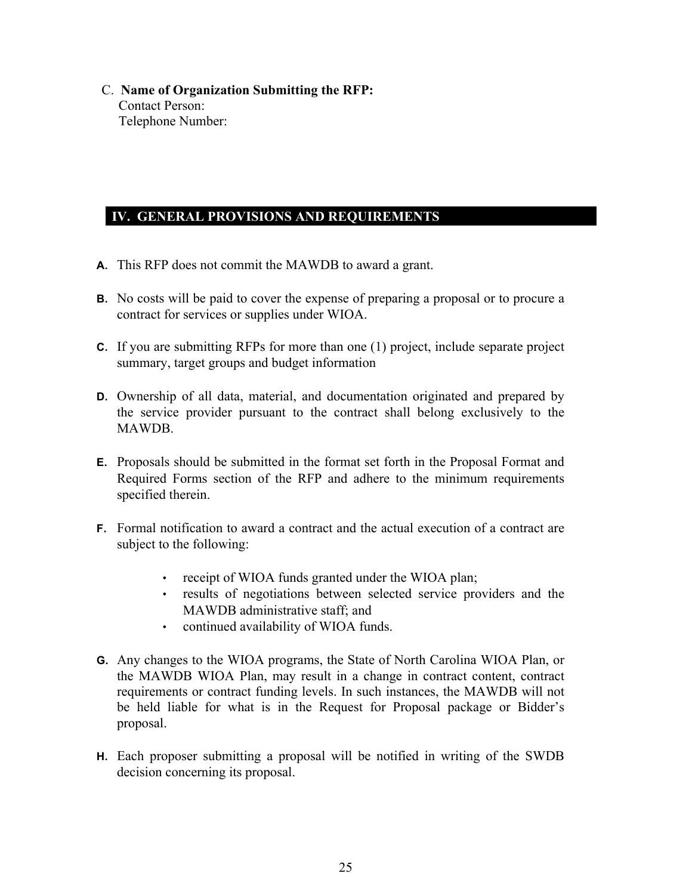C. **Name of Organization Submitting the RFP:**
Contact Person:
Telephone Number:

## IV. GENERAL PROVISIONS AND REQUIREMENTS

**A.** This RFP does not commit the MAWDB to award a grant.

**B.** No costs will be paid to cover the expense of preparing a proposal or to procure a contract for services or supplies under WIOA.

**C.** If you are submitting RFPs for more than one (1) project, include separate project summary, target groups and budget information

**D.** Ownership of all data, material, and documentation originated and prepared by the service provider pursuant to the contract shall belong exclusively to the MAWDB.

**E.** Proposals should be submitted in the format set forth in the Proposal Format and Required Forms section of the RFP and adhere to the minimum requirements specified therein.

**F.** Formal notification to award a contract and the actual execution of a contract are subject to the following:

- receipt of WIOA funds granted under the WIOA plan;
- results of negotiations between selected service providers and the MAWDB administrative staff; and
- continued availability of WIOA funds.

**G.** Any changes to the WIOA programs, the State of North Carolina WIOA Plan, or the MAWDB WIOA Plan, may result in a change in contract content, contract requirements or contract funding levels. In such instances, the MAWDB will not be held liable for what is in the Request for Proposal package or Bidder's proposal.

**H.** Each proposer submitting a proposal will be notified in writing of the SWDB decision concerning its proposal.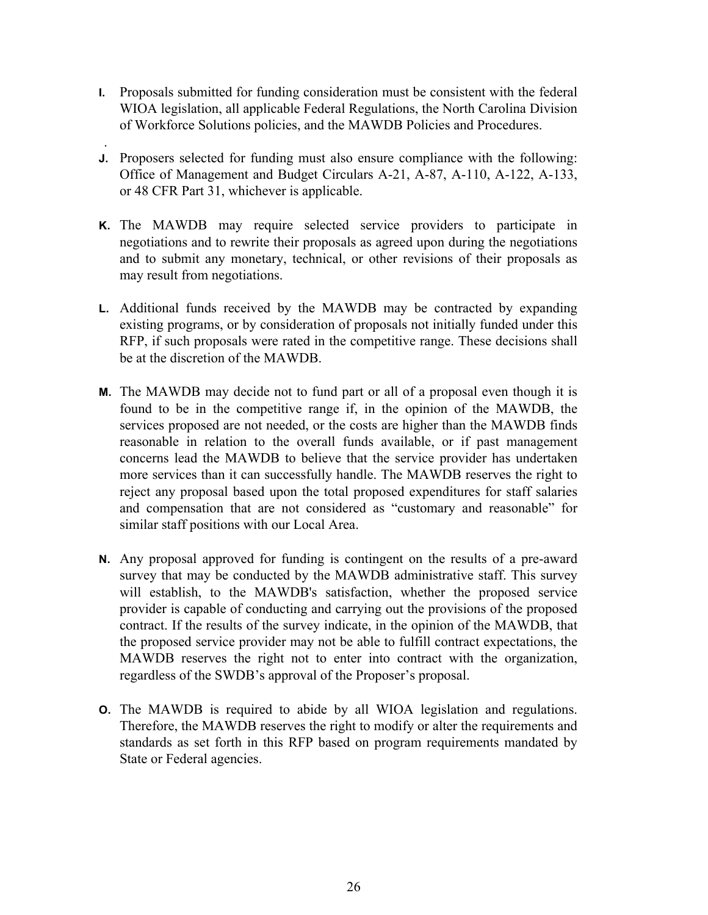**I.** Proposals submitted for funding consideration must be consistent with the federal WIOA legislation, all applicable Federal Regulations, the North Carolina Division of Workforce Solutions policies, and the MAWDB Policies and Procedures.

**J.** Proposers selected for funding must also ensure compliance with the following: Office of Management and Budget Circulars A-21, A-87, A-110, A-122, A-133, or 48 CFR Part 31, whichever is applicable.

**K.** The MAWDB may require selected service providers to participate in negotiations and to rewrite their proposals as agreed upon during the negotiations and to submit any monetary, technical, or other revisions of their proposals as may result from negotiations.

**L.** Additional funds received by the MAWDB may be contracted by expanding existing programs, or by consideration of proposals not initially funded under this RFP, if such proposals were rated in the competitive range. These decisions shall be at the discretion of the MAWDB.

**M.** The MAWDB may decide not to fund part or all of a proposal even though it is found to be in the competitive range if, in the opinion of the MAWDB, the services proposed are not needed, or the costs are higher than the MAWDB finds reasonable in relation to the overall funds available, or if past management concerns lead the MAWDB to believe that the service provider has undertaken more services than it can successfully handle. The MAWDB reserves the right to reject any proposal based upon the total proposed expenditures for staff salaries and compensation that are not considered as "customary and reasonable" for similar staff positions with our Local Area.

**N.** Any proposal approved for funding is contingent on the results of a pre-award survey that may be conducted by the MAWDB administrative staff. This survey will establish, to the MAWDB's satisfaction, whether the proposed service provider is capable of conducting and carrying out the provisions of the proposed contract. If the results of the survey indicate, in the opinion of the MAWDB, that the proposed service provider may not be able to fulfill contract expectations, the MAWDB reserves the right not to enter into contract with the organization, regardless of the SWDB's approval of the Proposer's proposal.

**O.** The MAWDB is required to abide by all WIOA legislation and regulations. Therefore, the MAWDB reserves the right to modify or alter the requirements and standards as set forth in this RFP based on program requirements mandated by State or Federal agencies.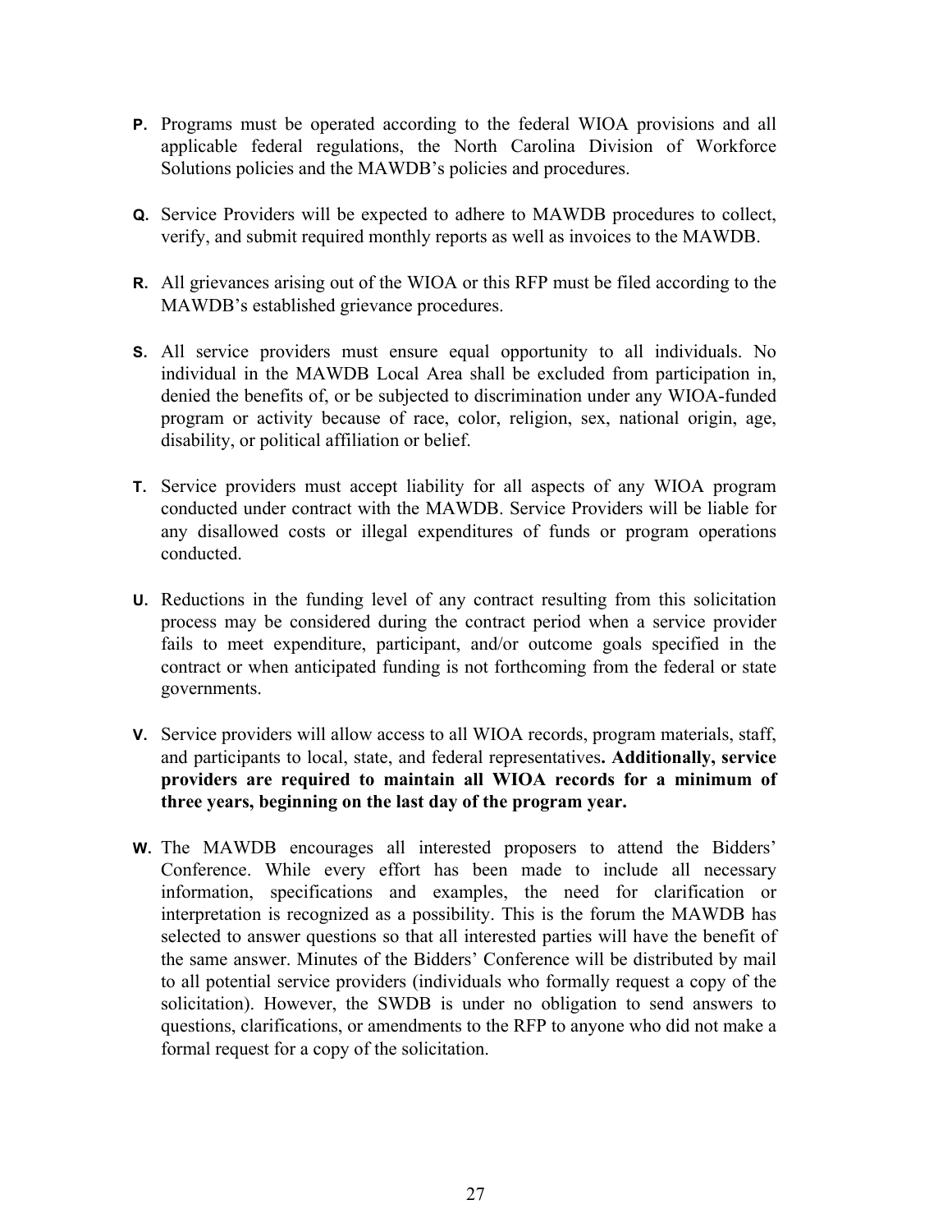**P.** Programs must be operated according to the federal WIOA provisions and all applicable federal regulations, the North Carolina Division of Workforce Solutions policies and the MAWDB's policies and procedures.

**Q.** Service Providers will be expected to adhere to MAWDB procedures to collect, verify, and submit required monthly reports as well as invoices to the MAWDB.

**R.** All grievances arising out of the WIOA or this RFP must be filed according to the MAWDB's established grievance procedures.

**S.** All service providers must ensure equal opportunity to all individuals. No individual in the MAWDB Local Area shall be excluded from participation in, denied the benefits of, or be subjected to discrimination under any WIOA-funded program or activity because of race, color, religion, sex, national origin, age, disability, or political affiliation or belief.

**T.** Service providers must accept liability for all aspects of any WIOA program conducted under contract with the MAWDB. Service Providers will be liable for any disallowed costs or illegal expenditures of funds or program operations conducted.

**U.** Reductions in the funding level of any contract resulting from this solicitation process may be considered during the contract period when a service provider fails to meet expenditure, participant, and/or outcome goals specified in the contract or when anticipated funding is not forthcoming from the federal or state governments.

**V.** Service providers will allow access to all WIOA records, program materials, staff, and participants to local, state, and federal representatives**. Additionally, service providers are required to maintain all WIOA records for a minimum of three years, beginning on the last day of the program year.**

**W.** The MAWDB encourages all interested proposers to attend the Bidders' Conference. While every effort has been made to include all necessary information, specifications and examples, the need for clarification or interpretation is recognized as a possibility. This is the forum the MAWDB has selected to answer questions so that all interested parties will have the benefit of the same answer. Minutes of the Bidders' Conference will be distributed by mail to all potential service providers (individuals who formally request a copy of the solicitation). However, the SWDB is under no obligation to send answers to questions, clarifications, or amendments to the RFP to anyone who did not make a formal request for a copy of the solicitation.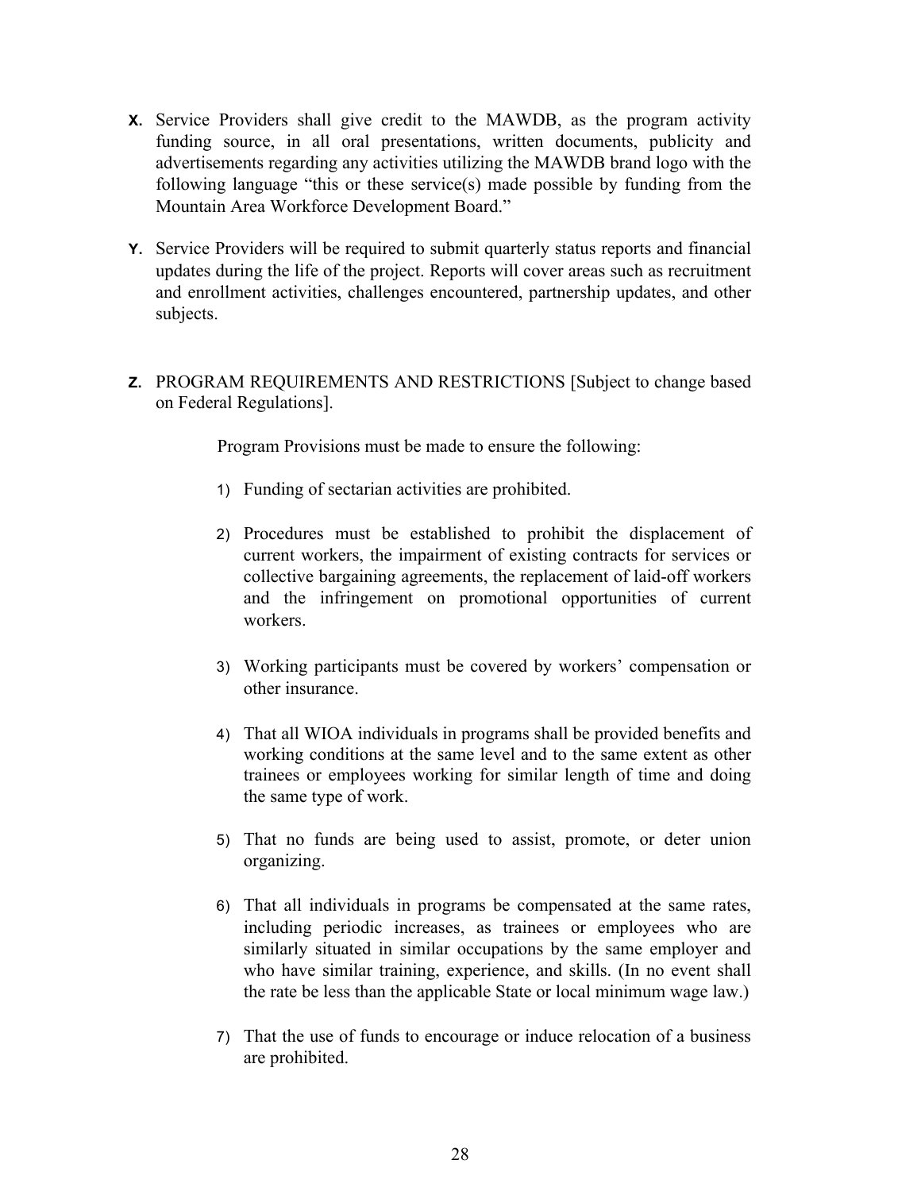**X.** Service Providers shall give credit to the MAWDB, as the program activity funding source, in all oral presentations, written documents, publicity and advertisements regarding any activities utilizing the MAWDB brand logo with the following language “this or these service(s) made possible by funding from the Mountain Area Workforce Development Board.”

**Y.** Service Providers will be required to submit quarterly status reports and financial updates during the life of the project. Reports will cover areas such as recruitment and enrollment activities, challenges encountered, partnership updates, and other subjects.

**Z.** PROGRAM REQUIREMENTS AND RESTRICTIONS [Subject to change based on Federal Regulations].

Program Provisions must be made to ensure the following:

1) Funding of sectarian activities are prohibited.

2) Procedures must be established to prohibit the displacement of current workers, the impairment of existing contracts for services or collective bargaining agreements, the replacement of laid-off workers and the infringement on promotional opportunities of current workers.

3) Working participants must be covered by workers’ compensation or other insurance.

4) That all WIOA individuals in programs shall be provided benefits and working conditions at the same level and to the same extent as other trainees or employees working for similar length of time and doing the same type of work.

5) That no funds are being used to assist, promote, or deter union organizing.

6) That all individuals in programs be compensated at the same rates, including periodic increases, as trainees or employees who are similarly situated in similar occupations by the same employer and who have similar training, experience, and skills. (In no event shall the rate be less than the applicable State or local minimum wage law.)

7) That the use of funds to encourage or induce relocation of a business are prohibited.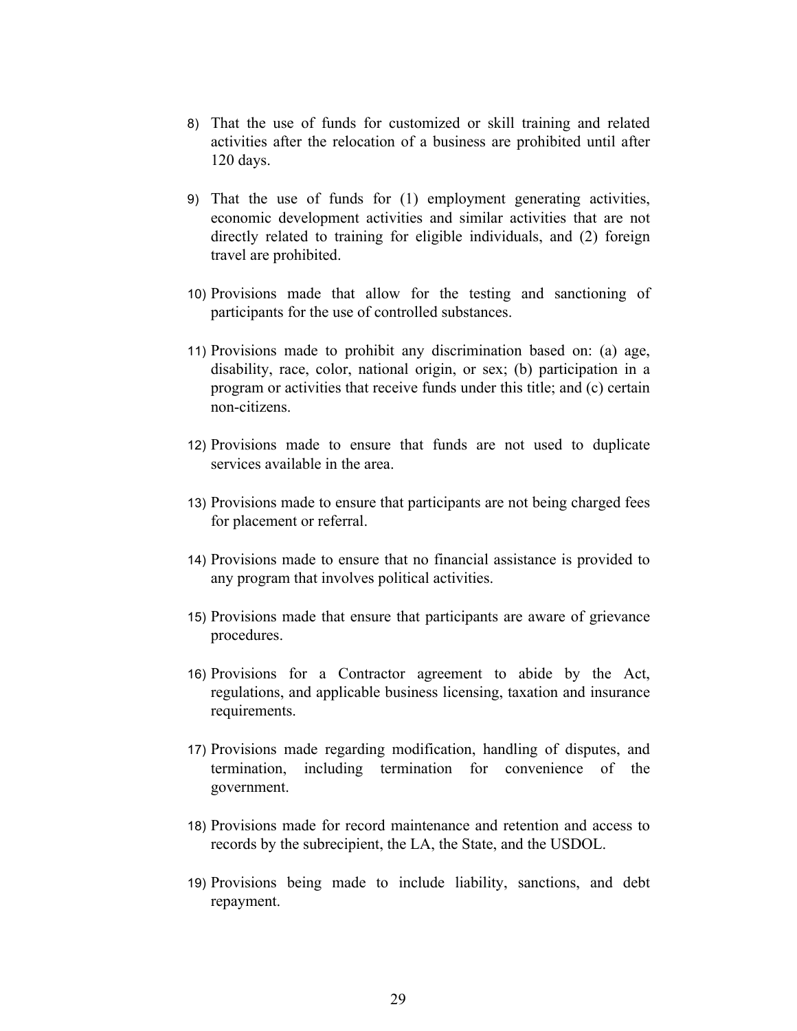8) That the use of funds for customized or skill training and related activities after the relocation of a business are prohibited until after 120 days.

9) That the use of funds for (1) employment generating activities, economic development activities and similar activities that are not directly related to training for eligible individuals, and (2) foreign travel are prohibited.

10) Provisions made that allow for the testing and sanctioning of participants for the use of controlled substances.

11) Provisions made to prohibit any discrimination based on: (a) age, disability, race, color, national origin, or sex; (b) participation in a program or activities that receive funds under this title; and (c) certain non-citizens.

12) Provisions made to ensure that funds are not used to duplicate services available in the area.

13) Provisions made to ensure that participants are not being charged fees for placement or referral.

14) Provisions made to ensure that no financial assistance is provided to any program that involves political activities.

15) Provisions made that ensure that participants are aware of grievance procedures.

16) Provisions for a Contractor agreement to abide by the Act, regulations, and applicable business licensing, taxation and insurance requirements.

17) Provisions made regarding modification, handling of disputes, and termination, including termination for convenience of the government.

18) Provisions made for record maintenance and retention and access to records by the subrecipient, the LA, the State, and the USDOL.

19) Provisions being made to include liability, sanctions, and debt repayment.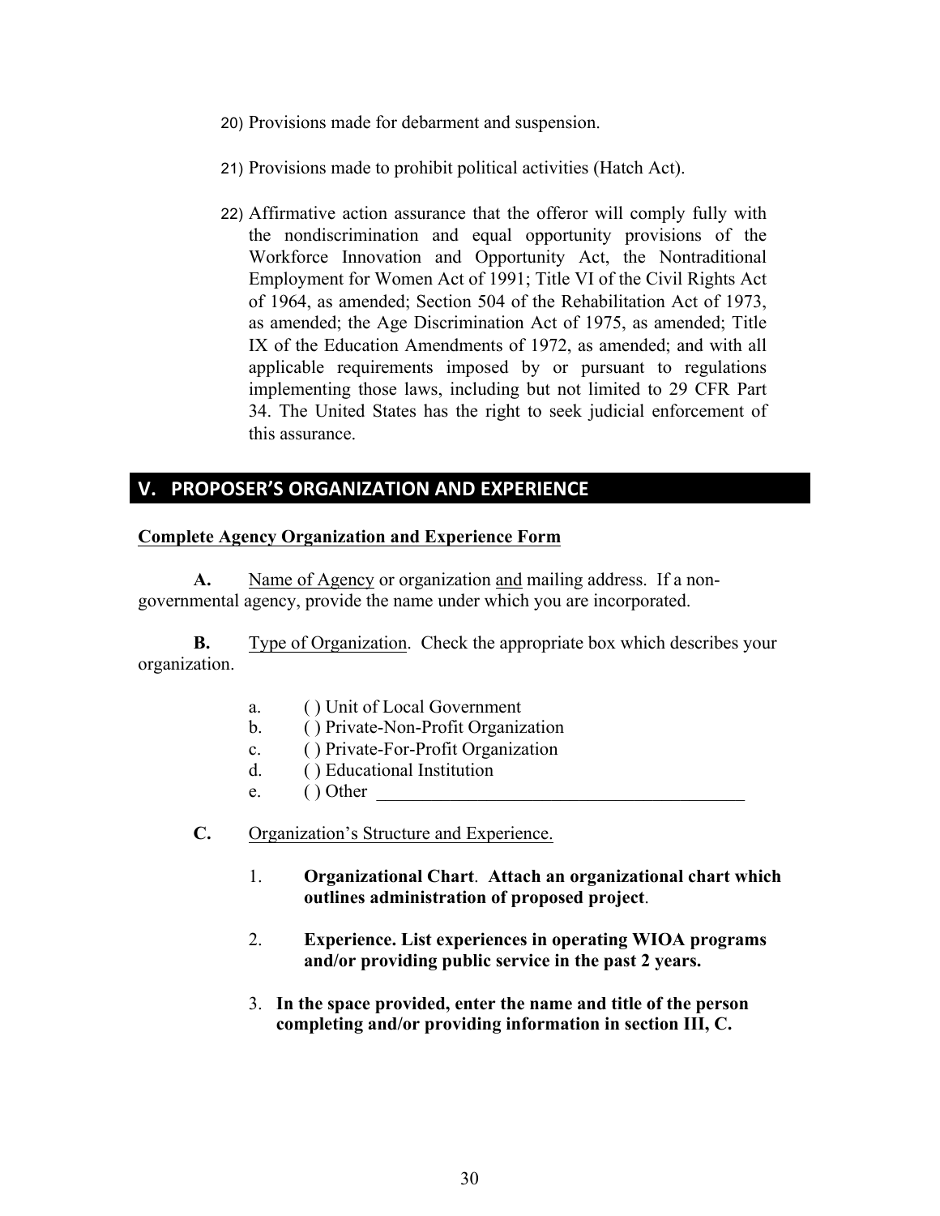20) Provisions made for debarment and suspension.

21) Provisions made to prohibit political activities (Hatch Act).

22) Affirmative action assurance that the offeror will comply fully with the nondiscrimination and equal opportunity provisions of the Workforce Innovation and Opportunity Act, the Nontraditional Employment for Women Act of 1991; Title VI of the Civil Rights Act of 1964, as amended; Section 504 of the Rehabilitation Act of 1973, as amended; the Age Discrimination Act of 1975, as amended; Title IX of the Education Amendments of 1972, as amended; and with all applicable requirements imposed by or pursuant to regulations implementing those laws, including but not limited to 29 CFR Part 34. The United States has the right to seek judicial enforcement of this assurance.

## V. PROPOSER'S ORGANIZATION AND EXPERIENCE

**Complete Agency Organization and Experience Form**

**A.** Name of Agency or organization and mailing address. If a non-governmental agency, provide the name under which you are incorporated.

**B.** Type of Organization. Check the appropriate box which describes your organization.

a. ( ) Unit of Local Government
b. ( ) Private-Non-Profit Organization
c. ( ) Private-For-Profit Organization
d. ( ) Educational Institution
e. ( ) Other ________________________________________

**C.** Organization's Structure and Experience.

1. **Organizational Chart**. **Attach an organizational chart which outlines administration of proposed project**.

2. **Experience. List experiences in operating WIOA programs and/or providing public service in the past 2 years.**

3. **In the space provided, enter the name and title of the person completing and/or providing information in section III, C.**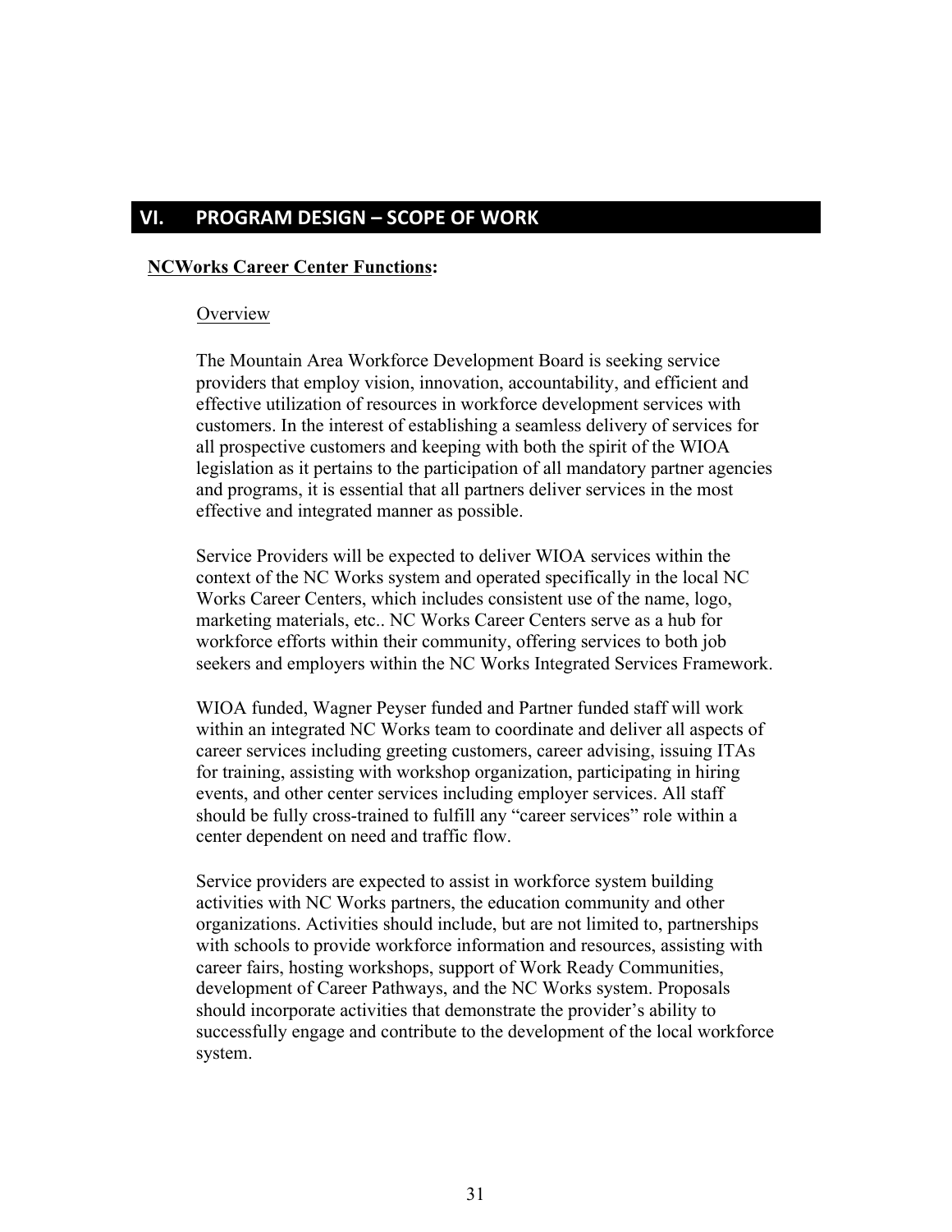## VI. PROGRAM DESIGN – SCOPE OF WORK

**NCWorks Career Center Functions:**

Overview

The Mountain Area Workforce Development Board is seeking service providers that employ vision, innovation, accountability, and efficient and effective utilization of resources in workforce development services with customers. In the interest of establishing a seamless delivery of services for all prospective customers and keeping with both the spirit of the WIOA legislation as it pertains to the participation of all mandatory partner agencies and programs, it is essential that all partners deliver services in the most effective and integrated manner as possible.

Service Providers will be expected to deliver WIOA services within the context of the NC Works system and operated specifically in the local NC Works Career Centers, which includes consistent use of the name, logo, marketing materials, etc.. NC Works Career Centers serve as a hub for workforce efforts within their community, offering services to both job seekers and employers within the NC Works Integrated Services Framework.

WIOA funded, Wagner Peyser funded and Partner funded staff will work within an integrated NC Works team to coordinate and deliver all aspects of career services including greeting customers, career advising, issuing ITAs for training, assisting with workshop organization, participating in hiring events, and other center services including employer services. All staff should be fully cross-trained to fulfill any "career services" role within a center dependent on need and traffic flow.

Service providers are expected to assist in workforce system building activities with NC Works partners, the education community and other organizations. Activities should include, but are not limited to, partnerships with schools to provide workforce information and resources, assisting with career fairs, hosting workshops, support of Work Ready Communities, development of Career Pathways, and the NC Works system. Proposals should incorporate activities that demonstrate the provider's ability to successfully engage and contribute to the development of the local workforce system.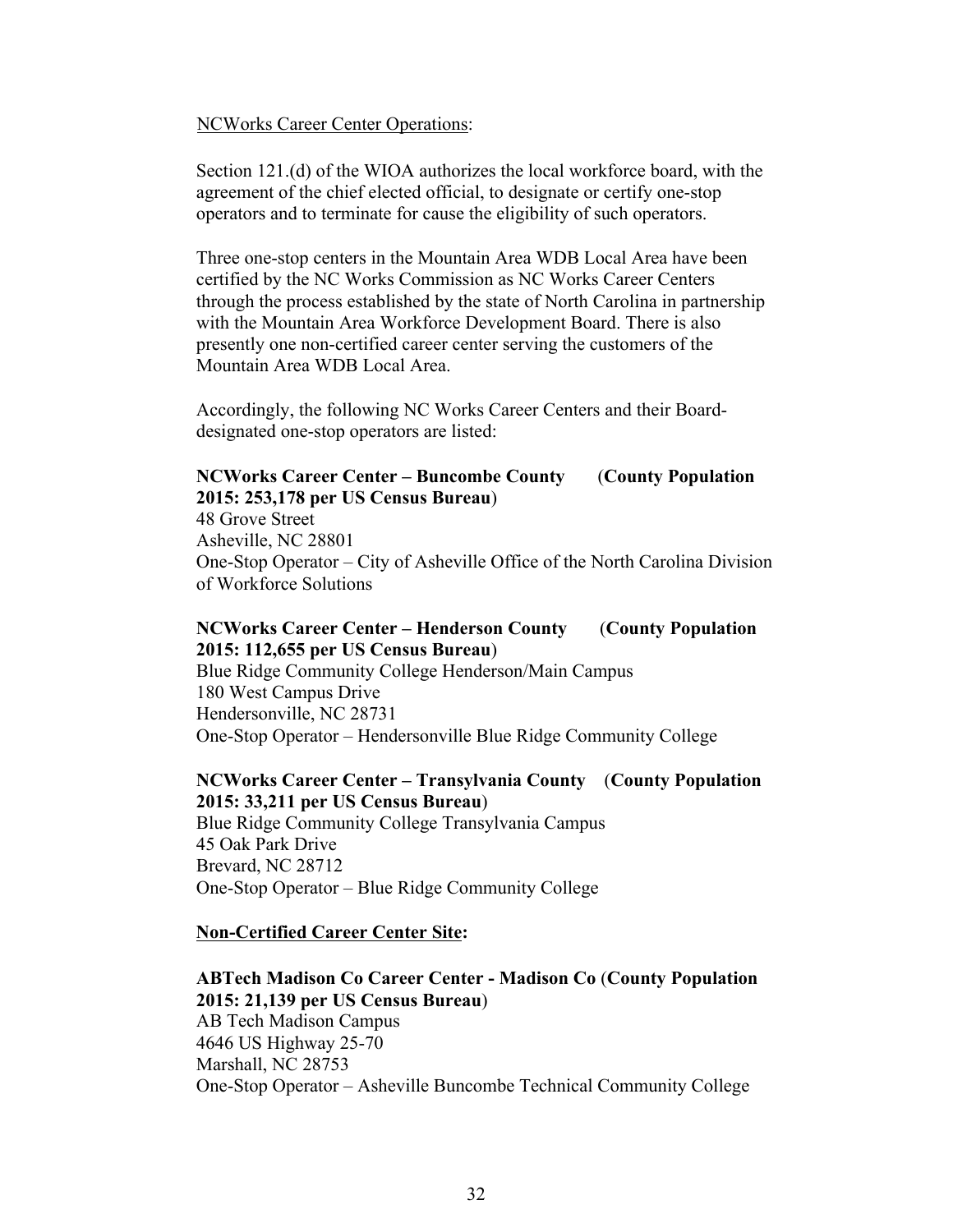NCWorks Career Center Operations:

Section 121.(d) of the WIOA authorizes the local workforce board, with the agreement of the chief elected official, to designate or certify one-stop operators and to terminate for cause the eligibility of such operators.

Three one-stop centers in the Mountain Area WDB Local Area have been certified by the NC Works Commission as NC Works Career Centers through the process established by the state of North Carolina in partnership with the Mountain Area Workforce Development Board. There is also presently one non-certified career center serving the customers of the Mountain Area WDB Local Area.

Accordingly, the following NC Works Career Centers and their Board-designated one-stop operators are listed:

**NCWorks Career Center – Buncombe County** (**County Population 2015: 253,178 per US Census Bureau**)
48 Grove Street
Asheville, NC 28801
One-Stop Operator – City of Asheville Office of the North Carolina Division of Workforce Solutions

**NCWorks Career Center – Henderson County** (**County Population 2015: 112,655 per US Census Bureau**)
Blue Ridge Community College Henderson/Main Campus
180 West Campus Drive
Hendersonville, NC 28731
One-Stop Operator – Hendersonville Blue Ridge Community College

**NCWorks Career Center – Transylvania County** (**County Population 2015: 33,211 per US Census Bureau**)
Blue Ridge Community College Transylvania Campus
45 Oak Park Drive
Brevard, NC 28712
One-Stop Operator – Blue Ridge Community College

**Non-Certified Career Center Site:**

**ABTech Madison Co Career Center - Madison Co** (**County Population 2015: 21,139 per US Census Bureau**)
AB Tech Madison Campus
4646 US Highway 25-70
Marshall, NC 28753
One-Stop Operator – Asheville Buncombe Technical Community College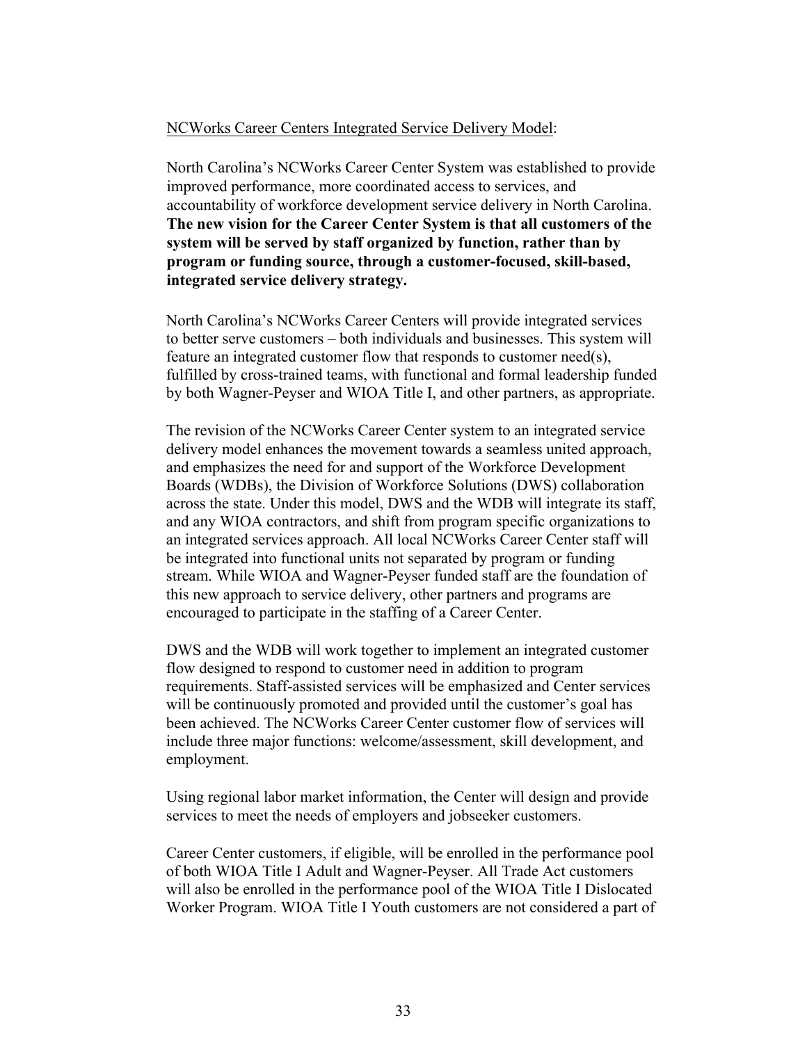<u>NCWorks Career Centers Integrated Service Delivery Model</u>:

North Carolina's NCWorks Career Center System was established to provide improved performance, more coordinated access to services, and accountability of workforce development service delivery in North Carolina. **The new vision for the Career Center System is that all customers of the system will be served by staff organized by function, rather than by program or funding source, through a customer-focused, skill-based, integrated service delivery strategy.**

North Carolina's NCWorks Career Centers will provide integrated services to better serve customers – both individuals and businesses. This system will feature an integrated customer flow that responds to customer need(s), fulfilled by cross-trained teams, with functional and formal leadership funded by both Wagner-Peyser and WIOA Title I, and other partners, as appropriate.

The revision of the NCWorks Career Center system to an integrated service delivery model enhances the movement towards a seamless united approach, and emphasizes the need for and support of the Workforce Development Boards (WDBs), the Division of Workforce Solutions (DWS) collaboration across the state. Under this model, DWS and the WDB will integrate its staff, and any WIOA contractors, and shift from program specific organizations to an integrated services approach. All local NCWorks Career Center staff will be integrated into functional units not separated by program or funding stream. While WIOA and Wagner-Peyser funded staff are the foundation of this new approach to service delivery, other partners and programs are encouraged to participate in the staffing of a Career Center.

DWS and the WDB will work together to implement an integrated customer flow designed to respond to customer need in addition to program requirements. Staff-assisted services will be emphasized and Center services will be continuously promoted and provided until the customer's goal has been achieved. The NCWorks Career Center customer flow of services will include three major functions: welcome/assessment, skill development, and employment.

Using regional labor market information, the Center will design and provide services to meet the needs of employers and jobseeker customers.

Career Center customers, if eligible, will be enrolled in the performance pool of both WIOA Title I Adult and Wagner-Peyser. All Trade Act customers will also be enrolled in the performance pool of the WIOA Title I Dislocated Worker Program. WIOA Title I Youth customers are not considered a part of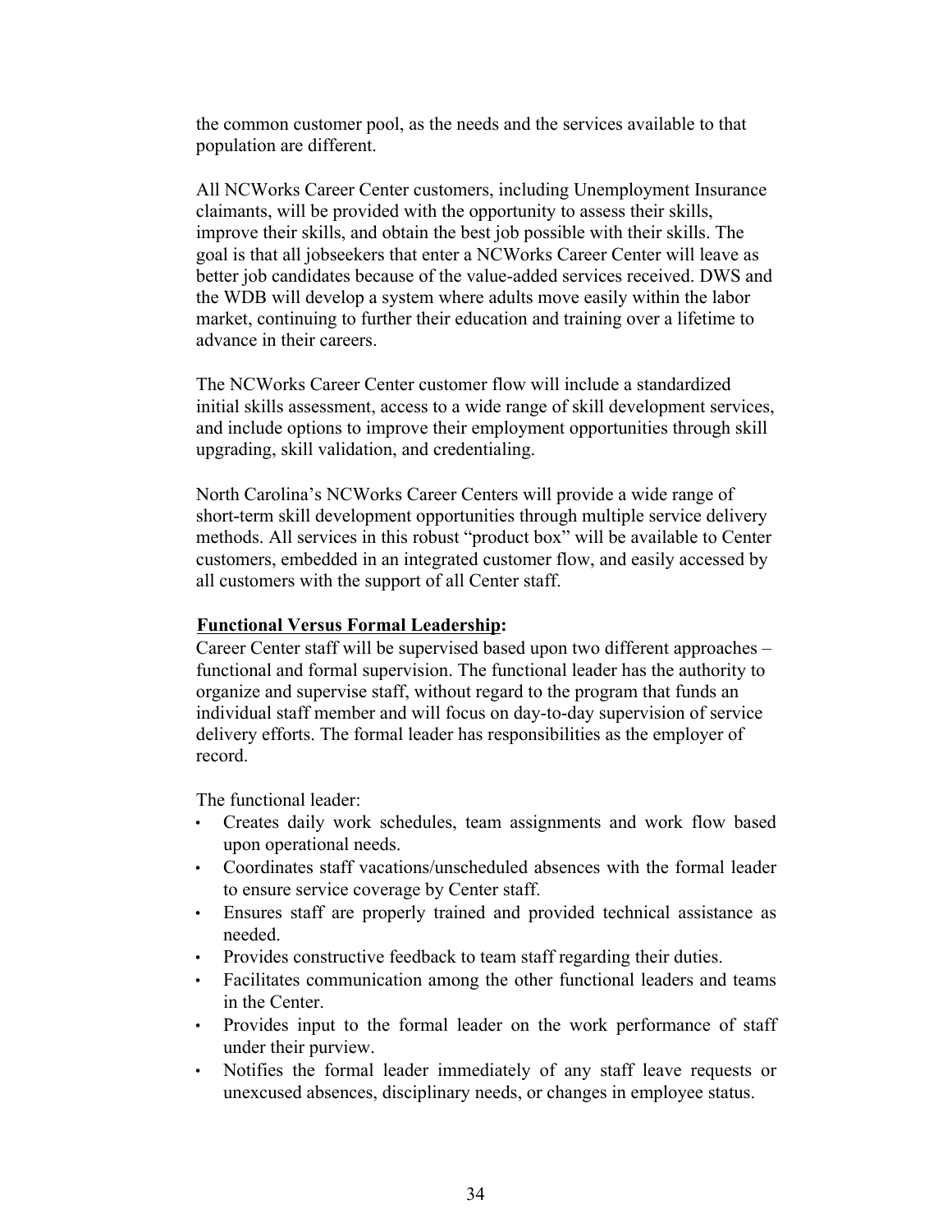the common customer pool, as the needs and the services available to that population are different.

All NCWorks Career Center customers, including Unemployment Insurance claimants, will be provided with the opportunity to assess their skills, improve their skills, and obtain the best job possible with their skills. The goal is that all jobseekers that enter a NCWorks Career Center will leave as better job candidates because of the value-added services received. DWS and the WDB will develop a system where adults move easily within the labor market, continuing to further their education and training over a lifetime to advance in their careers.

The NCWorks Career Center customer flow will include a standardized initial skills assessment, access to a wide range of skill development services, and include options to improve their employment opportunities through skill upgrading, skill validation, and credentialing.

North Carolina's NCWorks Career Centers will provide a wide range of short-term skill development opportunities through multiple service delivery methods. All services in this robust "product box" will be available to Center customers, embedded in an integrated customer flow, and easily accessed by all customers with the support of all Center staff.

**Functional Versus Formal Leadership:**

Career Center staff will be supervised based upon two different approaches – functional and formal supervision. The functional leader has the authority to organize and supervise staff, without regard to the program that funds an individual staff member and will focus on day-to-day supervision of service delivery efforts. The formal leader has responsibilities as the employer of record.

The functional leader:

- Creates daily work schedules, team assignments and work flow based upon operational needs.
- Coordinates staff vacations/unscheduled absences with the formal leader to ensure service coverage by Center staff.
- Ensures staff are properly trained and provided technical assistance as needed.
- Provides constructive feedback to team staff regarding their duties.
- Facilitates communication among the other functional leaders and teams in the Center.
- Provides input to the formal leader on the work performance of staff under their purview.
- Notifies the formal leader immediately of any staff leave requests or unexcused absences, disciplinary needs, or changes in employee status.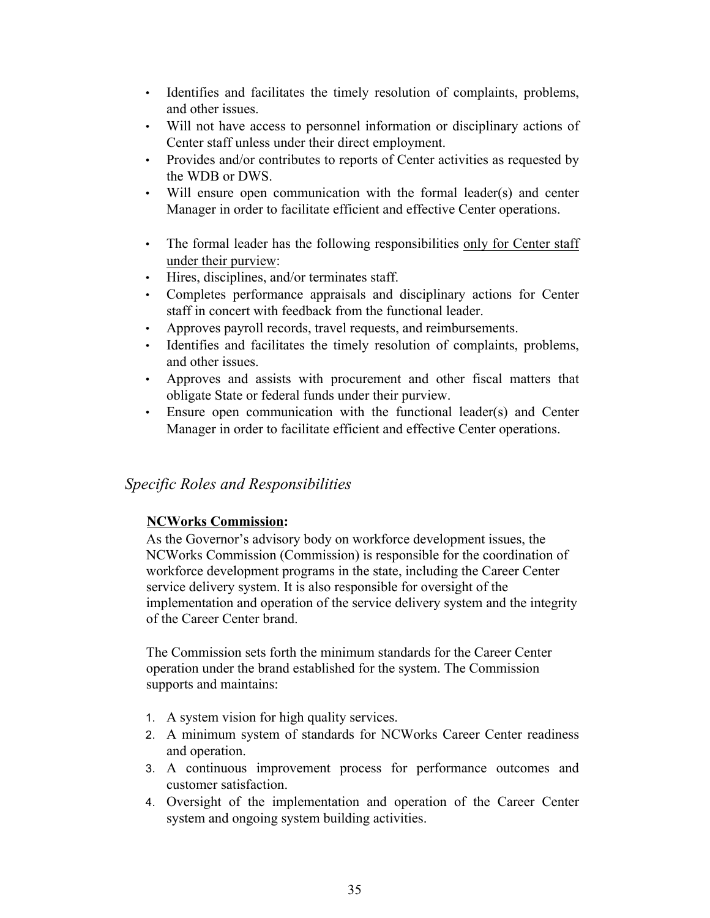- Identifies and facilitates the timely resolution of complaints, problems, and other issues.
- Will not have access to personnel information or disciplinary actions of Center staff unless under their direct employment.
- Provides and/or contributes to reports of Center activities as requested by the WDB or DWS.
- Will ensure open communication with the formal leader(s) and center Manager in order to facilitate efficient and effective Center operations.

- The formal leader has the following responsibilities <u>only for Center staff under their purview</u>:
- Hires, disciplines, and/or terminates staff.
- Completes performance appraisals and disciplinary actions for Center staff in concert with feedback from the functional leader.
- Approves payroll records, travel requests, and reimbursements.
- Identifies and facilitates the timely resolution of complaints, problems, and other issues.
- Approves and assists with procurement and other fiscal matters that obligate State or federal funds under their purview.
- Ensure open communication with the functional leader(s) and Center Manager in order to facilitate efficient and effective Center operations.

## *Specific Roles and Responsibilities*

**<u>NCWorks Commission</u>:**

As the Governor's advisory body on workforce development issues, the NCWorks Commission (Commission) is responsible for the coordination of workforce development programs in the state, including the Career Center service delivery system. It is also responsible for oversight of the implementation and operation of the service delivery system and the integrity of the Career Center brand.

The Commission sets forth the minimum standards for the Career Center operation under the brand established for the system. The Commission supports and maintains:

1. A system vision for high quality services.
2. A minimum system of standards for NCWorks Career Center readiness and operation.
3. A continuous improvement process for performance outcomes and customer satisfaction.
4. Oversight of the implementation and operation of the Career Center system and ongoing system building activities.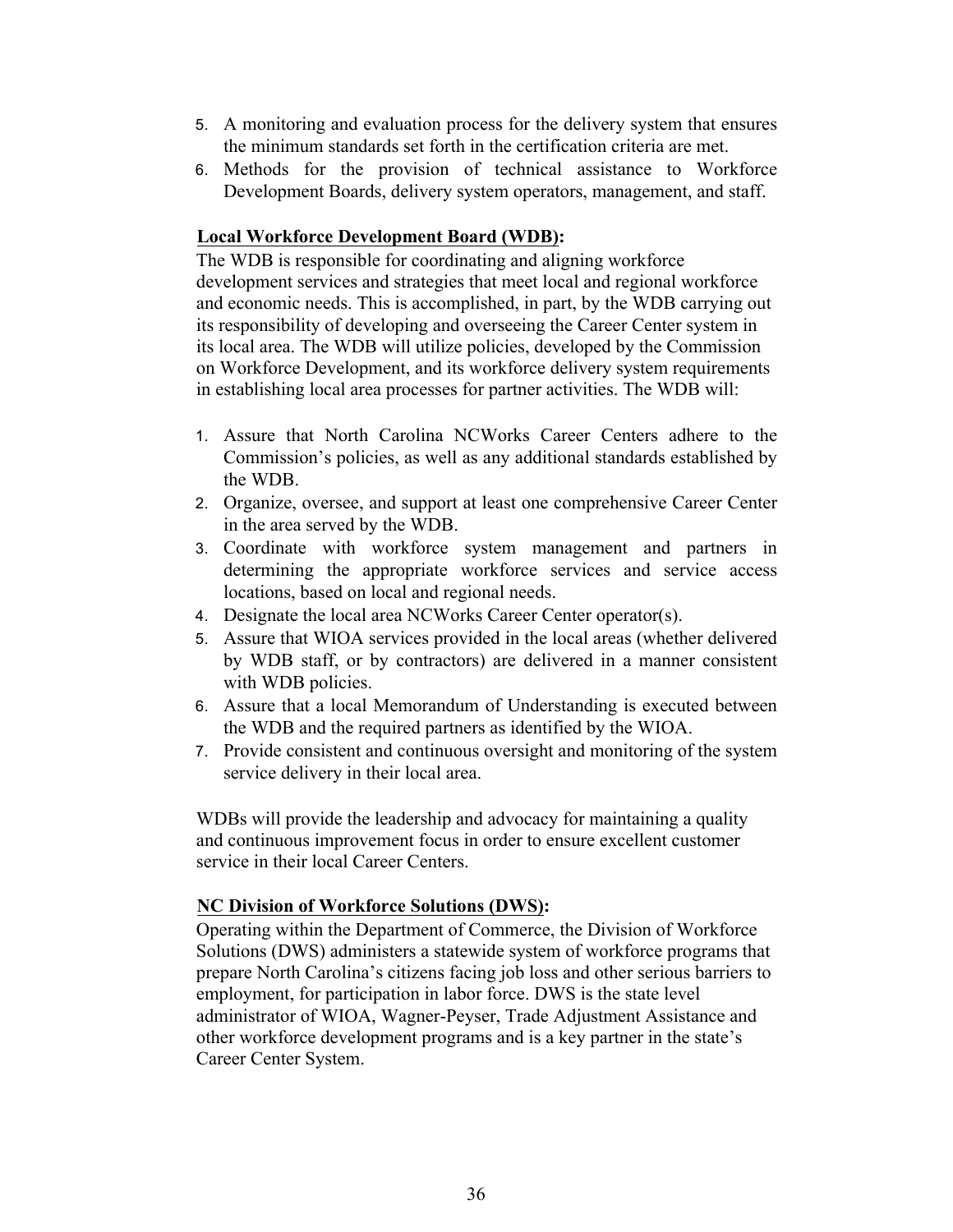5. A monitoring and evaluation process for the delivery system that ensures the minimum standards set forth in the certification criteria are met.
6. Methods for the provision of technical assistance to Workforce Development Boards, delivery system operators, management, and staff.

**Local Workforce Development Board (WDB):**

The WDB is responsible for coordinating and aligning workforce development services and strategies that meet local and regional workforce and economic needs. This is accomplished, in part, by the WDB carrying out its responsibility of developing and overseeing the Career Center system in its local area. The WDB will utilize policies, developed by the Commission on Workforce Development, and its workforce delivery system requirements in establishing local area processes for partner activities. The WDB will:

1. Assure that North Carolina NCWorks Career Centers adhere to the Commission's policies, as well as any additional standards established by the WDB.
2. Organize, oversee, and support at least one comprehensive Career Center in the area served by the WDB.
3. Coordinate with workforce system management and partners in determining the appropriate workforce services and service access locations, based on local and regional needs.
4. Designate the local area NCWorks Career Center operator(s).
5. Assure that WIOA services provided in the local areas (whether delivered by WDB staff, or by contractors) are delivered in a manner consistent with WDB policies.
6. Assure that a local Memorandum of Understanding is executed between the WDB and the required partners as identified by the WIOA.
7. Provide consistent and continuous oversight and monitoring of the system service delivery in their local area.

WDBs will provide the leadership and advocacy for maintaining a quality and continuous improvement focus in order to ensure excellent customer service in their local Career Centers.

**NC Division of Workforce Solutions (DWS):**

Operating within the Department of Commerce, the Division of Workforce Solutions (DWS) administers a statewide system of workforce programs that prepare North Carolina's citizens facing job loss and other serious barriers to employment, for participation in labor force. DWS is the state level administrator of WIOA, Wagner-Peyser, Trade Adjustment Assistance and other workforce development programs and is a key partner in the state's Career Center System.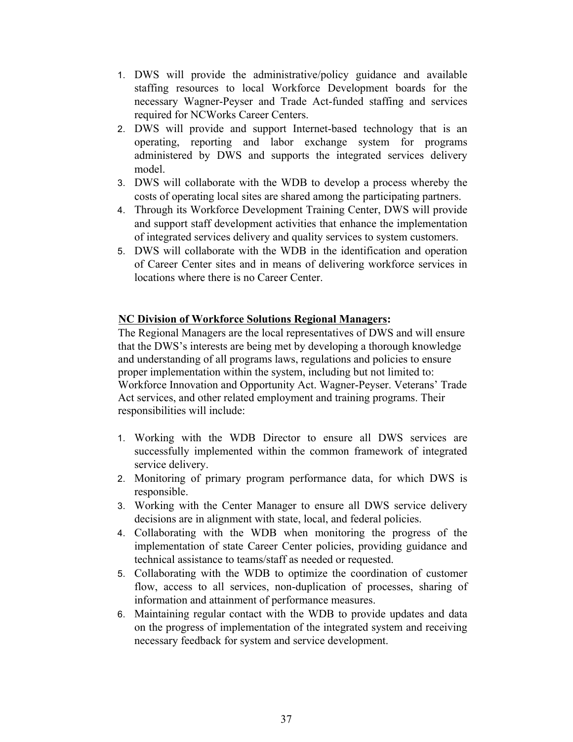1. DWS will provide the administrative/policy guidance and available staffing resources to local Workforce Development boards for the necessary Wagner-Peyser and Trade Act-funded staffing and services required for NCWorks Career Centers.
2. DWS will provide and support Internet-based technology that is an operating, reporting and labor exchange system for programs administered by DWS and supports the integrated services delivery model.
3. DWS will collaborate with the WDB to develop a process whereby the costs of operating local sites are shared among the participating partners.
4. Through its Workforce Development Training Center, DWS will provide and support staff development activities that enhance the implementation of integrated services delivery and quality services to system customers.
5. DWS will collaborate with the WDB in the identification and operation of Career Center sites and in means of delivering workforce services in locations where there is no Career Center.

**<u>NC Division of Workforce Solutions Regional Managers</u>:**

The Regional Managers are the local representatives of DWS and will ensure that the DWS's interests are being met by developing a thorough knowledge and understanding of all programs laws, regulations and policies to ensure proper implementation within the system, including but not limited to: Workforce Innovation and Opportunity Act. Wagner-Peyser. Veterans' Trade Act services, and other related employment and training programs. Their responsibilities will include:

1. Working with the WDB Director to ensure all DWS services are successfully implemented within the common framework of integrated service delivery.
2. Monitoring of primary program performance data, for which DWS is responsible.
3. Working with the Center Manager to ensure all DWS service delivery decisions are in alignment with state, local, and federal policies.
4. Collaborating with the WDB when monitoring the progress of the implementation of state Career Center policies, providing guidance and technical assistance to teams/staff as needed or requested.
5. Collaborating with the WDB to optimize the coordination of customer flow, access to all services, non-duplication of processes, sharing of information and attainment of performance measures.
6. Maintaining regular contact with the WDB to provide updates and data on the progress of implementation of the integrated system and receiving necessary feedback for system and service development.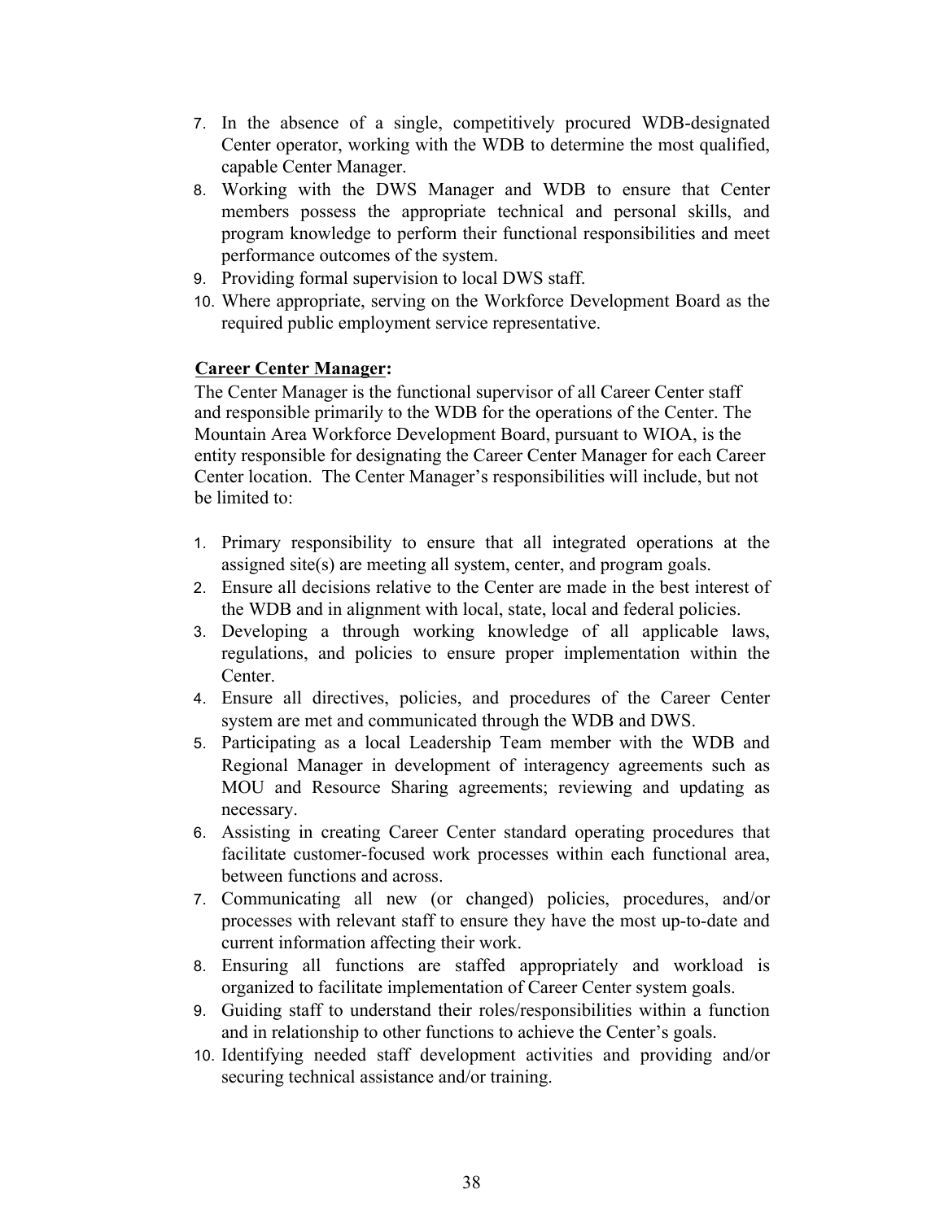7. In the absence of a single, competitively procured WDB-designated Center operator, working with the WDB to determine the most qualified, capable Center Manager.
8. Working with the DWS Manager and WDB to ensure that Center members possess the appropriate technical and personal skills, and program knowledge to perform their functional responsibilities and meet performance outcomes of the system.
9. Providing formal supervision to local DWS staff.
10. Where appropriate, serving on the Workforce Development Board as the required public employment service representative.

**<u>Career Center Manager</u>:**

The Center Manager is the functional supervisor of all Career Center staff and responsible primarily to the WDB for the operations of the Center. The Mountain Area Workforce Development Board, pursuant to WIOA, is the entity responsible for designating the Career Center Manager for each Career Center location. The Center Manager's responsibilities will include, but not be limited to:

1. Primary responsibility to ensure that all integrated operations at the assigned site(s) are meeting all system, center, and program goals.
2. Ensure all decisions relative to the Center are made in the best interest of the WDB and in alignment with local, state, local and federal policies.
3. Developing a through working knowledge of all applicable laws, regulations, and policies to ensure proper implementation within the Center.
4. Ensure all directives, policies, and procedures of the Career Center system are met and communicated through the WDB and DWS.
5. Participating as a local Leadership Team member with the WDB and Regional Manager in development of interagency agreements such as MOU and Resource Sharing agreements; reviewing and updating as necessary.
6. Assisting in creating Career Center standard operating procedures that facilitate customer-focused work processes within each functional area, between functions and across.
7. Communicating all new (or changed) policies, procedures, and/or processes with relevant staff to ensure they have the most up-to-date and current information affecting their work.
8. Ensuring all functions are staffed appropriately and workload is organized to facilitate implementation of Career Center system goals.
9. Guiding staff to understand their roles/responsibilities within a function and in relationship to other functions to achieve the Center's goals.
10. Identifying needed staff development activities and providing and/or securing technical assistance and/or training.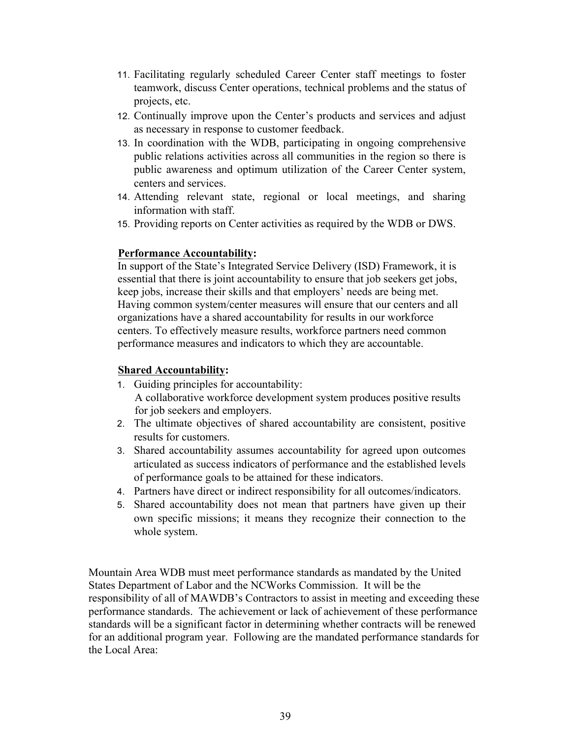11. Facilitating regularly scheduled Career Center staff meetings to foster teamwork, discuss Center operations, technical problems and the status of projects, etc.
12. Continually improve upon the Center's products and services and adjust as necessary in response to customer feedback.
13. In coordination with the WDB, participating in ongoing comprehensive public relations activities across all communities in the region so there is public awareness and optimum utilization of the Career Center system, centers and services.
14. Attending relevant state, regional or local meetings, and sharing information with staff.
15. Providing reports on Center activities as required by the WDB or DWS.

**Performance Accountability:**

In support of the State's Integrated Service Delivery (ISD) Framework, it is essential that there is joint accountability to ensure that job seekers get jobs, keep jobs, increase their skills and that employers' needs are being met. Having common system/center measures will ensure that our centers and all organizations have a shared accountability for results in our workforce centers. To effectively measure results, workforce partners need common performance measures and indicators to which they are accountable.

**Shared Accountability:**

1. Guiding principles for accountability:
   A collaborative workforce development system produces positive results for job seekers and employers.
2. The ultimate objectives of shared accountability are consistent, positive results for customers.
3. Shared accountability assumes accountability for agreed upon outcomes articulated as success indicators of performance and the established levels of performance goals to be attained for these indicators.
4. Partners have direct or indirect responsibility for all outcomes/indicators.
5. Shared accountability does not mean that partners have given up their own specific missions; it means they recognize their connection to the whole system.

Mountain Area WDB must meet performance standards as mandated by the United States Department of Labor and the NCWorks Commission. It will be the responsibility of all of MAWDB's Contractors to assist in meeting and exceeding these performance standards. The achievement or lack of achievement of these performance standards will be a significant factor in determining whether contracts will be renewed for an additional program year. Following are the mandated performance standards for the Local Area: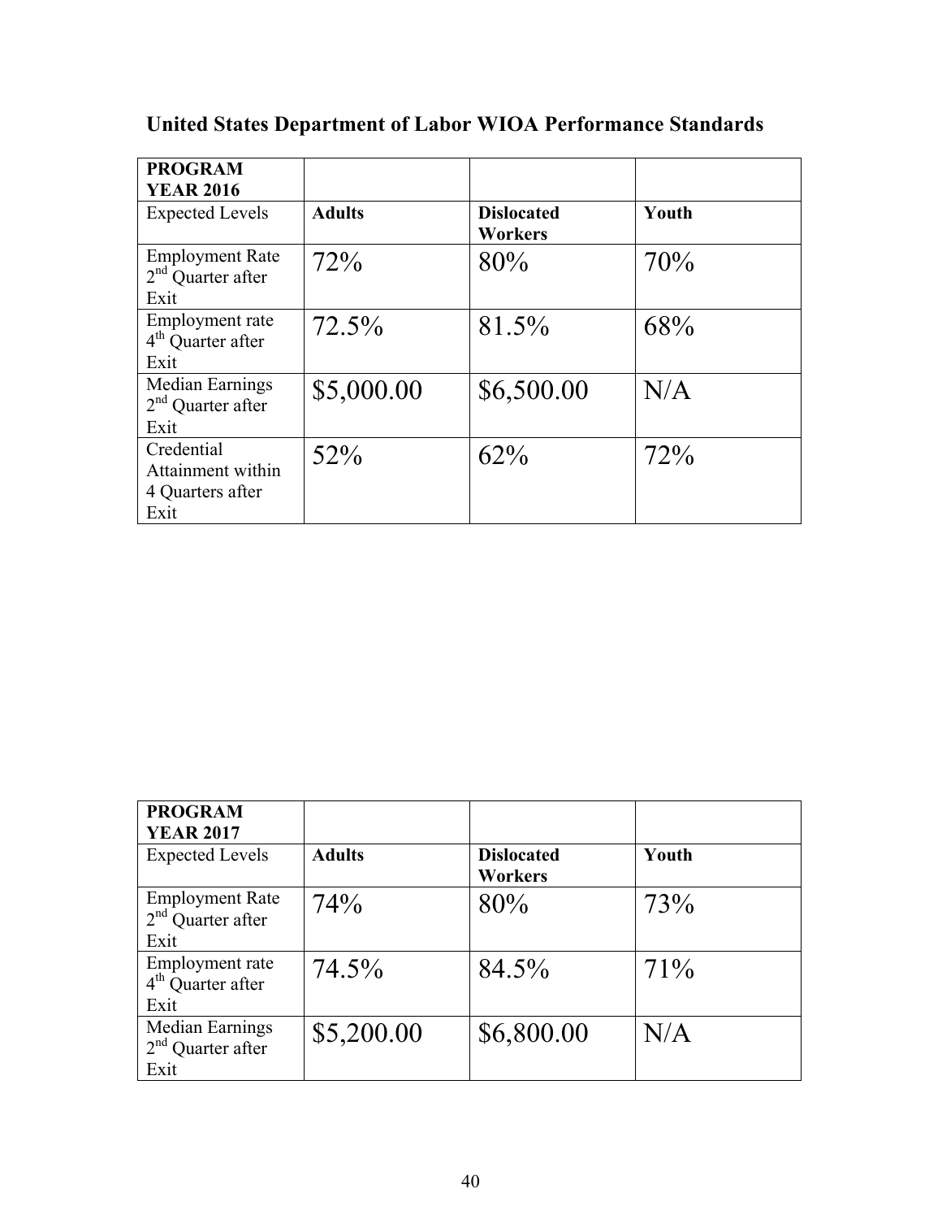## United States Department of Labor WIOA Performance Standards

| PROGRAM YEAR 2016 | | | |
|---|---|---|---|
| Expected Levels | **Adults** | **Dislocated Workers** | **Youth** |
| Employment Rate 2nd Quarter after Exit | 72% | 80% | 70% |
| Employment rate 4th Quarter after Exit | 72.5% | 81.5% | 68% |
| Median Earnings 2nd Quarter after Exit | \$5,000.00 | \$6,500.00 | N/A |
| Credential Attainment within 4 Quarters after Exit | 52% | 62% | 72% |

| PROGRAM YEAR 2017 | | | |
|---|---|---|---|
| Expected Levels | **Adults** | **Dislocated Workers** | **Youth** |
| Employment Rate 2nd Quarter after Exit | 74% | 80% | 73% |
| Employment rate 4th Quarter after Exit | 74.5% | 84.5% | 71% |
| Median Earnings 2nd Quarter after Exit | \$5,200.00 | \$6,800.00 | N/A |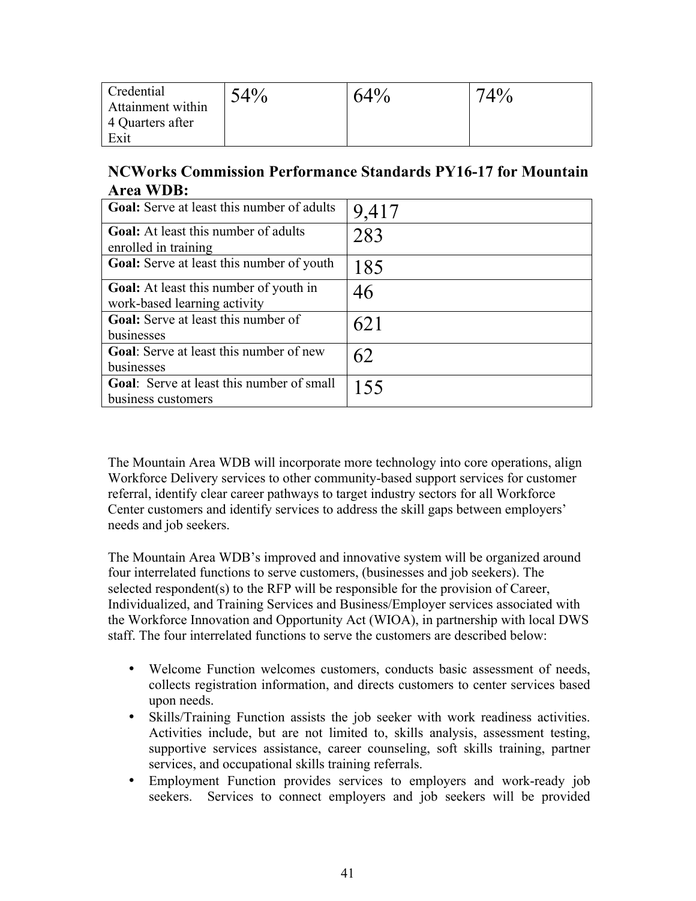| Credential Attainment within 4 Quarters after Exit | 54% | 64% | 74% |
|---|---|---|---|

**NCWorks Commission Performance Standards PY16-17 for Mountain Area WDB:**

| | |
|---|---|
| **Goal:** Serve at least this number of adults | 9,417 |
| **Goal:** At least this number of adults enrolled in training | 283 |
| **Goal:** Serve at least this number of youth | 185 |
| **Goal:** At least this number of youth in work-based learning activity | 46 |
| **Goal:** Serve at least this number of businesses | 621 |
| **Goal**: Serve at least this number of new businesses | 62 |
| **Goal**: Serve at least this number of small business customers | 155 |

The Mountain Area WDB will incorporate more technology into core operations, align Workforce Delivery services to other community-based support services for customer referral, identify clear career pathways to target industry sectors for all Workforce Center customers and identify services to address the skill gaps between employers' needs and job seekers.

The Mountain Area WDB's improved and innovative system will be organized around four interrelated functions to serve customers, (businesses and job seekers). The selected respondent(s) to the RFP will be responsible for the provision of Career, Individualized, and Training Services and Business/Employer services associated with the Workforce Innovation and Opportunity Act (WIOA), in partnership with local DWS staff. The four interrelated functions to serve the customers are described below:

- Welcome Function welcomes customers, conducts basic assessment of needs, collects registration information, and directs customers to center services based upon needs.
- Skills/Training Function assists the job seeker with work readiness activities. Activities include, but are not limited to, skills analysis, assessment testing, supportive services assistance, career counseling, soft skills training, partner services, and occupational skills training referrals.
- Employment Function provides services to employers and work-ready job seekers. Services to connect employers and job seekers will be provided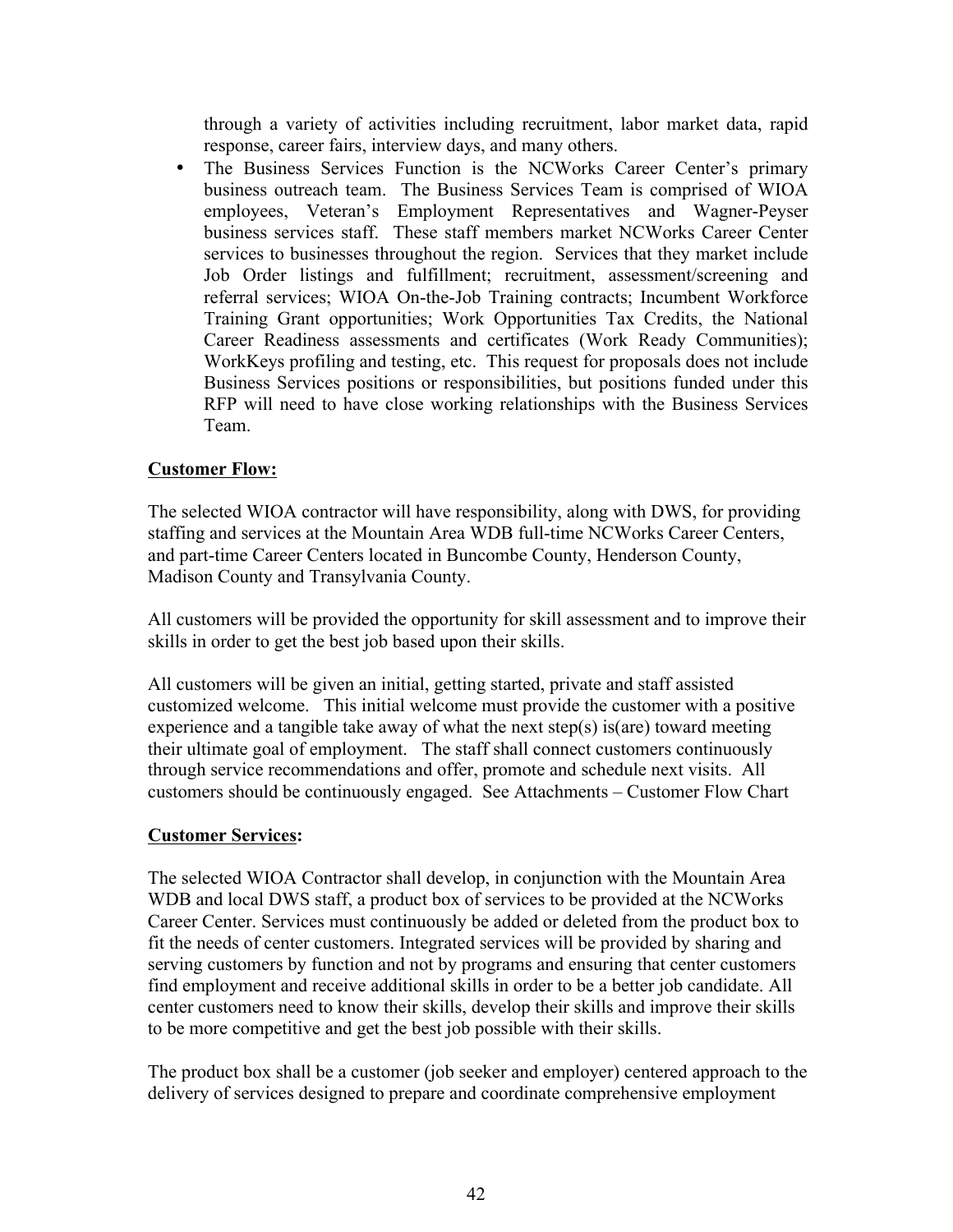through a variety of activities including recruitment, labor market data, rapid response, career fairs, interview days, and many others.

- The Business Services Function is the NCWorks Career Center's primary business outreach team. The Business Services Team is comprised of WIOA employees, Veteran's Employment Representatives and Wagner-Peyser business services staff. These staff members market NCWorks Career Center services to businesses throughout the region. Services that they market include Job Order listings and fulfillment; recruitment, assessment/screening and referral services; WIOA On-the-Job Training contracts; Incumbent Workforce Training Grant opportunities; Work Opportunities Tax Credits, the National Career Readiness assessments and certificates (Work Ready Communities); WorkKeys profiling and testing, etc. This request for proposals does not include Business Services positions or responsibilities, but positions funded under this RFP will need to have close working relationships with the Business Services Team.

**Customer Flow:**

The selected WIOA contractor will have responsibility, along with DWS, for providing staffing and services at the Mountain Area WDB full-time NCWorks Career Centers, and part-time Career Centers located in Buncombe County, Henderson County, Madison County and Transylvania County.

All customers will be provided the opportunity for skill assessment and to improve their skills in order to get the best job based upon their skills.

All customers will be given an initial, getting started, private and staff assisted customized welcome. This initial welcome must provide the customer with a positive experience and a tangible take away of what the next step(s) is(are) toward meeting their ultimate goal of employment. The staff shall connect customers continuously through service recommendations and offer, promote and schedule next visits. All customers should be continuously engaged. See Attachments – Customer Flow Chart

**Customer Services:**

The selected WIOA Contractor shall develop, in conjunction with the Mountain Area WDB and local DWS staff, a product box of services to be provided at the NCWorks Career Center. Services must continuously be added or deleted from the product box to fit the needs of center customers. Integrated services will be provided by sharing and serving customers by function and not by programs and ensuring that center customers find employment and receive additional skills in order to be a better job candidate. All center customers need to know their skills, develop their skills and improve their skills to be more competitive and get the best job possible with their skills.

The product box shall be a customer (job seeker and employer) centered approach to the delivery of services designed to prepare and coordinate comprehensive employment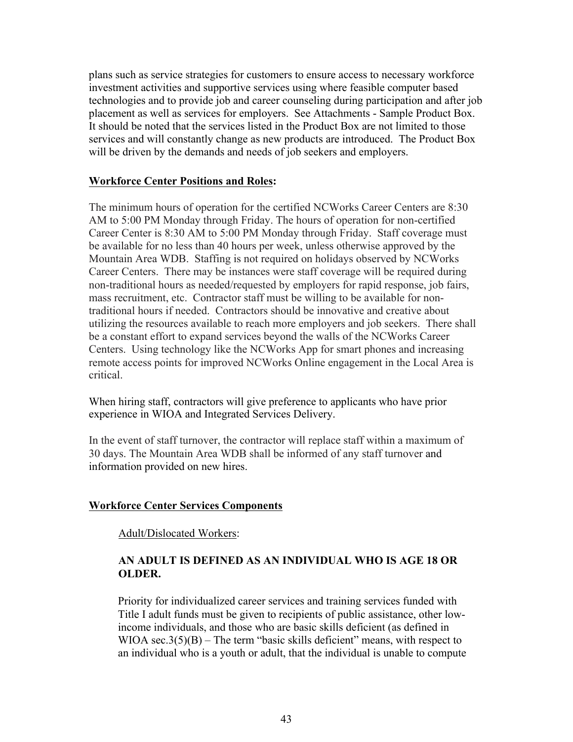plans such as service strategies for customers to ensure access to necessary workforce investment activities and supportive services using where feasible computer based technologies and to provide job and career counseling during participation and after job placement as well as services for employers. See Attachments - Sample Product Box. It should be noted that the services listed in the Product Box are not limited to those services and will constantly change as new products are introduced. The Product Box will be driven by the demands and needs of job seekers and employers.

**Workforce Center Positions and Roles:**

The minimum hours of operation for the certified NCWorks Career Centers are 8:30 AM to 5:00 PM Monday through Friday. The hours of operation for non-certified Career Center is 8:30 AM to 5:00 PM Monday through Friday. Staff coverage must be available for no less than 40 hours per week, unless otherwise approved by the Mountain Area WDB. Staffing is not required on holidays observed by NCWorks Career Centers. There may be instances were staff coverage will be required during non-traditional hours as needed/requested by employers for rapid response, job fairs, mass recruitment, etc. Contractor staff must be willing to be available for non-traditional hours if needed. Contractors should be innovative and creative about utilizing the resources available to reach more employers and job seekers. There shall be a constant effort to expand services beyond the walls of the NCWorks Career Centers. Using technology like the NCWorks App for smart phones and increasing remote access points for improved NCWorks Online engagement in the Local Area is critical.

When hiring staff, contractors will give preference to applicants who have prior experience in WIOA and Integrated Services Delivery.

In the event of staff turnover, the contractor will replace staff within a maximum of 30 days. The Mountain Area WDB shall be informed of any staff turnover and information provided on new hires.

**Workforce Center Services Components**

Adult/Dislocated Workers:

**AN ADULT IS DEFINED AS AN INDIVIDUAL WHO IS AGE 18 OR OLDER.**

Priority for individualized career services and training services funded with Title I adult funds must be given to recipients of public assistance, other low-income individuals, and those who are basic skills deficient (as defined in WIOA sec.3(5)(B) – The term "basic skills deficient" means, with respect to an individual who is a youth or adult, that the individual is unable to compute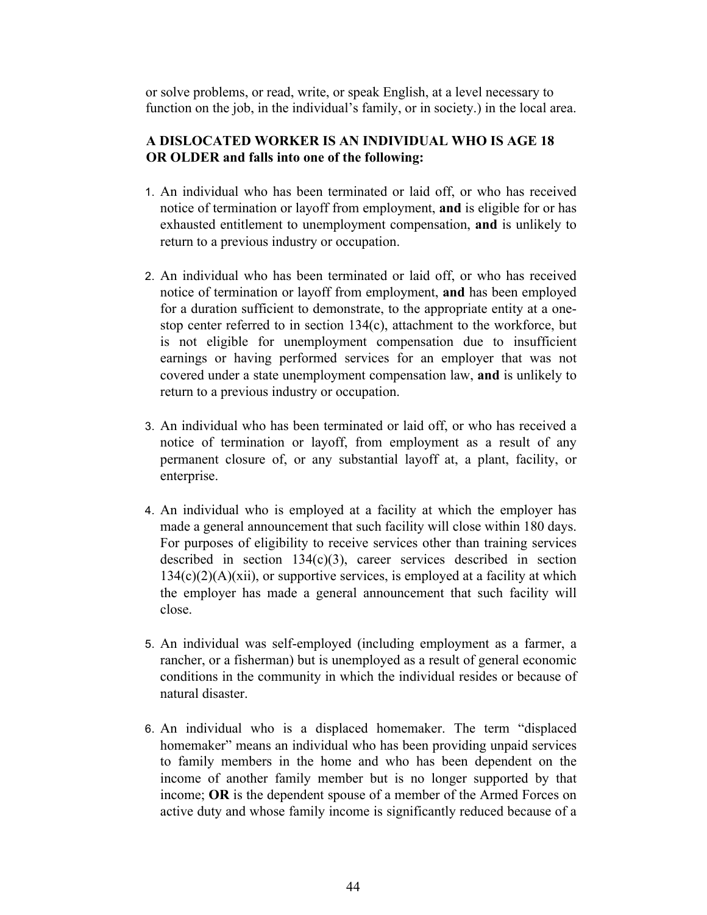or solve problems, or read, write, or speak English, at a level necessary to function on the job, in the individual's family, or in society.) in the local area.

**A DISLOCATED WORKER IS AN INDIVIDUAL WHO IS AGE 18 OR OLDER and falls into one of the following:**

1. An individual who has been terminated or laid off, or who has received notice of termination or layoff from employment, **and** is eligible for or has exhausted entitlement to unemployment compensation, **and** is unlikely to return to a previous industry or occupation.

2. An individual who has been terminated or laid off, or who has received notice of termination or layoff from employment, **and** has been employed for a duration sufficient to demonstrate, to the appropriate entity at a one-stop center referred to in section 134(c), attachment to the workforce, but is not eligible for unemployment compensation due to insufficient earnings or having performed services for an employer that was not covered under a state unemployment compensation law, **and** is unlikely to return to a previous industry or occupation.

3. An individual who has been terminated or laid off, or who has received a notice of termination or layoff, from employment as a result of any permanent closure of, or any substantial layoff at, a plant, facility, or enterprise.

4. An individual who is employed at a facility at which the employer has made a general announcement that such facility will close within 180 days. For purposes of eligibility to receive services other than training services described in section 134(c)(3), career services described in section 134(c)(2)(A)(xii), or supportive services, is employed at a facility at which the employer has made a general announcement that such facility will close.

5. An individual was self-employed (including employment as a farmer, a rancher, or a fisherman) but is unemployed as a result of general economic conditions in the community in which the individual resides or because of natural disaster.

6. An individual who is a displaced homemaker. The term "displaced homemaker" means an individual who has been providing unpaid services to family members in the home and who has been dependent on the income of another family member but is no longer supported by that income; **OR** is the dependent spouse of a member of the Armed Forces on active duty and whose family income is significantly reduced because of a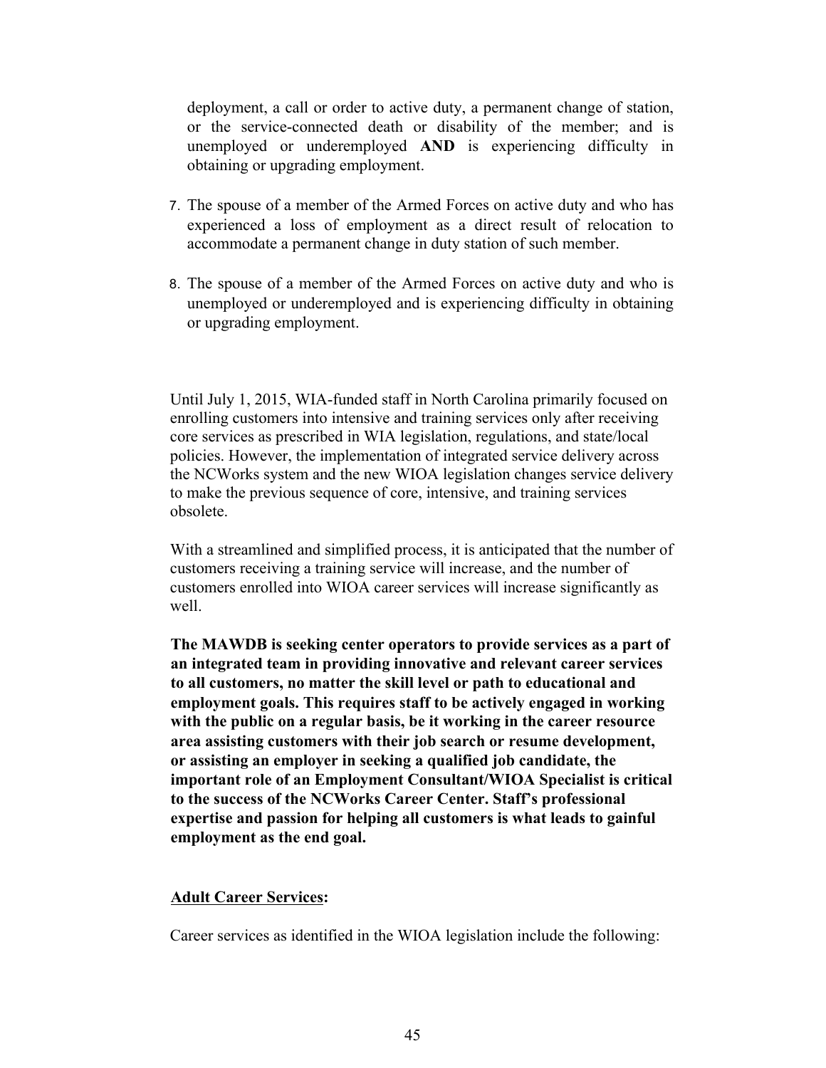deployment, a call or order to active duty, a permanent change of station, or the service-connected death or disability of the member; and is unemployed or underemployed **AND** is experiencing difficulty in obtaining or upgrading employment.

7. The spouse of a member of the Armed Forces on active duty and who has experienced a loss of employment as a direct result of relocation to accommodate a permanent change in duty station of such member.

8. The spouse of a member of the Armed Forces on active duty and who is unemployed or underemployed and is experiencing difficulty in obtaining or upgrading employment.

Until July 1, 2015, WIA-funded staff in North Carolina primarily focused on enrolling customers into intensive and training services only after receiving core services as prescribed in WIA legislation, regulations, and state/local policies. However, the implementation of integrated service delivery across the NCWorks system and the new WIOA legislation changes service delivery to make the previous sequence of core, intensive, and training services obsolete.

With a streamlined and simplified process, it is anticipated that the number of customers receiving a training service will increase, and the number of customers enrolled into WIOA career services will increase significantly as well.

**The MAWDB is seeking center operators to provide services as a part of an integrated team in providing innovative and relevant career services to all customers, no matter the skill level or path to educational and employment goals. This requires staff to be actively engaged in working with the public on a regular basis, be it working in the career resource area assisting customers with their job search or resume development, or assisting an employer in seeking a qualified job candidate, the important role of an Employment Consultant/WIOA Specialist is critical to the success of the NCWorks Career Center. Staff's professional expertise and passion for helping all customers is what leads to gainful employment as the end goal.**

**Adult Career Services:**

Career services as identified in the WIOA legislation include the following: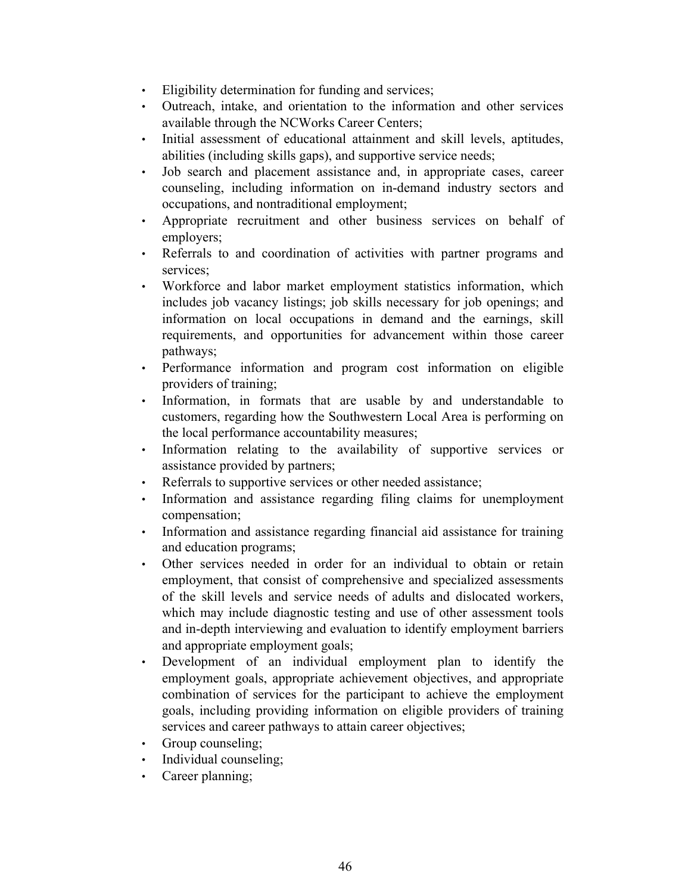- Eligibility determination for funding and services;
- Outreach, intake, and orientation to the information and other services available through the NCWorks Career Centers;
- Initial assessment of educational attainment and skill levels, aptitudes, abilities (including skills gaps), and supportive service needs;
- Job search and placement assistance and, in appropriate cases, career counseling, including information on in-demand industry sectors and occupations, and nontraditional employment;
- Appropriate recruitment and other business services on behalf of employers;
- Referrals to and coordination of activities with partner programs and services;
- Workforce and labor market employment statistics information, which includes job vacancy listings; job skills necessary for job openings; and information on local occupations in demand and the earnings, skill requirements, and opportunities for advancement within those career pathways;
- Performance information and program cost information on eligible providers of training;
- Information, in formats that are usable by and understandable to customers, regarding how the Southwestern Local Area is performing on the local performance accountability measures;
- Information relating to the availability of supportive services or assistance provided by partners;
- Referrals to supportive services or other needed assistance;
- Information and assistance regarding filing claims for unemployment compensation;
- Information and assistance regarding financial aid assistance for training and education programs;
- Other services needed in order for an individual to obtain or retain employment, that consist of comprehensive and specialized assessments of the skill levels and service needs of adults and dislocated workers, which may include diagnostic testing and use of other assessment tools and in-depth interviewing and evaluation to identify employment barriers and appropriate employment goals;
- Development of an individual employment plan to identify the employment goals, appropriate achievement objectives, and appropriate combination of services for the participant to achieve the employment goals, including providing information on eligible providers of training services and career pathways to attain career objectives;
- Group counseling;
- Individual counseling;
- Career planning;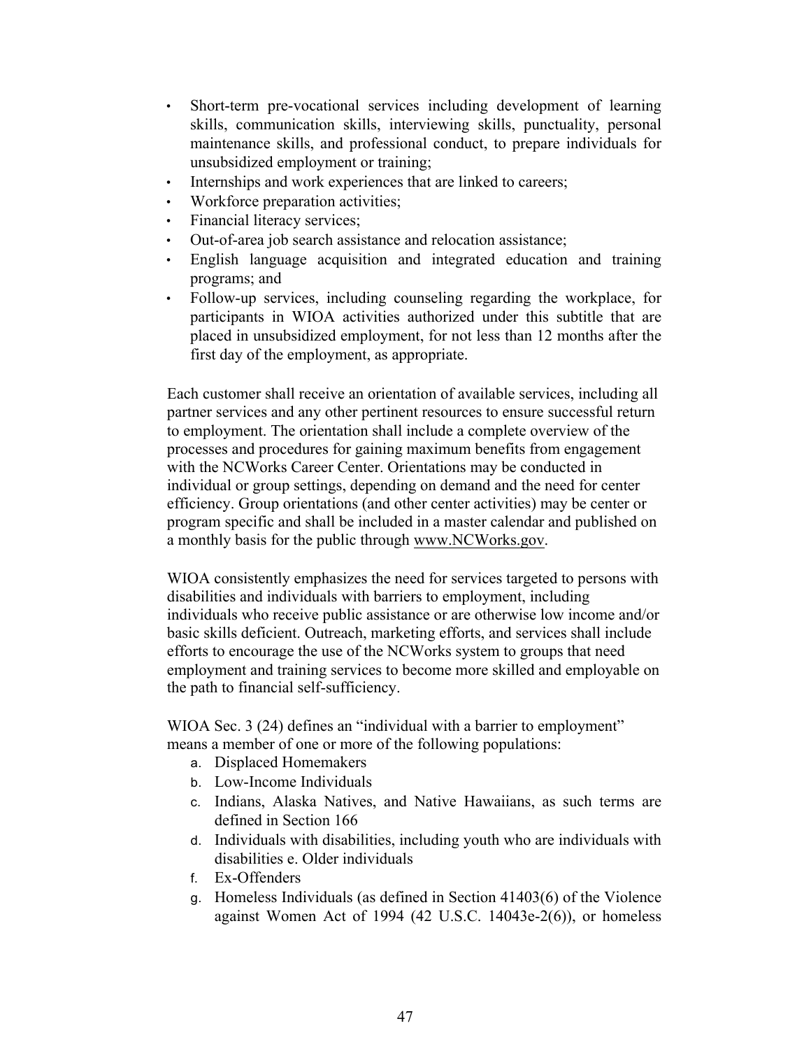- Short-term pre-vocational services including development of learning skills, communication skills, interviewing skills, punctuality, personal maintenance skills, and professional conduct, to prepare individuals for unsubsidized employment or training;
- Internships and work experiences that are linked to careers;
- Workforce preparation activities;
- Financial literacy services;
- Out-of-area job search assistance and relocation assistance;
- English language acquisition and integrated education and training programs; and
- Follow-up services, including counseling regarding the workplace, for participants in WIOA activities authorized under this subtitle that are placed in unsubsidized employment, for not less than 12 months after the first day of the employment, as appropriate.

Each customer shall receive an orientation of available services, including all partner services and any other pertinent resources to ensure successful return to employment. The orientation shall include a complete overview of the processes and procedures for gaining maximum benefits from engagement with the NCWorks Career Center. Orientations may be conducted in individual or group settings, depending on demand and the need for center efficiency. Group orientations (and other center activities) may be center or program specific and shall be included in a master calendar and published on a monthly basis for the public through www.NCWorks.gov.

WIOA consistently emphasizes the need for services targeted to persons with disabilities and individuals with barriers to employment, including individuals who receive public assistance or are otherwise low income and/or basic skills deficient. Outreach, marketing efforts, and services shall include efforts to encourage the use of the NCWorks system to groups that need employment and training services to become more skilled and employable on the path to financial self-sufficiency.

WIOA Sec. 3 (24) defines an "individual with a barrier to employment" means a member of one or more of the following populations:

a. Displaced Homemakers
b. Low-Income Individuals
c. Indians, Alaska Natives, and Native Hawaiians, as such terms are defined in Section 166
d. Individuals with disabilities, including youth who are individuals with disabilities e. Older individuals
f. Ex-Offenders
g. Homeless Individuals (as defined in Section 41403(6) of the Violence against Women Act of 1994 (42 U.S.C. 14043e-2(6)), or homeless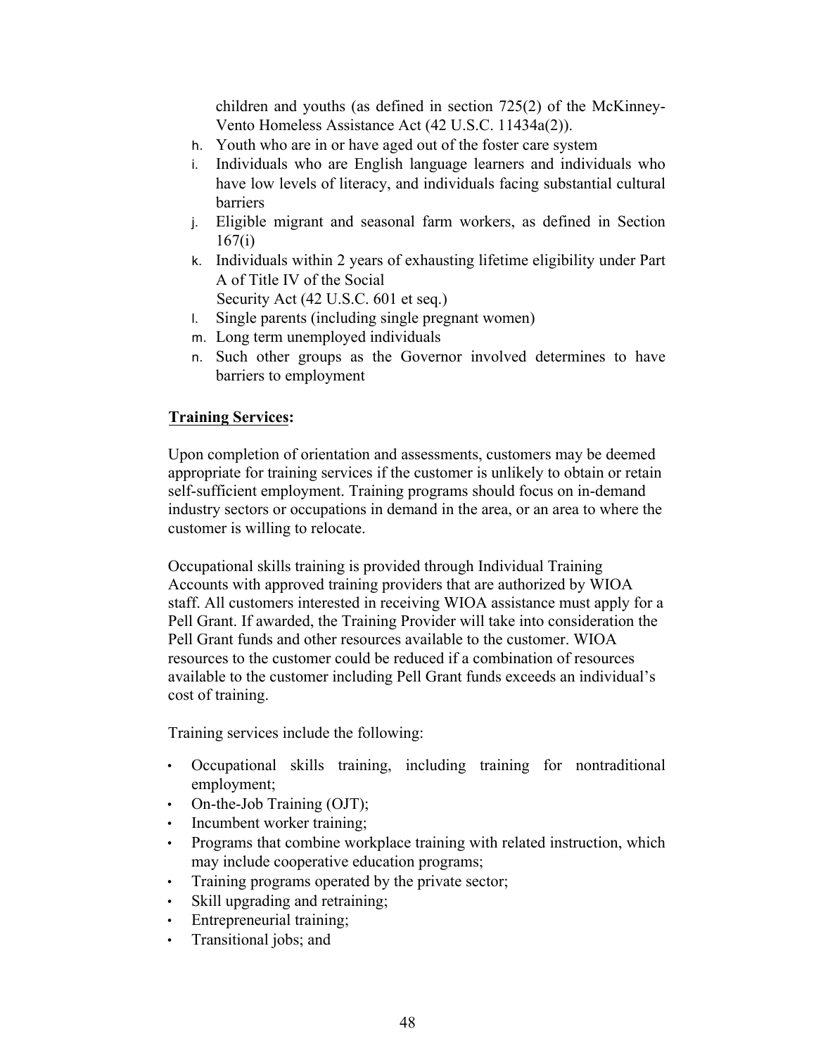children and youths (as defined in section 725(2) of the McKinney-Vento Homeless Assistance Act (42 U.S.C. 11434a(2)).

h. Youth who are in or have aged out of the foster care system
i. Individuals who are English language learners and individuals who have low levels of literacy, and individuals facing substantial cultural barriers
j. Eligible migrant and seasonal farm workers, as defined in Section 167(i)
k. Individuals within 2 years of exhausting lifetime eligibility under Part A of Title IV of the Social Security Act (42 U.S.C. 601 et seq.)
l. Single parents (including single pregnant women)
m. Long term unemployed individuals
n. Such other groups as the Governor involved determines to have barriers to employment

**<u>Training Services</u>:**

Upon completion of orientation and assessments, customers may be deemed appropriate for training services if the customer is unlikely to obtain or retain self-sufficient employment. Training programs should focus on in-demand industry sectors or occupations in demand in the area, or an area to where the customer is willing to relocate.

Occupational skills training is provided through Individual Training Accounts with approved training providers that are authorized by WIOA staff. All customers interested in receiving WIOA assistance must apply for a Pell Grant. If awarded, the Training Provider will take into consideration the Pell Grant funds and other resources available to the customer. WIOA resources to the customer could be reduced if a combination of resources available to the customer including Pell Grant funds exceeds an individual's cost of training.

Training services include the following:

- Occupational skills training, including training for nontraditional employment;
- On-the-Job Training (OJT);
- Incumbent worker training;
- Programs that combine workplace training with related instruction, which may include cooperative education programs;
- Training programs operated by the private sector;
- Skill upgrading and retraining;
- Entrepreneurial training;
- Transitional jobs; and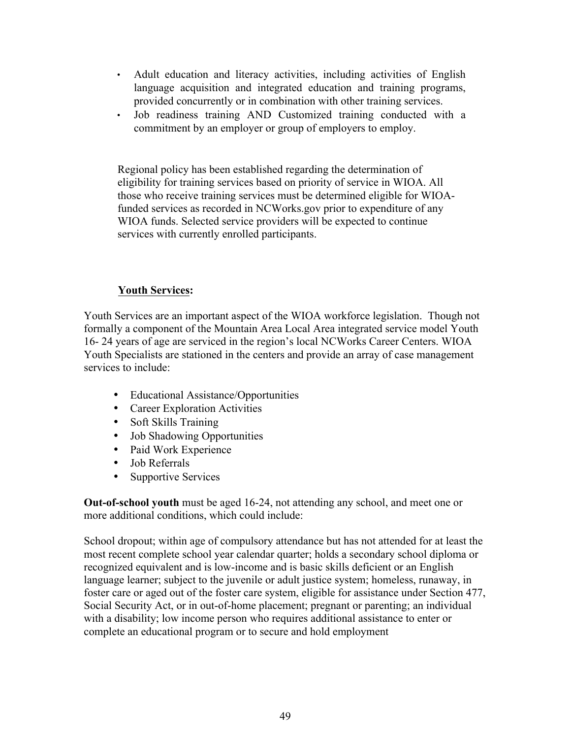- Adult education and literacy activities, including activities of English language acquisition and integrated education and training programs, provided concurrently or in combination with other training services.
- Job readiness training AND Customized training conducted with a commitment by an employer or group of employers to employ.

Regional policy has been established regarding the determination of eligibility for training services based on priority of service in WIOA. All those who receive training services must be determined eligible for WIOA-funded services as recorded in NCWorks.gov prior to expenditure of any WIOA funds. Selected service providers will be expected to continue services with currently enrolled participants.

## Youth Services:

Youth Services are an important aspect of the WIOA workforce legislation. Though not formally a component of the Mountain Area Local Area integrated service model Youth 16- 24 years of age are serviced in the region's local NCWorks Career Centers. WIOA Youth Specialists are stationed in the centers and provide an array of case management services to include:

- Educational Assistance/Opportunities
- Career Exploration Activities
- Soft Skills Training
- Job Shadowing Opportunities
- Paid Work Experience
- Job Referrals
- Supportive Services

**Out-of-school youth** must be aged 16-24, not attending any school, and meet one or more additional conditions, which could include:

School dropout; within age of compulsory attendance but has not attended for at least the most recent complete school year calendar quarter; holds a secondary school diploma or recognized equivalent and is low-income and is basic skills deficient or an English language learner; subject to the juvenile or adult justice system; homeless, runaway, in foster care or aged out of the foster care system, eligible for assistance under Section 477, Social Security Act, or in out-of-home placement; pregnant or parenting; an individual with a disability; low income person who requires additional assistance to enter or complete an educational program or to secure and hold employment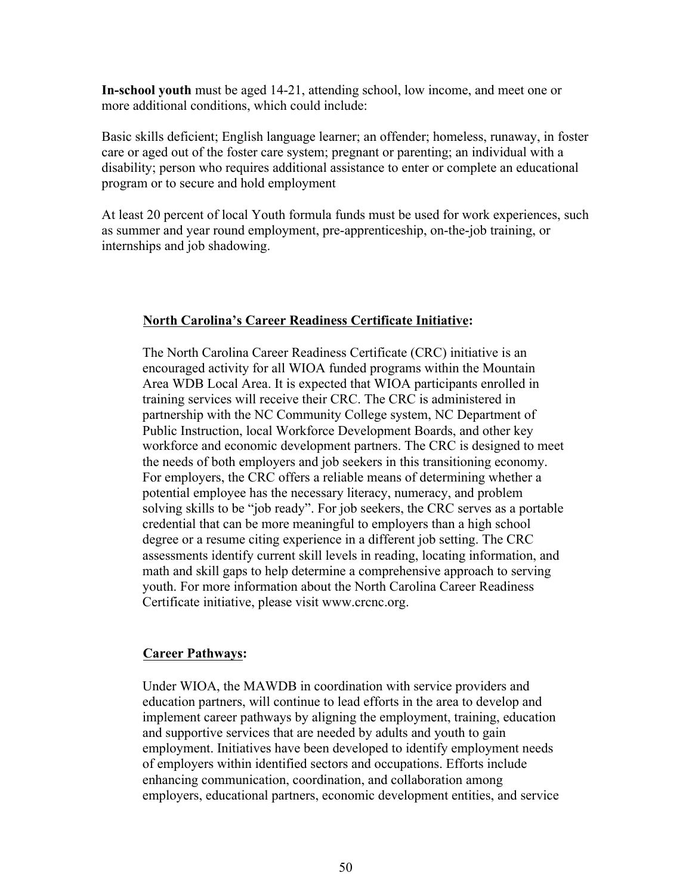**In-school youth** must be aged 14-21, attending school, low income, and meet one or more additional conditions, which could include:

Basic skills deficient; English language learner; an offender; homeless, runaway, in foster care or aged out of the foster care system; pregnant or parenting; an individual with a disability; person who requires additional assistance to enter or complete an educational program or to secure and hold employment

At least 20 percent of local Youth formula funds must be used for work experiences, such as summer and year round employment, pre-apprenticeship, on-the-job training, or internships and job shadowing.

**North Carolina's Career Readiness Certificate Initiative:**

The North Carolina Career Readiness Certificate (CRC) initiative is an encouraged activity for all WIOA funded programs within the Mountain Area WDB Local Area. It is expected that WIOA participants enrolled in training services will receive their CRC. The CRC is administered in partnership with the NC Community College system, NC Department of Public Instruction, local Workforce Development Boards, and other key workforce and economic development partners. The CRC is designed to meet the needs of both employers and job seekers in this transitioning economy. For employers, the CRC offers a reliable means of determining whether a potential employee has the necessary literacy, numeracy, and problem solving skills to be "job ready". For job seekers, the CRC serves as a portable credential that can be more meaningful to employers than a high school degree or a resume citing experience in a different job setting. The CRC assessments identify current skill levels in reading, locating information, and math and skill gaps to help determine a comprehensive approach to serving youth. For more information about the North Carolina Career Readiness Certificate initiative, please visit www.crcnc.org.

**Career Pathways:**

Under WIOA, the MAWDB in coordination with service providers and education partners, will continue to lead efforts in the area to develop and implement career pathways by aligning the employment, training, education and supportive services that are needed by adults and youth to gain employment. Initiatives have been developed to identify employment needs of employers within identified sectors and occupations. Efforts include enhancing communication, coordination, and collaboration among employers, educational partners, economic development entities, and service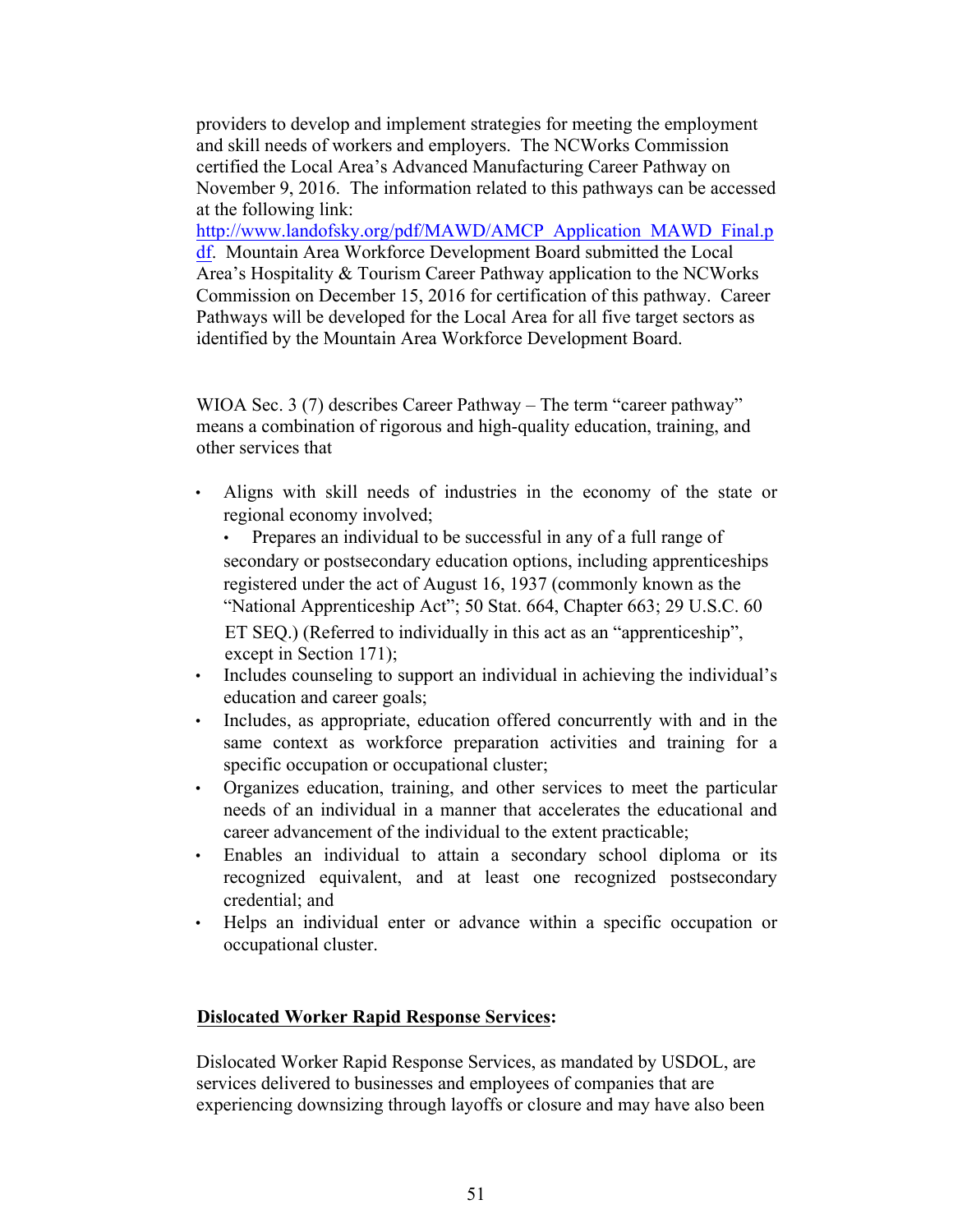providers to develop and implement strategies for meeting the employment and skill needs of workers and employers. The NCWorks Commission certified the Local Area's Advanced Manufacturing Career Pathway on November 9, 2016. The information related to this pathways can be accessed at the following link: [http://www.landofsky.org/pdf/MAWD/AMCP_Application_MAWD_Final.pdf](http://www.landofsky.org/pdf/MAWD/AMCP_Application_MAWD_Final.pdf). Mountain Area Workforce Development Board submitted the Local Area's Hospitality & Tourism Career Pathway application to the NCWorks Commission on December 15, 2016 for certification of this pathway. Career Pathways will be developed for the Local Area for all five target sectors as identified by the Mountain Area Workforce Development Board.

WIOA Sec. 3 (7) describes Career Pathway – The term "career pathway" means a combination of rigorous and high-quality education, training, and other services that

- Aligns with skill needs of industries in the economy of the state or regional economy involved;
- Prepares an individual to be successful in any of a full range of secondary or postsecondary education options, including apprenticeships registered under the act of August 16, 1937 (commonly known as the "National Apprenticeship Act"; 50 Stat. 664, Chapter 663; 29 U.S.C. 60 ET SEQ.) (Referred to individually in this act as an "apprenticeship", except in Section 171);
- Includes counseling to support an individual in achieving the individual's education and career goals;
- Includes, as appropriate, education offered concurrently with and in the same context as workforce preparation activities and training for a specific occupation or occupational cluster;
- Organizes education, training, and other services to meet the particular needs of an individual in a manner that accelerates the educational and career advancement of the individual to the extent practicable;
- Enables an individual to attain a secondary school diploma or its recognized equivalent, and at least one recognized postsecondary credential; and
- Helps an individual enter or advance within a specific occupation or occupational cluster.

**Dislocated Worker Rapid Response Services:**

Dislocated Worker Rapid Response Services, as mandated by USDOL, are services delivered to businesses and employees of companies that are experiencing downsizing through layoffs or closure and may have also been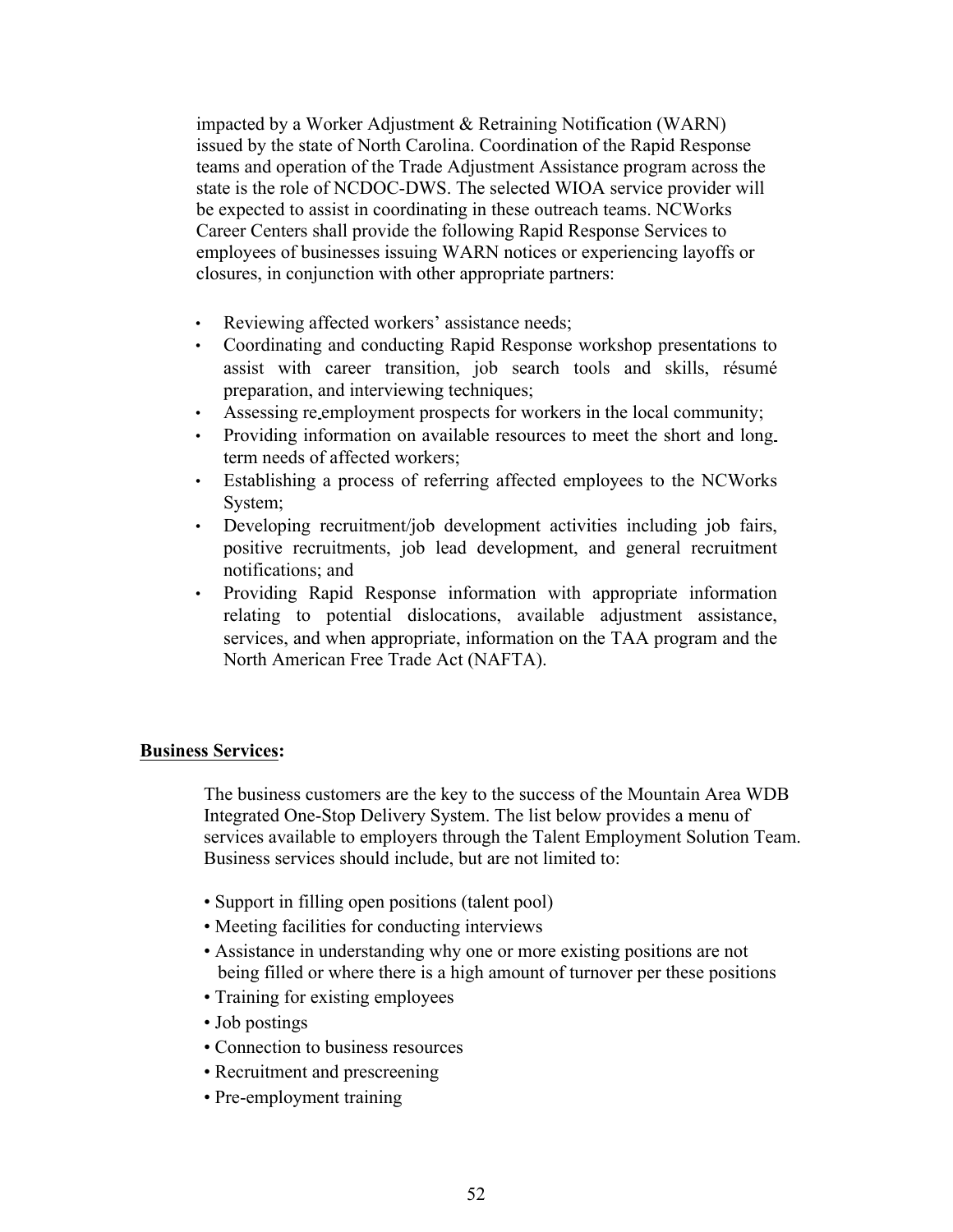impacted by a Worker Adjustment & Retraining Notification (WARN) issued by the state of North Carolina. Coordination of the Rapid Response teams and operation of the Trade Adjustment Assistance program across the state is the role of NCDOC-DWS. The selected WIOA service provider will be expected to assist in coordinating in these outreach teams. NCWorks Career Centers shall provide the following Rapid Response Services to employees of businesses issuing WARN notices or experiencing layoffs or closures, in conjunction with other appropriate partners:

- Reviewing affected workers' assistance needs;
- Coordinating and conducting Rapid Response workshop presentations to assist with career transition, job search tools and skills, résumé preparation, and interviewing techniques;
- Assessing re employment prospects for workers in the local community;
- Providing information on available resources to meet the short and long term needs of affected workers;
- Establishing a process of referring affected employees to the NCWorks System;
- Developing recruitment/job development activities including job fairs, positive recruitments, job lead development, and general recruitment notifications; and
- Providing Rapid Response information with appropriate information relating to potential dislocations, available adjustment assistance, services, and when appropriate, information on the TAA program and the North American Free Trade Act (NAFTA).

**Business Services:**

The business customers are the key to the success of the Mountain Area WDB Integrated One-Stop Delivery System. The list below provides a menu of services available to employers through the Talent Employment Solution Team. Business services should include, but are not limited to:

- Support in filling open positions (talent pool)
- Meeting facilities for conducting interviews
- Assistance in understanding why one or more existing positions are not being filled or where there is a high amount of turnover per these positions
- Training for existing employees
- Job postings
- Connection to business resources
- Recruitment and prescreening
- Pre-employment training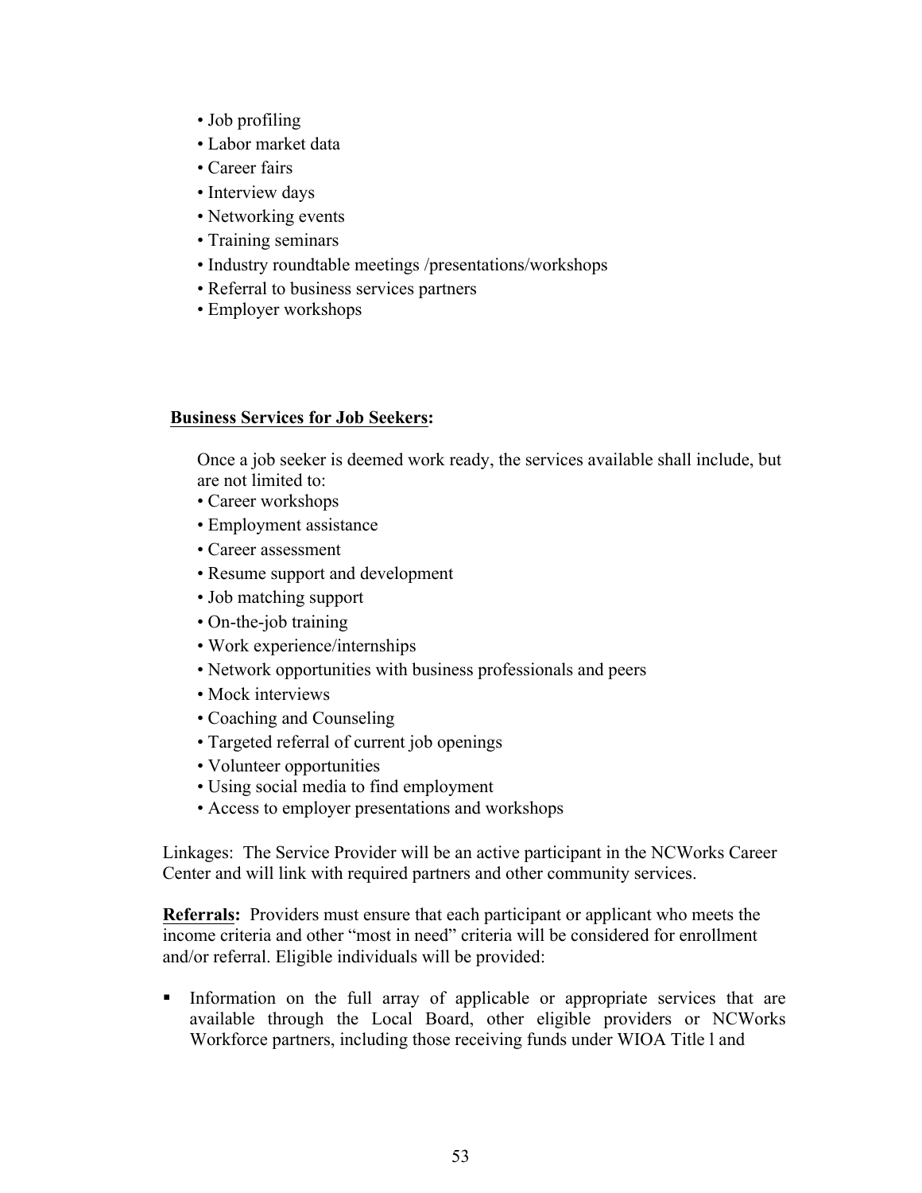- Job profiling
- Labor market data
- Career fairs
- Interview days
- Networking events
- Training seminars
- Industry roundtable meetings /presentations/workshops
- Referral to business services partners
- Employer workshops

**Business Services for Job Seekers:**

Once a job seeker is deemed work ready, the services available shall include, but are not limited to:

- Career workshops
- Employment assistance
- Career assessment
- Resume support and development
- Job matching support
- On-the-job training
- Work experience/internships
- Network opportunities with business professionals and peers
- Mock interviews
- Coaching and Counseling
- Targeted referral of current job openings
- Volunteer opportunities
- Using social media to find employment
- Access to employer presentations and workshops

Linkages: The Service Provider will be an active participant in the NCWorks Career Center and will link with required partners and other community services.

**Referrals:** Providers must ensure that each participant or applicant who meets the income criteria and other "most in need" criteria will be considered for enrollment and/or referral. Eligible individuals will be provided:

- Information on the full array of applicable or appropriate services that are available through the Local Board, other eligible providers or NCWorks Workforce partners, including those receiving funds under WIOA Title l and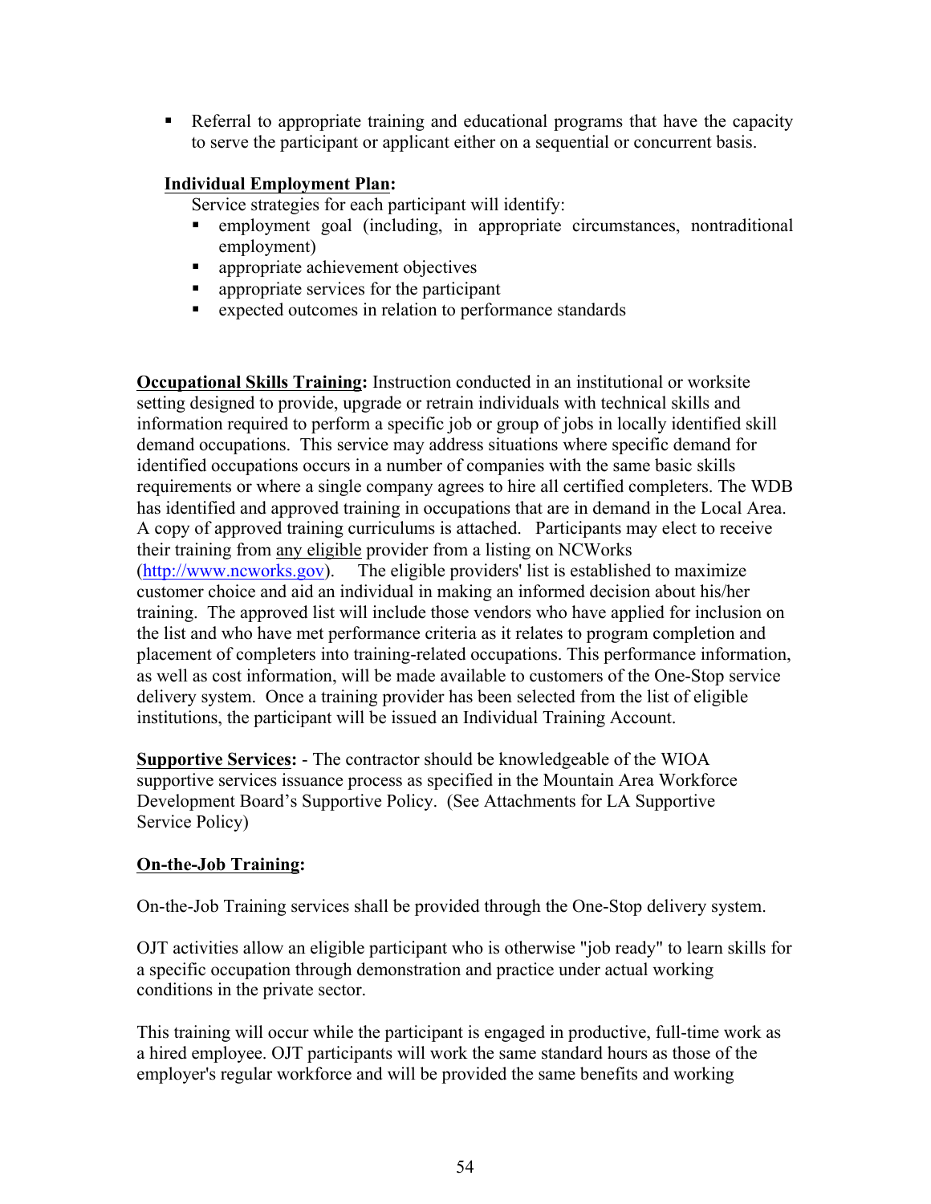- Referral to appropriate training and educational programs that have the capacity to serve the participant or applicant either on a sequential or concurrent basis.

**Individual Employment Plan:**

Service strategies for each participant will identify:

- employment goal (including, in appropriate circumstances, nontraditional employment)
- appropriate achievement objectives
- appropriate services for the participant
- expected outcomes in relation to performance standards

**Occupational Skills Training:** Instruction conducted in an institutional or worksite setting designed to provide, upgrade or retrain individuals with technical skills and information required to perform a specific job or group of jobs in locally identified skill demand occupations. This service may address situations where specific demand for identified occupations occurs in a number of companies with the same basic skills requirements or where a single company agrees to hire all certified completers. The WDB has identified and approved training in occupations that are in demand in the Local Area. A copy of approved training curriculums is attached. Participants may elect to receive their training from any eligible provider from a listing on NCWorks (http://www.ncworks.gov). The eligible providers' list is established to maximize customer choice and aid an individual in making an informed decision about his/her training. The approved list will include those vendors who have applied for inclusion on the list and who have met performance criteria as it relates to program completion and placement of completers into training-related occupations. This performance information, as well as cost information, will be made available to customers of the One-Stop service delivery system. Once a training provider has been selected from the list of eligible institutions, the participant will be issued an Individual Training Account.

**Supportive Services:** - The contractor should be knowledgeable of the WIOA supportive services issuance process as specified in the Mountain Area Workforce Development Board's Supportive Policy. (See Attachments for LA Supportive Service Policy)

**On-the-Job Training:**

On-the-Job Training services shall be provided through the One-Stop delivery system.

OJT activities allow an eligible participant who is otherwise "job ready" to learn skills for a specific occupation through demonstration and practice under actual working conditions in the private sector.

This training will occur while the participant is engaged in productive, full-time work as a hired employee. OJT participants will work the same standard hours as those of the employer's regular workforce and will be provided the same benefits and working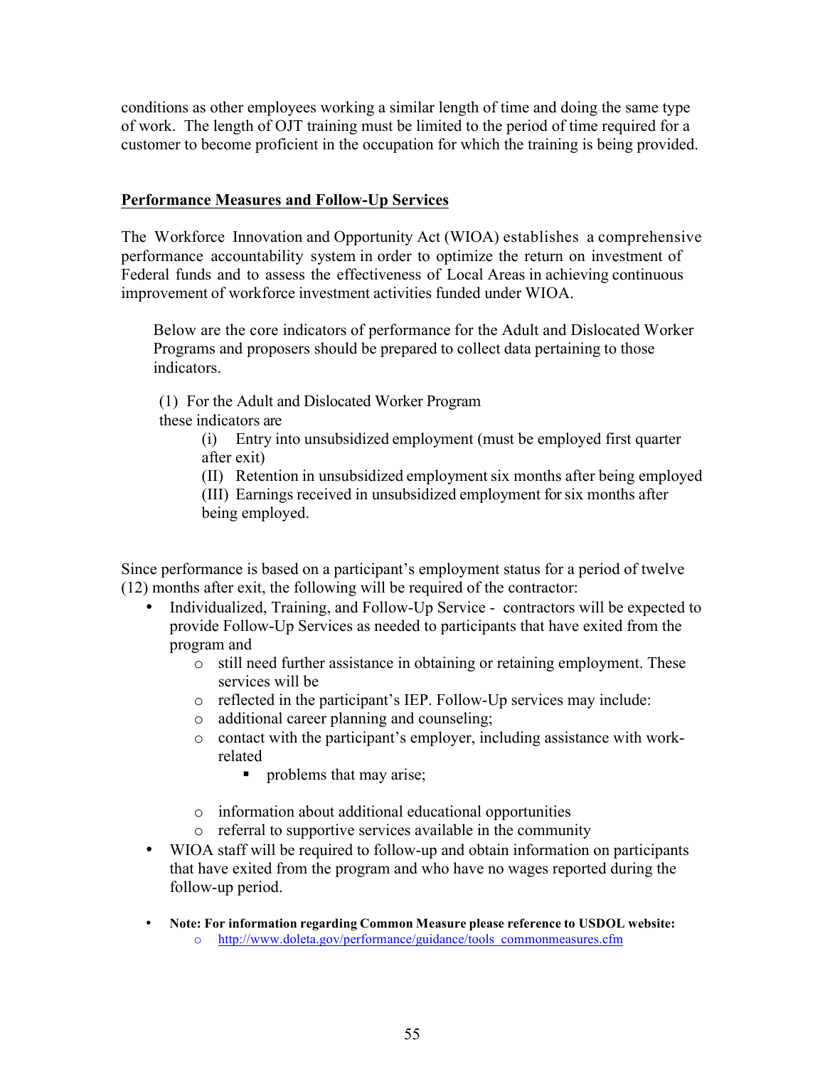conditions as other employees working a similar length of time and doing the same type of work. The length of OJT training must be limited to the period of time required for a customer to become proficient in the occupation for which the training is being provided.

**<u>Performance Measures and Follow-Up Services</u>**

The Workforce Innovation and Opportunity Act (WIOA) establishes a comprehensive performance accountability system in order to optimize the return on investment of Federal funds and to assess the effectiveness of Local Areas in achieving continuous improvement of workforce investment activities funded under WIOA.

Below are the core indicators of performance for the Adult and Dislocated Worker Programs and proposers should be prepared to collect data pertaining to those indicators.

(1) For the Adult and Dislocated Worker Program these indicators are

(i) Entry into unsubsidized employment (must be employed first quarter after exit)

(II) Retention in unsubsidized employment six months after being employed

(III) Earnings received in unsubsidized employment for six months after being employed.

Since performance is based on a participant's employment status for a period of twelve (12) months after exit, the following will be required of the contractor:

- Individualized, Training, and Follow-Up Service - contractors will be expected to provide Follow-Up Services as needed to participants that have exited from the program and
  - still need further assistance in obtaining or retaining employment. These services will be
  - reflected in the participant's IEP. Follow-Up services may include:
  - additional career planning and counseling;
  - contact with the participant's employer, including assistance with work-related
    - problems that may arise;
  - information about additional educational opportunities
  - referral to supportive services available in the community
- WIOA staff will be required to follow-up and obtain information on participants that have exited from the program and who have no wages reported during the follow-up period.
- **Note: For information regarding Common Measure please reference to USDOL website:**
  - http://www.doleta.gov/performance/guidance/tools_commonmeasures.cfm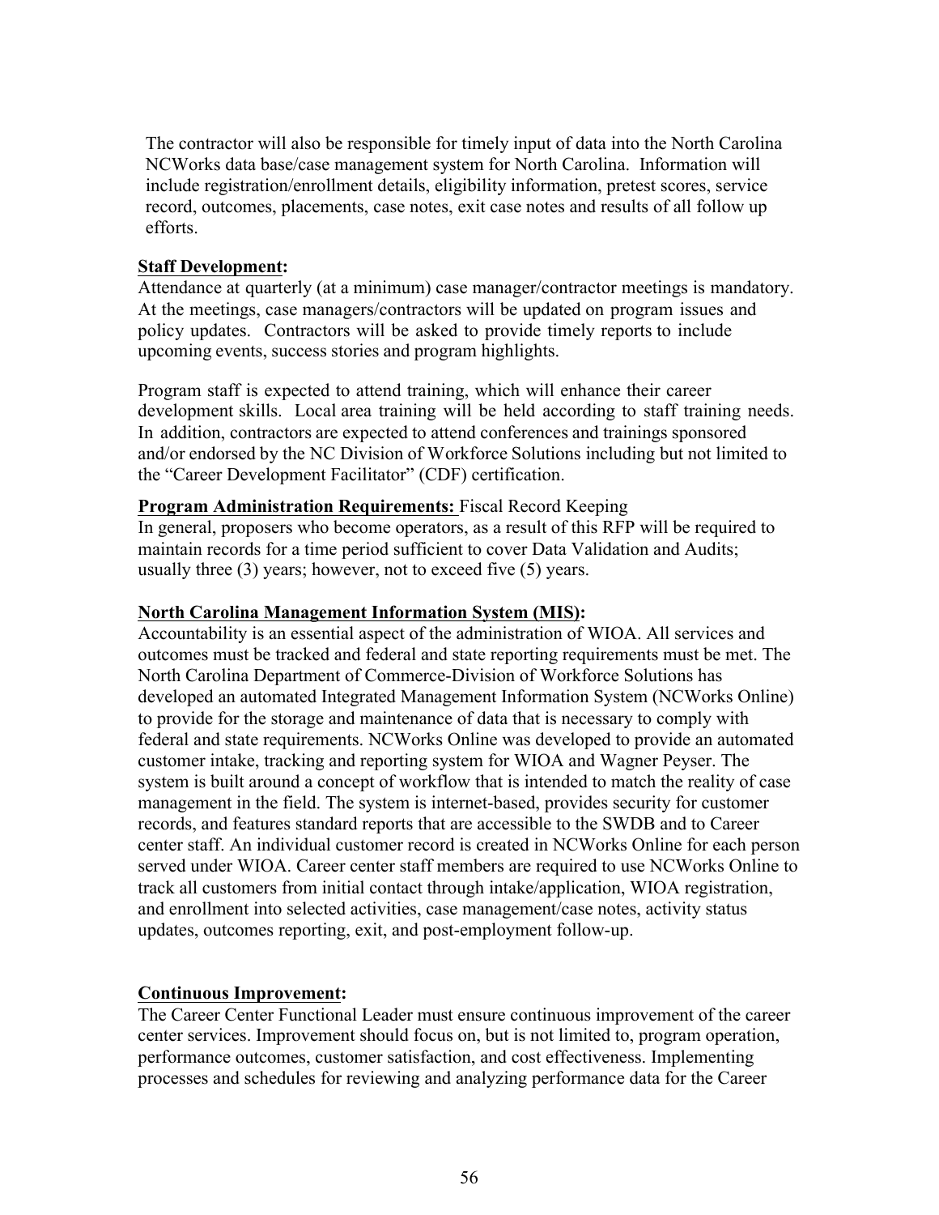The contractor will also be responsible for timely input of data into the North Carolina NCWorks data base/case management system for North Carolina. Information will include registration/enrollment details, eligibility information, pretest scores, service record, outcomes, placements, case notes, exit case notes and results of all follow up efforts.

**Staff Development:**
Attendance at quarterly (at a minimum) case manager/contractor meetings is mandatory. At the meetings, case managers/contractors will be updated on program issues and policy updates. Contractors will be asked to provide timely reports to include upcoming events, success stories and program highlights.

Program staff is expected to attend training, which will enhance their career development skills. Local area training will be held according to staff training needs. In addition, contractors are expected to attend conferences and trainings sponsored and/or endorsed by the NC Division of Workforce Solutions including but not limited to the "Career Development Facilitator" (CDF) certification.

**Program Administration Requirements:** Fiscal Record Keeping
In general, proposers who become operators, as a result of this RFP will be required to maintain records for a time period sufficient to cover Data Validation and Audits; usually three (3) years; however, not to exceed five (5) years.

**North Carolina Management Information System (MIS):**
Accountability is an essential aspect of the administration of WIOA. All services and outcomes must be tracked and federal and state reporting requirements must be met. The North Carolina Department of Commerce-Division of Workforce Solutions has developed an automated Integrated Management Information System (NCWorks Online) to provide for the storage and maintenance of data that is necessary to comply with federal and state requirements. NCWorks Online was developed to provide an automated customer intake, tracking and reporting system for WIOA and Wagner Peyser. The system is built around a concept of workflow that is intended to match the reality of case management in the field. The system is internet-based, provides security for customer records, and features standard reports that are accessible to the SWDB and to Career center staff. An individual customer record is created in NCWorks Online for each person served under WIOA. Career center staff members are required to use NCWorks Online to track all customers from initial contact through intake/application, WIOA registration, and enrollment into selected activities, case management/case notes, activity status updates, outcomes reporting, exit, and post-employment follow-up.

**Continuous Improvement:**
The Career Center Functional Leader must ensure continuous improvement of the career center services. Improvement should focus on, but is not limited to, program operation, performance outcomes, customer satisfaction, and cost effectiveness. Implementing processes and schedules for reviewing and analyzing performance data for the Career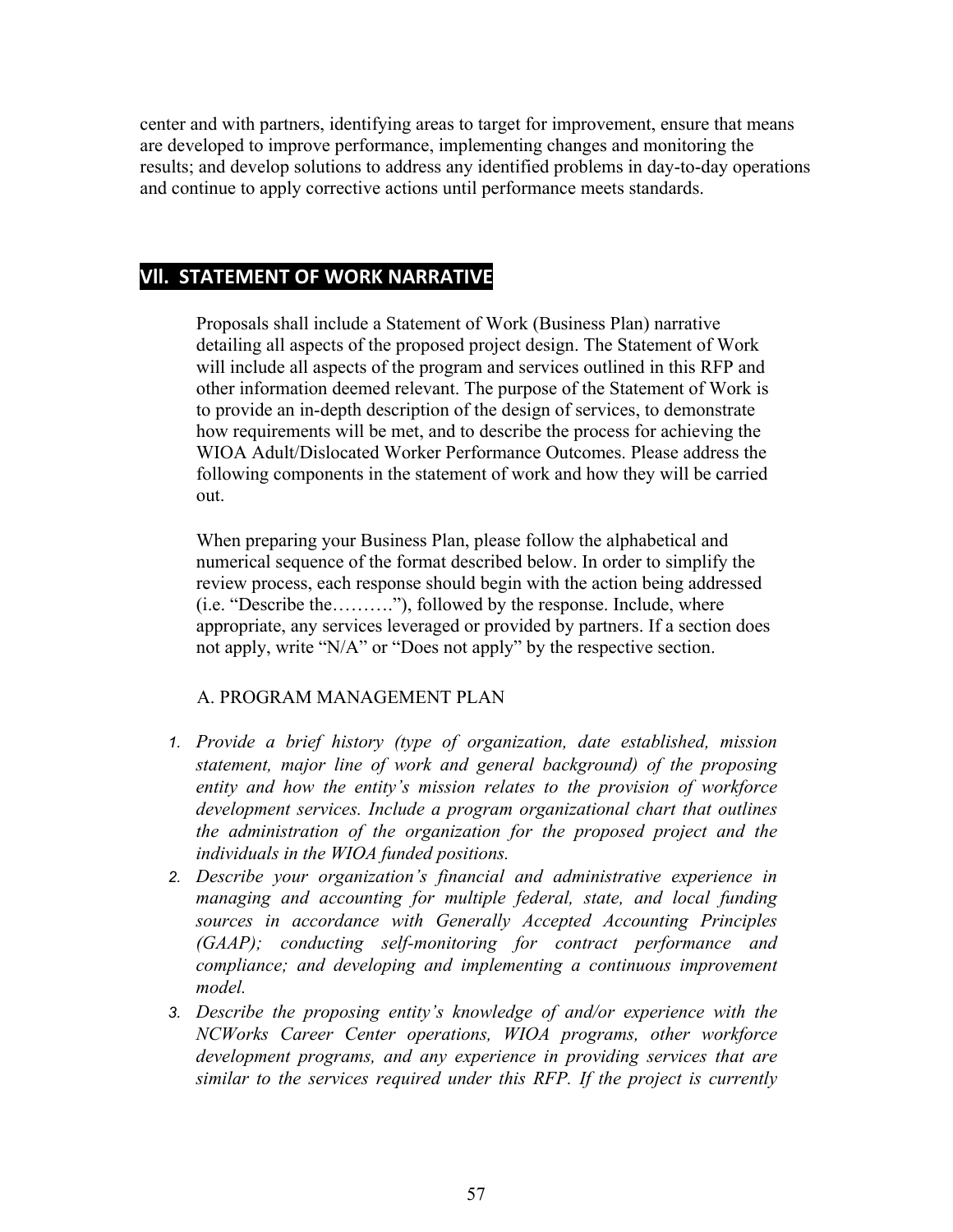center and with partners, identifying areas to target for improvement, ensure that means are developed to improve performance, implementing changes and monitoring the results; and develop solutions to address any identified problems in day-to-day operations and continue to apply corrective actions until performance meets standards.

## VII. STATEMENT OF WORK NARRATIVE

Proposals shall include a Statement of Work (Business Plan) narrative detailing all aspects of the proposed project design. The Statement of Work will include all aspects of the program and services outlined in this RFP and other information deemed relevant. The purpose of the Statement of Work is to provide an in-depth description of the design of services, to demonstrate how requirements will be met, and to describe the process for achieving the WIOA Adult/Dislocated Worker Performance Outcomes. Please address the following components in the statement of work and how they will be carried out.

When preparing your Business Plan, please follow the alphabetical and numerical sequence of the format described below. In order to simplify the review process, each response should begin with the action being addressed (i.e. "Describe the………"), followed by the response. Include, where appropriate, any services leveraged or provided by partners. If a section does not apply, write "N/A" or "Does not apply" by the respective section.

A. PROGRAM MANAGEMENT PLAN

1. *Provide a brief history (type of organization, date established, mission statement, major line of work and general background) of the proposing entity and how the entity's mission relates to the provision of workforce development services. Include a program organizational chart that outlines the administration of the organization for the proposed project and the individuals in the WIOA funded positions.*
2. *Describe your organization's financial and administrative experience in managing and accounting for multiple federal, state, and local funding sources in accordance with Generally Accepted Accounting Principles (GAAP); conducting self-monitoring for contract performance and compliance; and developing and implementing a continuous improvement model.*
3. *Describe the proposing entity's knowledge of and/or experience with the NCWorks Career Center operations, WIOA programs, other workforce development programs, and any experience in providing services that are similar to the services required under this RFP. If the project is currently*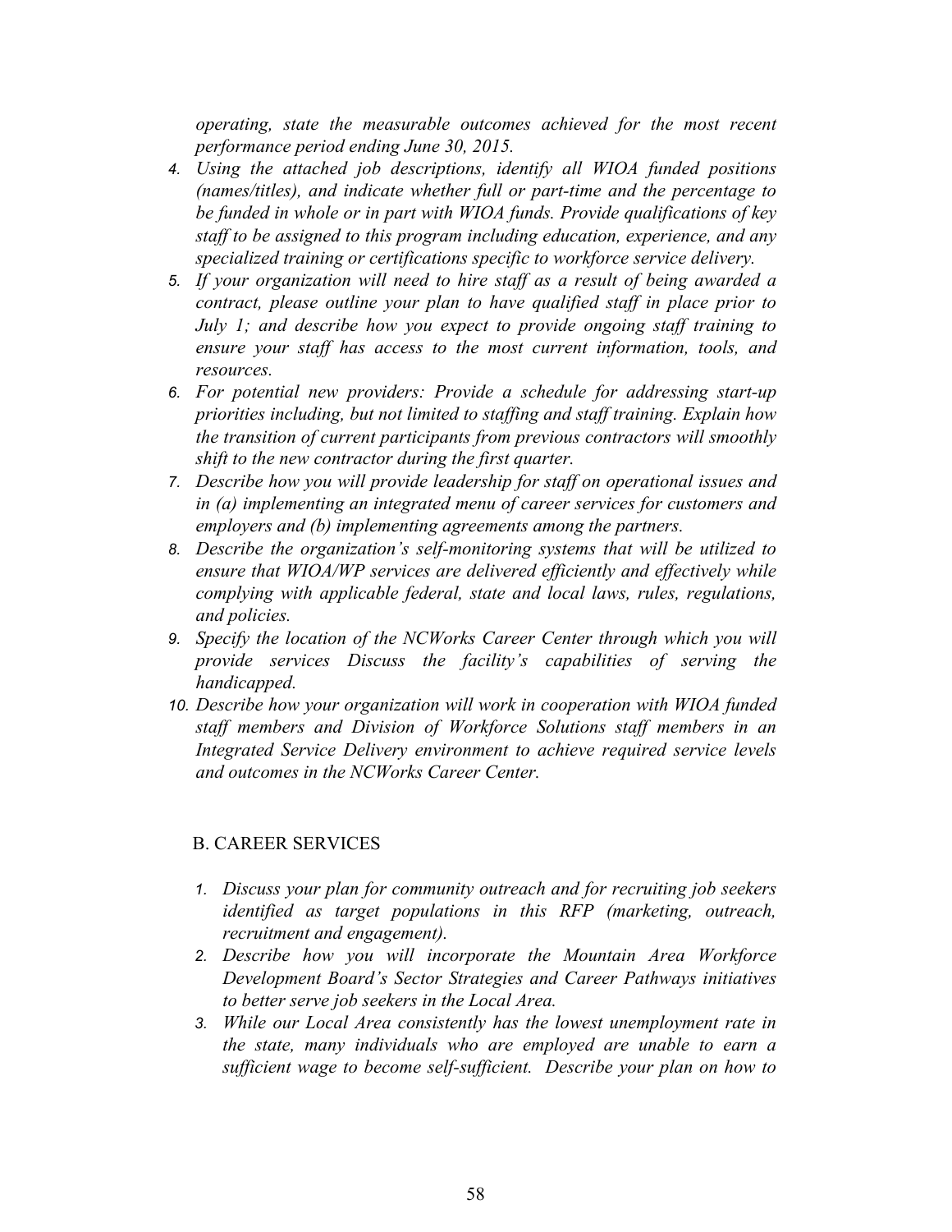*operating, state the measurable outcomes achieved for the most recent performance period ending June 30, 2015.*

4. *Using the attached job descriptions, identify all WIOA funded positions (names/titles), and indicate whether full or part-time and the percentage to be funded in whole or in part with WIOA funds. Provide qualifications of key staff to be assigned to this program including education, experience, and any specialized training or certifications specific to workforce service delivery.*
5. *If your organization will need to hire staff as a result of being awarded a contract, please outline your plan to have qualified staff in place prior to July 1; and describe how you expect to provide ongoing staff training to ensure your staff has access to the most current information, tools, and resources.*
6. *For potential new providers: Provide a schedule for addressing start-up priorities including, but not limited to staffing and staff training. Explain how the transition of current participants from previous contractors will smoothly shift to the new contractor during the first quarter.*
7. *Describe how you will provide leadership for staff on operational issues and in (a) implementing an integrated menu of career services for customers and employers and (b) implementing agreements among the partners.*
8. *Describe the organization's self-monitoring systems that will be utilized to ensure that WIOA/WP services are delivered efficiently and effectively while complying with applicable federal, state and local laws, rules, regulations, and policies.*
9. *Specify the location of the NCWorks Career Center through which you will provide services Discuss the facility's capabilities of serving the handicapped.*
10. *Describe how your organization will work in cooperation with WIOA funded staff members and Division of Workforce Solutions staff members in an Integrated Service Delivery environment to achieve required service levels and outcomes in the NCWorks Career Center.*

B. CAREER SERVICES

1. *Discuss your plan for community outreach and for recruiting job seekers identified as target populations in this RFP (marketing, outreach, recruitment and engagement).*
2. *Describe how you will incorporate the Mountain Area Workforce Development Board's Sector Strategies and Career Pathways initiatives to better serve job seekers in the Local Area.*
3. *While our Local Area consistently has the lowest unemployment rate in the state, many individuals who are employed are unable to earn a sufficient wage to become self-sufficient. Describe your plan on how to*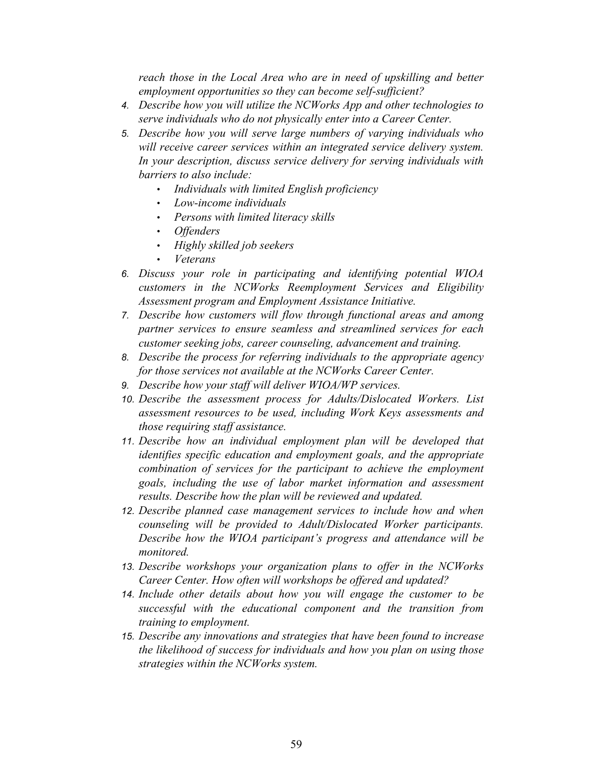*reach those in the Local Area who are in need of upskilling and better employment opportunities so they can become self-sufficient?*

4. *Describe how you will utilize the NCWorks App and other technologies to serve individuals who do not physically enter into a Career Center.*
5. *Describe how you will serve large numbers of varying individuals who will receive career services within an integrated service delivery system. In your description, discuss service delivery for serving individuals with barriers to also include:*
   - *Individuals with limited English proficiency*
   - *Low-income individuals*
   - *Persons with limited literacy skills*
   - *Offenders*
   - *Highly skilled job seekers*
   - *Veterans*
6. *Discuss your role in participating and identifying potential WIOA customers in the NCWorks Reemployment Services and Eligibility Assessment program and Employment Assistance Initiative.*
7. *Describe how customers will flow through functional areas and among partner services to ensure seamless and streamlined services for each customer seeking jobs, career counseling, advancement and training.*
8. *Describe the process for referring individuals to the appropriate agency for those services not available at the NCWorks Career Center.*
9. *Describe how your staff will deliver WIOA/WP services.*
10. *Describe the assessment process for Adults/Dislocated Workers. List assessment resources to be used, including Work Keys assessments and those requiring staff assistance.*
11. *Describe how an individual employment plan will be developed that identifies specific education and employment goals, and the appropriate combination of services for the participant to achieve the employment goals, including the use of labor market information and assessment results. Describe how the plan will be reviewed and updated.*
12. *Describe planned case management services to include how and when counseling will be provided to Adult/Dislocated Worker participants. Describe how the WIOA participant's progress and attendance will be monitored.*
13. *Describe workshops your organization plans to offer in the NCWorks Career Center. How often will workshops be offered and updated?*
14. *Include other details about how you will engage the customer to be successful with the educational component and the transition from training to employment.*
15. *Describe any innovations and strategies that have been found to increase the likelihood of success for individuals and how you plan on using those strategies within the NCWorks system.*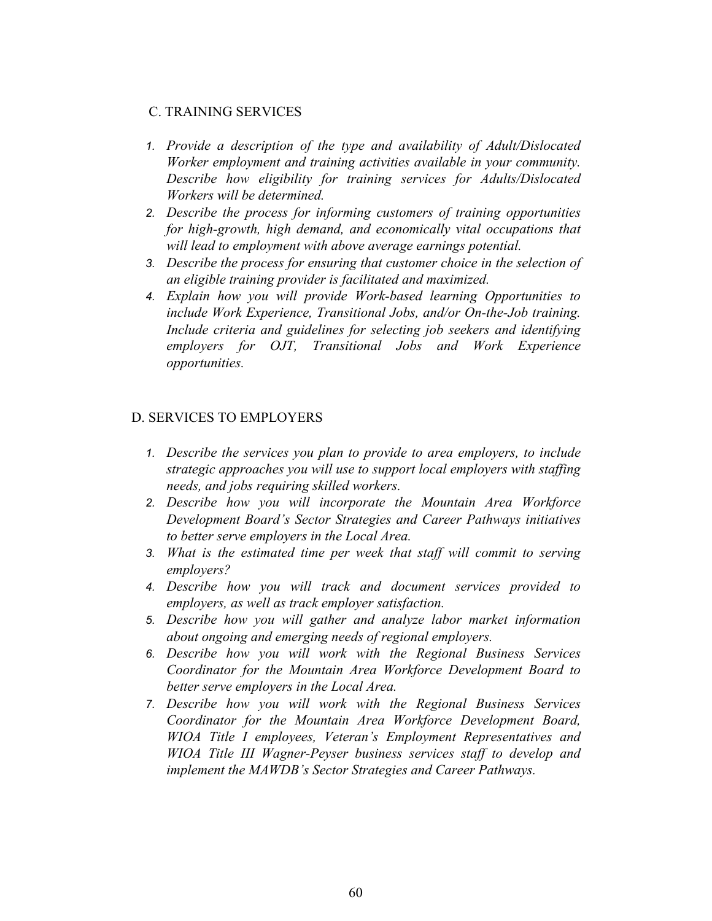## C. TRAINING SERVICES

1. *Provide a description of the type and availability of Adult/Dislocated Worker employment and training activities available in your community. Describe how eligibility for training services for Adults/Dislocated Workers will be determined.*
2. *Describe the process for informing customers of training opportunities for high-growth, high demand, and economically vital occupations that will lead to employment with above average earnings potential.*
3. *Describe the process for ensuring that customer choice in the selection of an eligible training provider is facilitated and maximized.*
4. *Explain how you will provide Work-based learning Opportunities to include Work Experience, Transitional Jobs, and/or On-the-Job training. Include criteria and guidelines for selecting job seekers and identifying employers for OJT, Transitional Jobs and Work Experience opportunities.*

## D. SERVICES TO EMPLOYERS

1. *Describe the services you plan to provide to area employers, to include strategic approaches you will use to support local employers with staffing needs, and jobs requiring skilled workers.*
2. *Describe how you will incorporate the Mountain Area Workforce Development Board's Sector Strategies and Career Pathways initiatives to better serve employers in the Local Area.*
3. *What is the estimated time per week that staff will commit to serving employers?*
4. *Describe how you will track and document services provided to employers, as well as track employer satisfaction.*
5. *Describe how you will gather and analyze labor market information about ongoing and emerging needs of regional employers.*
6. *Describe how you will work with the Regional Business Services Coordinator for the Mountain Area Workforce Development Board to better serve employers in the Local Area.*
7. *Describe how you will work with the Regional Business Services Coordinator for the Mountain Area Workforce Development Board, WIOA Title I employees, Veteran's Employment Representatives and WIOA Title III Wagner-Peyser business services staff to develop and implement the MAWDB's Sector Strategies and Career Pathways.*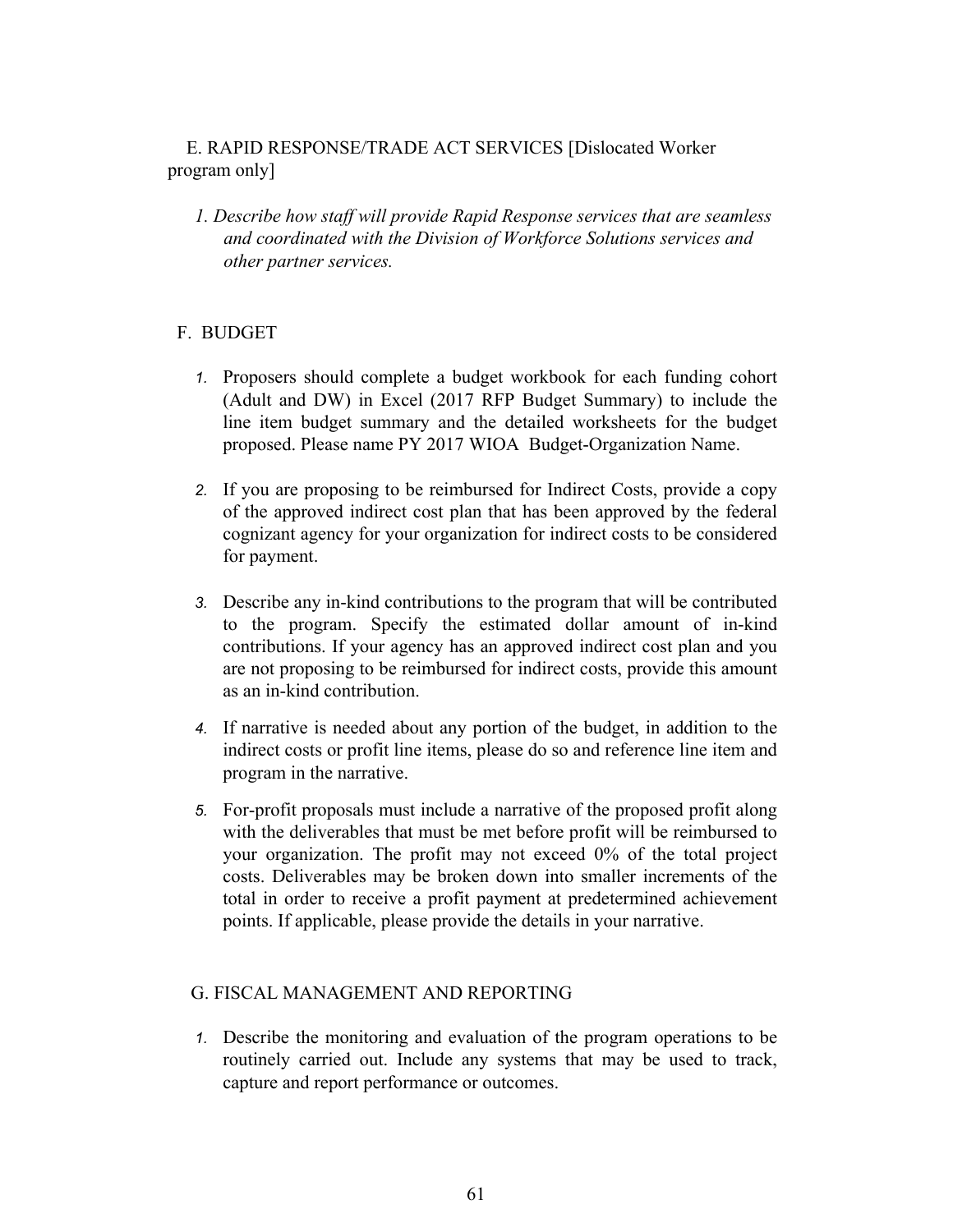## E. RAPID RESPONSE/TRADE ACT SERVICES [Dislocated Worker program only]

*1. Describe how staff will provide Rapid Response services that are seamless and coordinated with the Division of Workforce Solutions services and other partner services.*

## F. BUDGET

1. Proposers should complete a budget workbook for each funding cohort (Adult and DW) in Excel (2017 RFP Budget Summary) to include the line item budget summary and the detailed worksheets for the budget proposed. Please name PY 2017 WIOA Budget-Organization Name.

2. If you are proposing to be reimbursed for Indirect Costs, provide a copy of the approved indirect cost plan that has been approved by the federal cognizant agency for your organization for indirect costs to be considered for payment.

3. Describe any in-kind contributions to the program that will be contributed to the program. Specify the estimated dollar amount of in-kind contributions. If your agency has an approved indirect cost plan and you are not proposing to be reimbursed for indirect costs, provide this amount as an in-kind contribution.

4. If narrative is needed about any portion of the budget, in addition to the indirect costs or profit line items, please do so and reference line item and program in the narrative.

5. For-profit proposals must include a narrative of the proposed profit along with the deliverables that must be met before profit will be reimbursed to your organization. The profit may not exceed 0% of the total project costs. Deliverables may be broken down into smaller increments of the total in order to receive a profit payment at predetermined achievement points. If applicable, please provide the details in your narrative.

## G. FISCAL MANAGEMENT AND REPORTING

1. Describe the monitoring and evaluation of the program operations to be routinely carried out. Include any systems that may be used to track, capture and report performance or outcomes.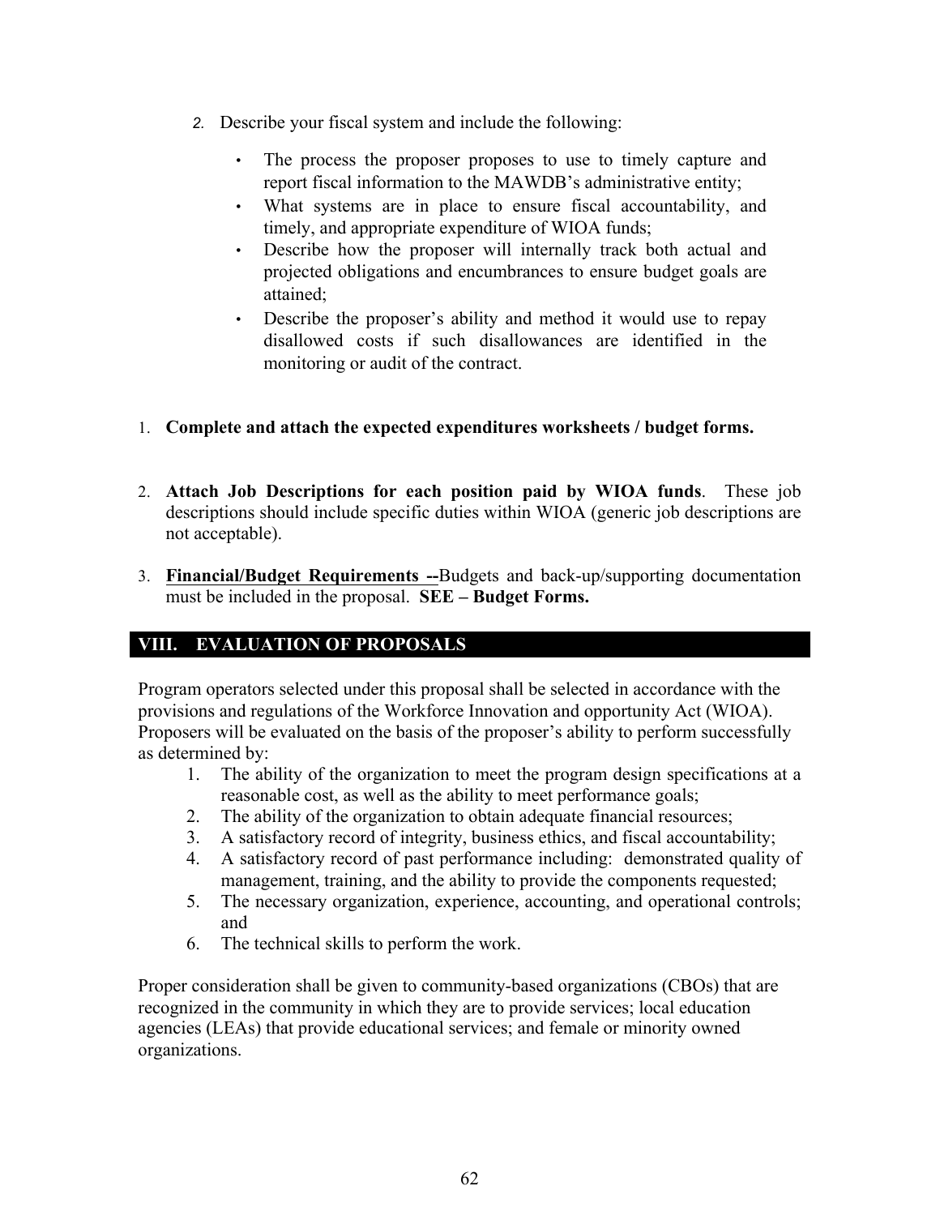2. Describe your fiscal system and include the following:

    - The process the proposer proposes to use to timely capture and report fiscal information to the MAWDB's administrative entity;
    - What systems are in place to ensure fiscal accountability, and timely, and appropriate expenditure of WIOA funds;
    - Describe how the proposer will internally track both actual and projected obligations and encumbrances to ensure budget goals are attained;
    - Describe the proposer's ability and method it would use to repay disallowed costs if such disallowances are identified in the monitoring or audit of the contract.

1. **Complete and attach the expected expenditures worksheets / budget forms.**

2. **Attach Job Descriptions for each position paid by WIOA funds**. These job descriptions should include specific duties within WIOA (generic job descriptions are not acceptable).

3. **<u>Financial/Budget Requirements --</u>**Budgets and back-up/supporting documentation must be included in the proposal. **SEE – Budget Forms.**

## VIII. EVALUATION OF PROPOSALS

Program operators selected under this proposal shall be selected in accordance with the provisions and regulations of the Workforce Innovation and opportunity Act (WIOA). Proposers will be evaluated on the basis of the proposer's ability to perform successfully as determined by:

1. The ability of the organization to meet the program design specifications at a reasonable cost, as well as the ability to meet performance goals;
2. The ability of the organization to obtain adequate financial resources;
3. A satisfactory record of integrity, business ethics, and fiscal accountability;
4. A satisfactory record of past performance including: demonstrated quality of management, training, and the ability to provide the components requested;
5. The necessary organization, experience, accounting, and operational controls; and
6. The technical skills to perform the work.

Proper consideration shall be given to community-based organizations (CBOs) that are recognized in the community in which they are to provide services; local education agencies (LEAs) that provide educational services; and female or minority owned organizations.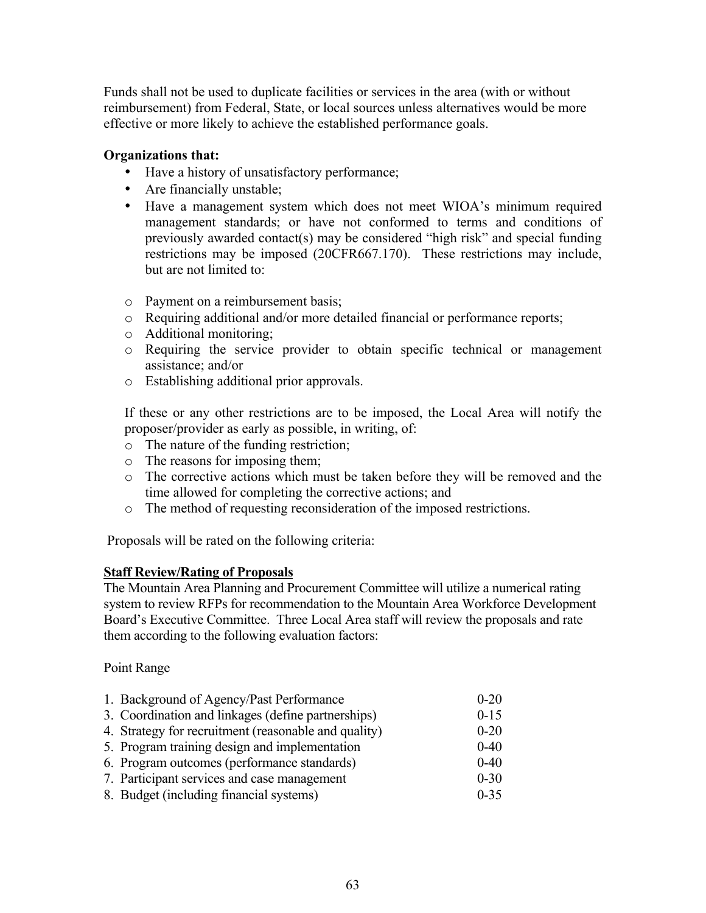Funds shall not be used to duplicate facilities or services in the area (with or without reimbursement) from Federal, State, or local sources unless alternatives would be more effective or more likely to achieve the established performance goals.

**Organizations that:**

- Have a history of unsatisfactory performance;
- Are financially unstable;
- Have a management system which does not meet WIOA's minimum required management standards; or have not conformed to terms and conditions of previously awarded contact(s) may be considered "high risk" and special funding restrictions may be imposed (20CFR667.170). These restrictions may include, but are not limited to:

  - Payment on a reimbursement basis;
  - Requiring additional and/or more detailed financial or performance reports;
  - Additional monitoring;
  - Requiring the service provider to obtain specific technical or management assistance; and/or
  - Establishing additional prior approvals.

  If these or any other restrictions are to be imposed, the Local Area will notify the proposer/provider as early as possible, in writing, of:

  - The nature of the funding restriction;
  - The reasons for imposing them;
  - The corrective actions which must be taken before they will be removed and the time allowed for completing the corrective actions; and
  - The method of requesting reconsideration of the imposed restrictions.

Proposals will be rated on the following criteria:

**Staff Review/Rating of Proposals**

The Mountain Area Planning and Procurement Committee will utilize a numerical rating system to review RFPs for recommendation to the Mountain Area Workforce Development Board's Executive Committee. Three Local Area staff will review the proposals and rate them according to the following evaluation factors:

Point Range

| | |
|---|---|
| 1. Background of Agency/Past Performance | 0-20 |
| 3. Coordination and linkages (define partnerships) | 0-15 |
| 4. Strategy for recruitment (reasonable and quality) | 0-20 |
| 5. Program training design and implementation | 0-40 |
| 6. Program outcomes (performance standards) | 0-40 |
| 7. Participant services and case management | 0-30 |
| 8. Budget (including financial systems) | 0-35 |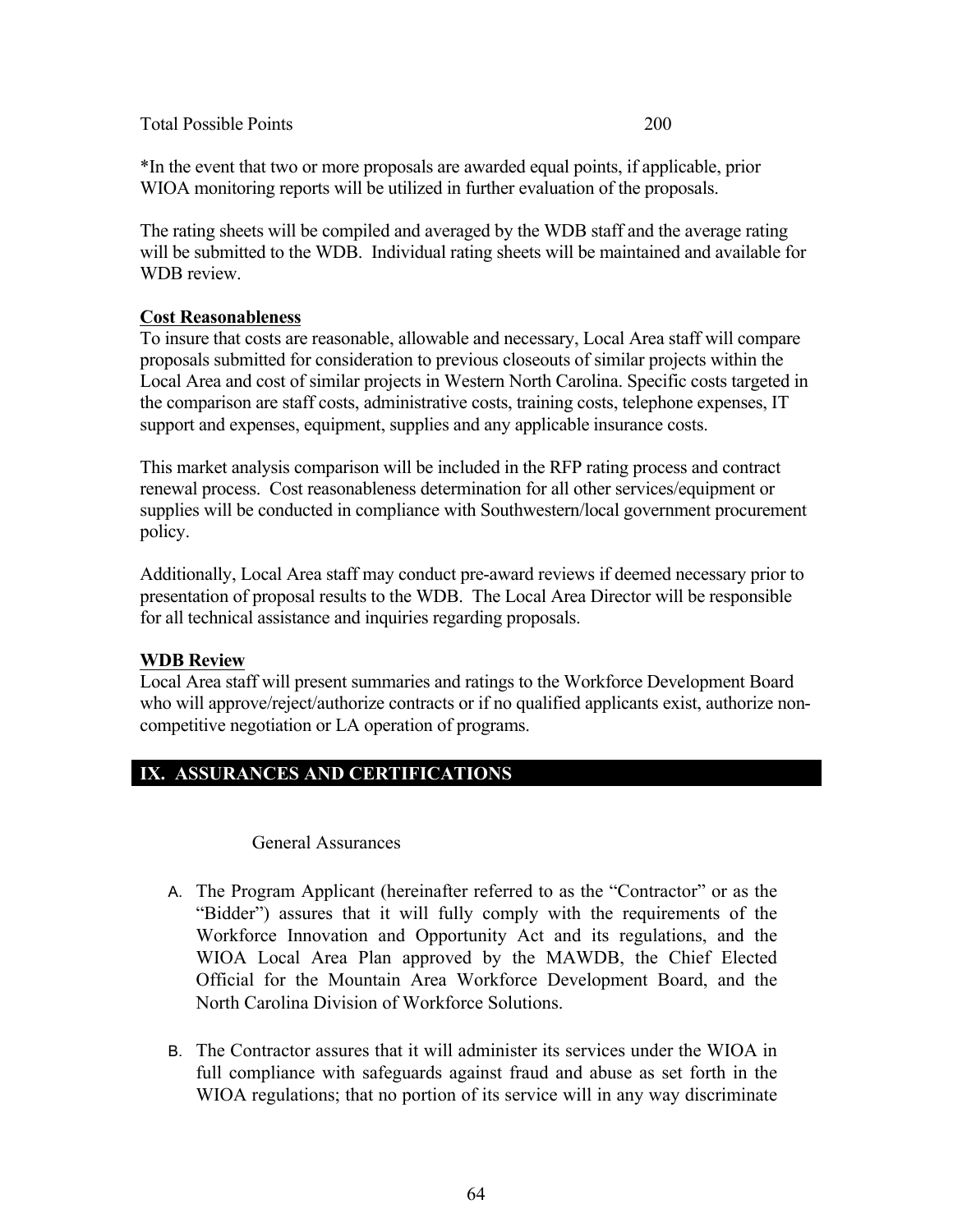| Total Possible Points | 200 |
|---|---|

*In the event that two or more proposals are awarded equal points, if applicable, prior WIOA monitoring reports will be utilized in further evaluation of the proposals.

The rating sheets will be compiled and averaged by the WDB staff and the average rating will be submitted to the WDB. Individual rating sheets will be maintained and available for WDB review.

**Cost Reasonableness**

To insure that costs are reasonable, allowable and necessary, Local Area staff will compare proposals submitted for consideration to previous closeouts of similar projects within the Local Area and cost of similar projects in Western North Carolina. Specific costs targeted in the comparison are staff costs, administrative costs, training costs, telephone expenses, IT support and expenses, equipment, supplies and any applicable insurance costs.

This market analysis comparison will be included in the RFP rating process and contract renewal process. Cost reasonableness determination for all other services/equipment or supplies will be conducted in compliance with Southwestern/local government procurement policy.

Additionally, Local Area staff may conduct pre-award reviews if deemed necessary prior to presentation of proposal results to the WDB. The Local Area Director will be responsible for all technical assistance and inquiries regarding proposals.

**WDB Review**

Local Area staff will present summaries and ratings to the Workforce Development Board who will approve/reject/authorize contracts or if no qualified applicants exist, authorize non-competitive negotiation or LA operation of programs.

## IX. ASSURANCES AND CERTIFICATIONS

General Assurances

A. The Program Applicant (hereinafter referred to as the "Contractor" or as the "Bidder") assures that it will fully comply with the requirements of the Workforce Innovation and Opportunity Act and its regulations, and the WIOA Local Area Plan approved by the MAWDB, the Chief Elected Official for the Mountain Area Workforce Development Board, and the North Carolina Division of Workforce Solutions.

B. The Contractor assures that it will administer its services under the WIOA in full compliance with safeguards against fraud and abuse as set forth in the WIOA regulations; that no portion of its service will in any way discriminate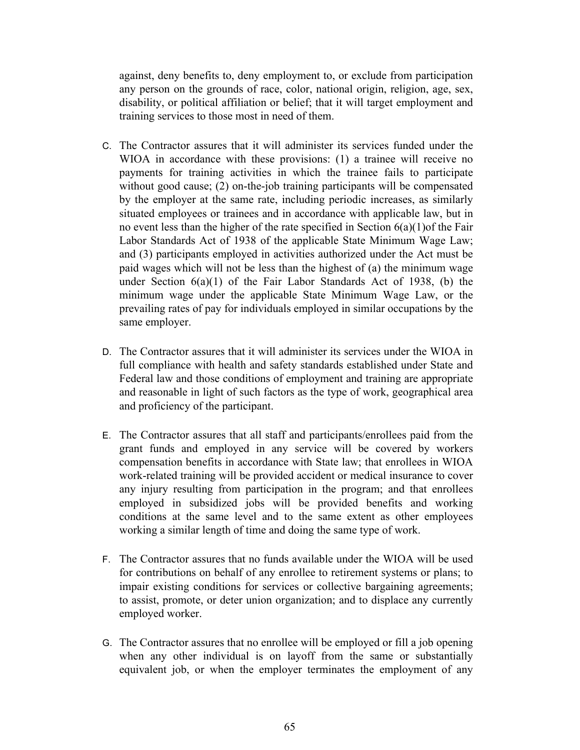against, deny benefits to, deny employment to, or exclude from participation any person on the grounds of race, color, national origin, religion, age, sex, disability, or political affiliation or belief; that it will target employment and training services to those most in need of them.

C. The Contractor assures that it will administer its services funded under the WIOA in accordance with these provisions: (1) a trainee will receive no payments for training activities in which the trainee fails to participate without good cause; (2) on-the-job training participants will be compensated by the employer at the same rate, including periodic increases, as similarly situated employees or trainees and in accordance with applicable law, but in no event less than the higher of the rate specified in Section 6(a)(1)of the Fair Labor Standards Act of 1938 of the applicable State Minimum Wage Law; and (3) participants employed in activities authorized under the Act must be paid wages which will not be less than the highest of (a) the minimum wage under Section 6(a)(1) of the Fair Labor Standards Act of 1938, (b) the minimum wage under the applicable State Minimum Wage Law, or the prevailing rates of pay for individuals employed in similar occupations by the same employer.

D. The Contractor assures that it will administer its services under the WIOA in full compliance with health and safety standards established under State and Federal law and those conditions of employment and training are appropriate and reasonable in light of such factors as the type of work, geographical area and proficiency of the participant.

E. The Contractor assures that all staff and participants/enrollees paid from the grant funds and employed in any service will be covered by workers compensation benefits in accordance with State law; that enrollees in WIOA work-related training will be provided accident or medical insurance to cover any injury resulting from participation in the program; and that enrollees employed in subsidized jobs will be provided benefits and working conditions at the same level and to the same extent as other employees working a similar length of time and doing the same type of work.

F. The Contractor assures that no funds available under the WIOA will be used for contributions on behalf of any enrollee to retirement systems or plans; to impair existing conditions for services or collective bargaining agreements; to assist, promote, or deter union organization; and to displace any currently employed worker.

G. The Contractor assures that no enrollee will be employed or fill a job opening when any other individual is on layoff from the same or substantially equivalent job, or when the employer terminates the employment of any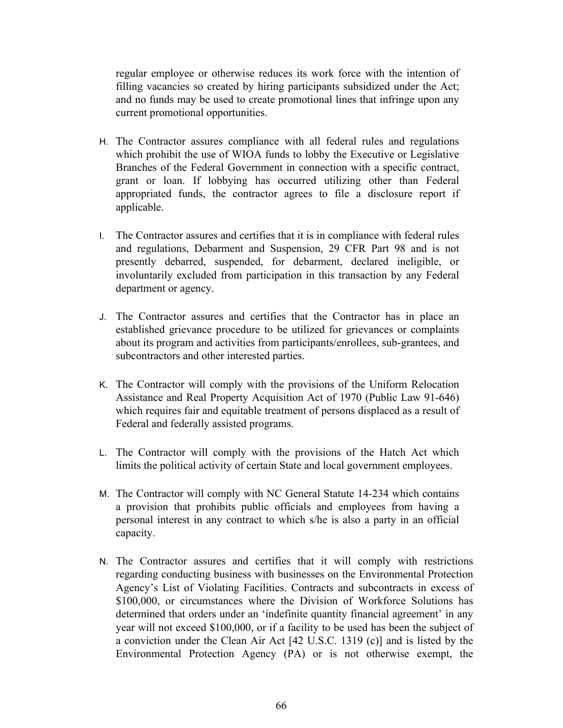regular employee or otherwise reduces its work force with the intention of filling vacancies so created by hiring participants subsidized under the Act; and no funds may be used to create promotional lines that infringe upon any current promotional opportunities.

H. The Contractor assures compliance with all federal rules and regulations which prohibit the use of WIOA funds to lobby the Executive or Legislative Branches of the Federal Government in connection with a specific contract, grant or loan. If lobbying has occurred utilizing other than Federal appropriated funds, the contractor agrees to file a disclosure report if applicable.

I. The Contractor assures and certifies that it is in compliance with federal rules and regulations, Debarment and Suspension, 29 CFR Part 98 and is not presently debarred, suspended, for debarment, declared ineligible, or involuntarily excluded from participation in this transaction by any Federal department or agency.

J. The Contractor assures and certifies that the Contractor has in place an established grievance procedure to be utilized for grievances or complaints about its program and activities from participants/enrollees, sub-grantees, and subcontractors and other interested parties.

K. The Contractor will comply with the provisions of the Uniform Relocation Assistance and Real Property Acquisition Act of 1970 (Public Law 91-646) which requires fair and equitable treatment of persons displaced as a result of Federal and federally assisted programs.

L. The Contractor will comply with the provisions of the Hatch Act which limits the political activity of certain State and local government employees.

M. The Contractor will comply with NC General Statute 14-234 which contains a provision that prohibits public officials and employees from having a personal interest in any contract to which s/he is also a party in an official capacity.

N. The Contractor assures and certifies that it will comply with restrictions regarding conducting business with businesses on the Environmental Protection Agency's List of Violating Facilities. Contracts and subcontracts in excess of $100,000, or circumstances where the Division of Workforce Solutions has determined that orders under an 'indefinite quantity financial agreement' in any year will not exceed $100,000, or if a facility to be used has been the subject of a conviction under the Clean Air Act [42 U.S.C. 1319 (c)] and is listed by the Environmental Protection Agency (PA) or is not otherwise exempt, the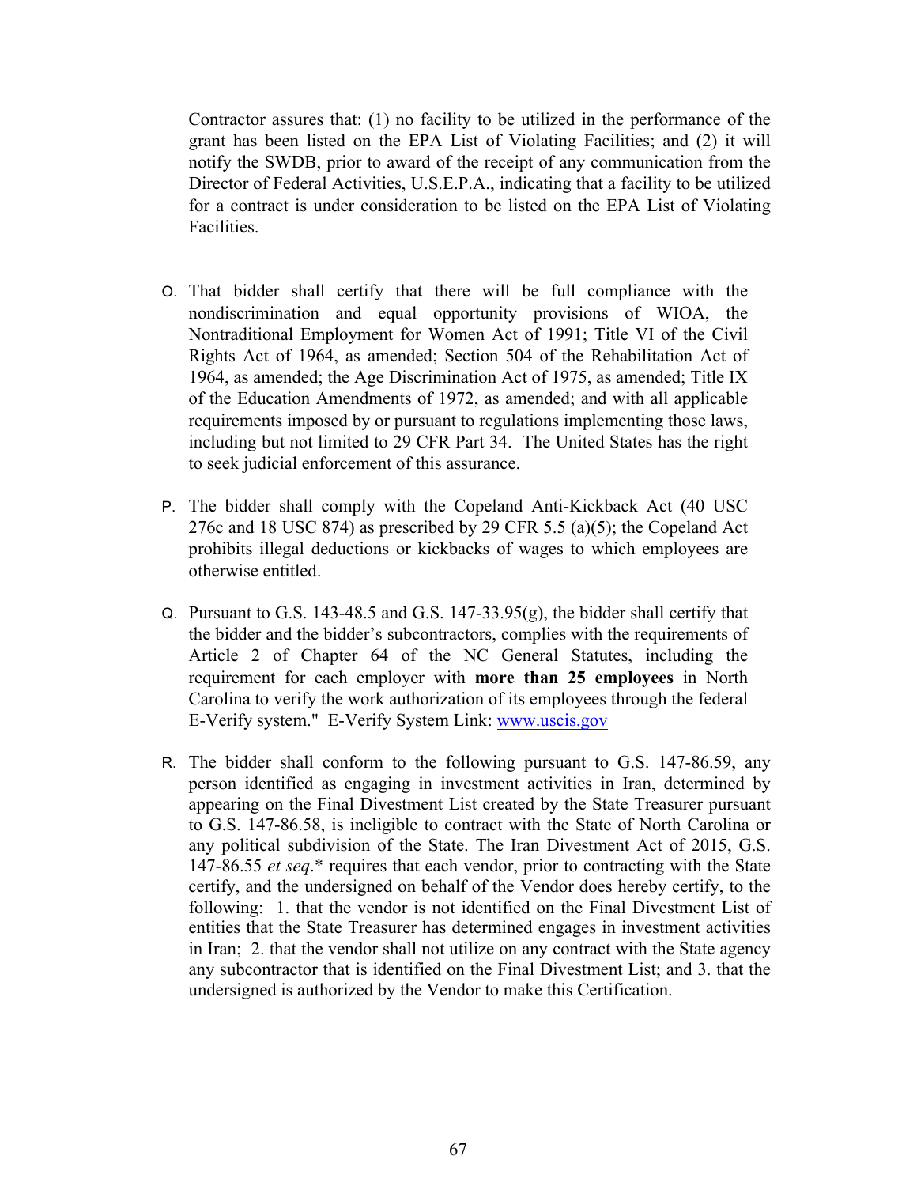Contractor assures that: (1) no facility to be utilized in the performance of the grant has been listed on the EPA List of Violating Facilities; and (2) it will notify the SWDB, prior to award of the receipt of any communication from the Director of Federal Activities, U.S.E.P.A., indicating that a facility to be utilized for a contract is under consideration to be listed on the EPA List of Violating Facilities.

O. That bidder shall certify that there will be full compliance with the nondiscrimination and equal opportunity provisions of WIOA, the Nontraditional Employment for Women Act of 1991; Title VI of the Civil Rights Act of 1964, as amended; Section 504 of the Rehabilitation Act of 1964, as amended; the Age Discrimination Act of 1975, as amended; Title IX of the Education Amendments of 1972, as amended; and with all applicable requirements imposed by or pursuant to regulations implementing those laws, including but not limited to 29 CFR Part 34. The United States has the right to seek judicial enforcement of this assurance.

P. The bidder shall comply with the Copeland Anti-Kickback Act (40 USC 276c and 18 USC 874) as prescribed by 29 CFR 5.5 (a)(5); the Copeland Act prohibits illegal deductions or kickbacks of wages to which employees are otherwise entitled.

Q. Pursuant to G.S. 143-48.5 and G.S. 147-33.95(g), the bidder shall certify that the bidder and the bidder's subcontractors, complies with the requirements of Article 2 of Chapter 64 of the NC General Statutes, including the requirement for each employer with **more than 25 employees** in North Carolina to verify the work authorization of its employees through the federal E-Verify system." E-Verify System Link: [www.uscis.gov](http://www.uscis.gov)

R. The bidder shall conform to the following pursuant to G.S. 147-86.59, any person identified as engaging in investment activities in Iran, determined by appearing on the Final Divestment List created by the State Treasurer pursuant to G.S. 147-86.58, is ineligible to contract with the State of North Carolina or any political subdivision of the State. The Iran Divestment Act of 2015, G.S. 147-86.55 *et seq*.* requires that each vendor, prior to contracting with the State certify, and the undersigned on behalf of the Vendor does hereby certify, to the following: 1. that the vendor is not identified on the Final Divestment List of entities that the State Treasurer has determined engages in investment activities in Iran; 2. that the vendor shall not utilize on any contract with the State agency any subcontractor that is identified on the Final Divestment List; and 3. that the undersigned is authorized by the Vendor to make this Certification.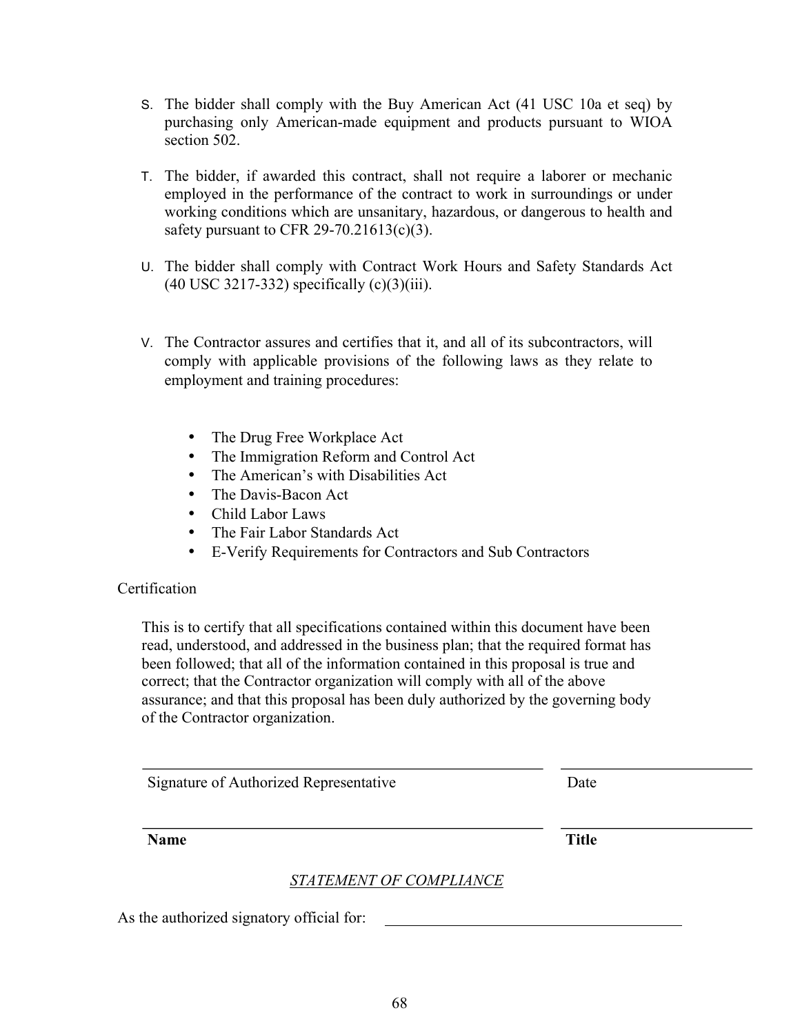S. The bidder shall comply with the Buy American Act (41 USC 10a et seq) by purchasing only American-made equipment and products pursuant to WIOA section 502.

T. The bidder, if awarded this contract, shall not require a laborer or mechanic employed in the performance of the contract to work in surroundings or under working conditions which are unsanitary, hazardous, or dangerous to health and safety pursuant to CFR 29-70.21613(c)(3).

U. The bidder shall comply with Contract Work Hours and Safety Standards Act (40 USC 3217-332) specifically (c)(3)(iii).

V. The Contractor assures and certifies that it, and all of its subcontractors, will comply with applicable provisions of the following laws as they relate to employment and training procedures:

- The Drug Free Workplace Act
- The Immigration Reform and Control Act
- The American's with Disabilities Act
- The Davis-Bacon Act
- Child Labor Laws
- The Fair Labor Standards Act
- E-Verify Requirements for Contractors and Sub Contractors

Certification

This is to certify that all specifications contained within this document have been read, understood, and addressed in the business plan; that the required format has been followed; that all of the information contained in this proposal is true and correct; that the Contractor organization will comply with all of the above assurance; and that this proposal has been duly authorized by the governing body of the Contractor organization.

| ______________________________ | ______________ |
|---|---|
| Signature of Authorized Representative | Date |
| ______________________________ | ______________ |
| **Name** | **Title** |

*<u>STATEMENT OF COMPLIANCE</u>*

As the authorized signatory official for: ______________________________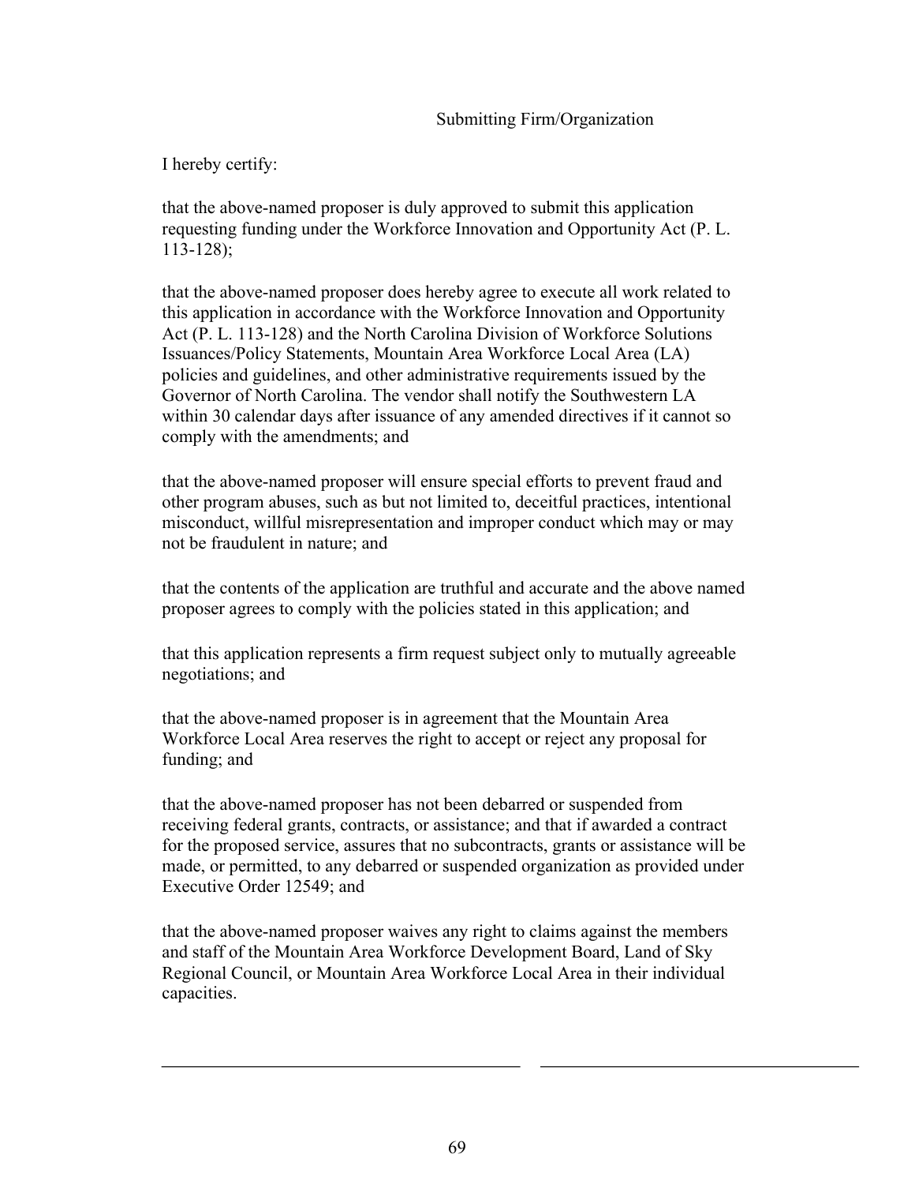Submitting Firm/Organization

I hereby certify:

that the above-named proposer is duly approved to submit this application requesting funding under the Workforce Innovation and Opportunity Act (P. L. 113-128);

that the above-named proposer does hereby agree to execute all work related to this application in accordance with the Workforce Innovation and Opportunity Act (P. L. 113-128) and the North Carolina Division of Workforce Solutions Issuances/Policy Statements, Mountain Area Workforce Local Area (LA) policies and guidelines, and other administrative requirements issued by the Governor of North Carolina. The vendor shall notify the Southwestern LA within 30 calendar days after issuance of any amended directives if it cannot so comply with the amendments; and

that the above-named proposer will ensure special efforts to prevent fraud and other program abuses, such as but not limited to, deceitful practices, intentional misconduct, willful misrepresentation and improper conduct which may or may not be fraudulent in nature; and

that the contents of the application are truthful and accurate and the above named proposer agrees to comply with the policies stated in this application; and

that this application represents a firm request subject only to mutually agreeable negotiations; and

that the above-named proposer is in agreement that the Mountain Area Workforce Local Area reserves the right to accept or reject any proposal for funding; and

that the above-named proposer has not been debarred or suspended from receiving federal grants, contracts, or assistance; and that if awarded a contract for the proposed service, assures that no subcontracts, grants or assistance will be made, or permitted, to any debarred or suspended organization as provided under Executive Order 12549; and

that the above-named proposer waives any right to claims against the members and staff of the Mountain Area Workforce Development Board, Land of Sky Regional Council, or Mountain Area Workforce Local Area in their individual capacities.

\_\_\_\_\_\_\_\_\_\_\_\_\_\_\_\_\_\_\_\_\_\_\_\_\_\_\_\_\_\_\_\_\_\_\_\_ \_\_\_\_\_\_\_\_\_\_\_\_\_\_\_\_\_\_\_\_\_\_\_\_\_\_\_\_\_\_\_\_\_\_\_\_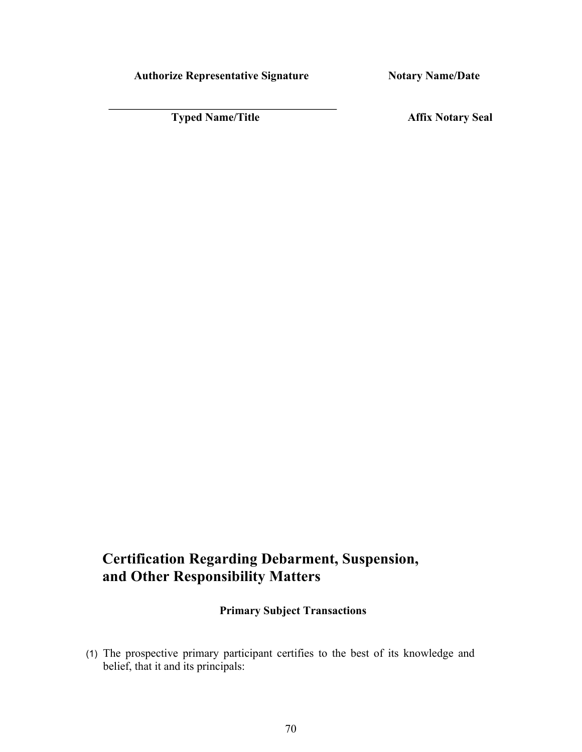**Authorize Representative Signature** **Notary Name/Date**

\_\_\_\_\_\_\_\_\_\_\_\_\_\_\_\_\_\_\_\_\_\_\_\_\_\_\_\_\_\_\_\_\_\_\_\_\_\_\_\_

**Typed Name/Title** **Affix Notary Seal**

# Certification Regarding Debarment, Suspension, and Other Responsibility Matters

**Primary Subject Transactions**

(1) The prospective primary participant certifies to the best of its knowledge and belief, that it and its principals: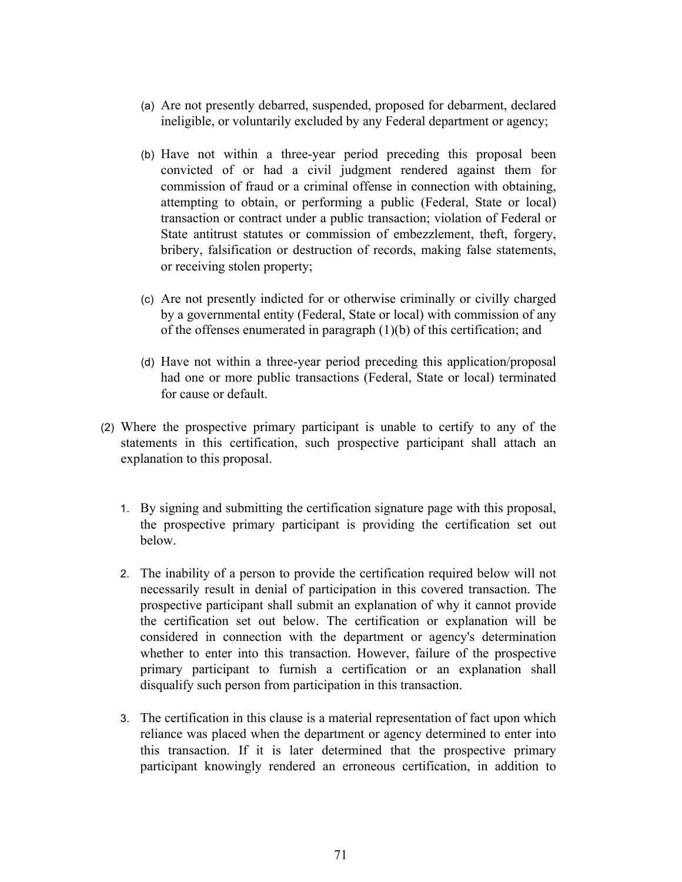(a) Are not presently debarred, suspended, proposed for debarment, declared ineligible, or voluntarily excluded by any Federal department or agency;

(b) Have not within a three-year period preceding this proposal been convicted of or had a civil judgment rendered against them for commission of fraud or a criminal offense in connection with obtaining, attempting to obtain, or performing a public (Federal, State or local) transaction or contract under a public transaction; violation of Federal or State antitrust statutes or commission of embezzlement, theft, forgery, bribery, falsification or destruction of records, making false statements, or receiving stolen property;

(c) Are not presently indicted for or otherwise criminally or civilly charged by a governmental entity (Federal, State or local) with commission of any of the offenses enumerated in paragraph (1)(b) of this certification; and

(d) Have not within a three-year period preceding this application/proposal had one or more public transactions (Federal, State or local) terminated for cause or default.

(2) Where the prospective primary participant is unable to certify to any of the statements in this certification, such prospective participant shall attach an explanation to this proposal.

1. By signing and submitting the certification signature page with this proposal, the prospective primary participant is providing the certification set out below.

2. The inability of a person to provide the certification required below will not necessarily result in denial of participation in this covered transaction. The prospective participant shall submit an explanation of why it cannot provide the certification set out below. The certification or explanation will be considered in connection with the department or agency's determination whether to enter into this transaction. However, failure of the prospective primary participant to furnish a certification or an explanation shall disqualify such person from participation in this transaction.

3. The certification in this clause is a material representation of fact upon which reliance was placed when the department or agency determined to enter into this transaction. If it is later determined that the prospective primary participant knowingly rendered an erroneous certification, in addition to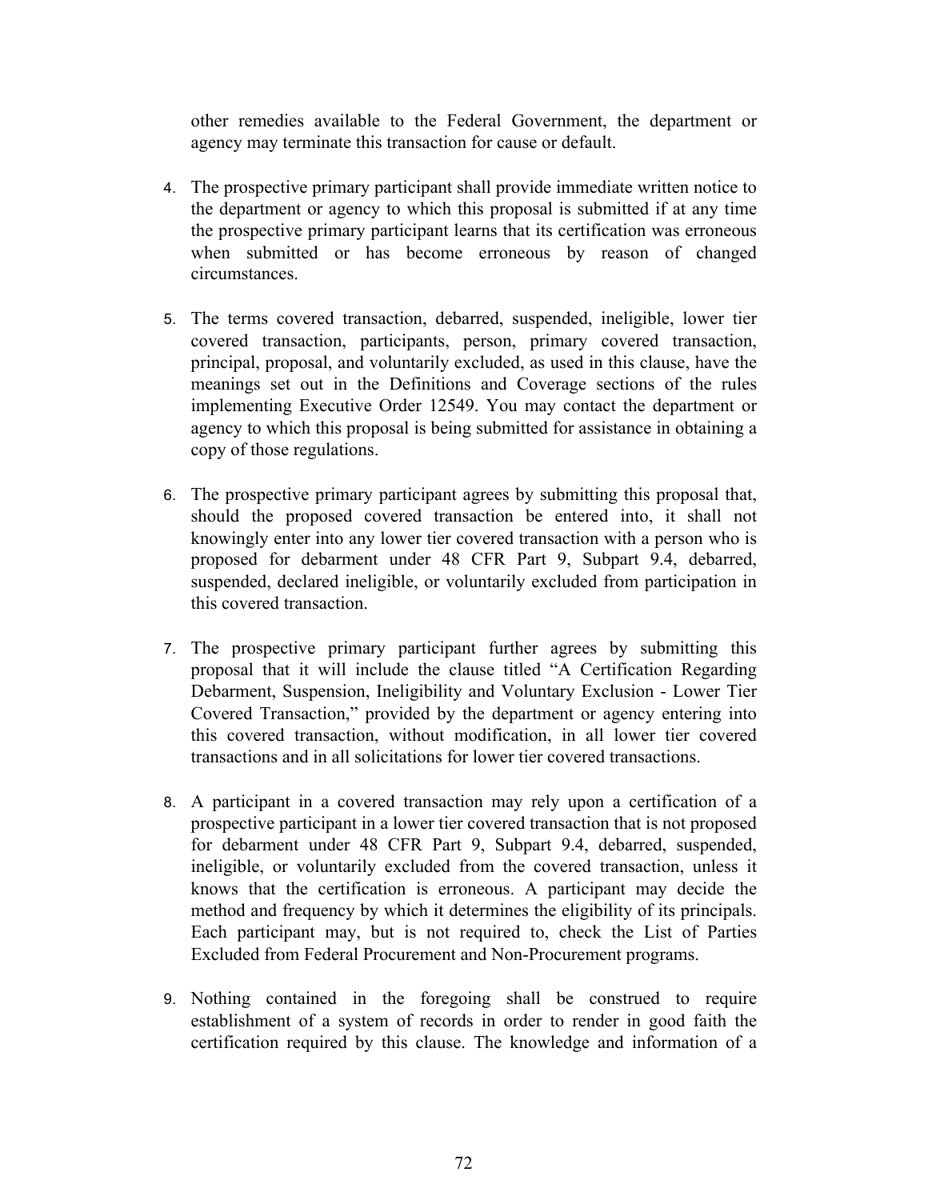other remedies available to the Federal Government, the department or agency may terminate this transaction for cause or default.

4. The prospective primary participant shall provide immediate written notice to the department or agency to which this proposal is submitted if at any time the prospective primary participant learns that its certification was erroneous when submitted or has become erroneous by reason of changed circumstances.

5. The terms covered transaction, debarred, suspended, ineligible, lower tier covered transaction, participants, person, primary covered transaction, principal, proposal, and voluntarily excluded, as used in this clause, have the meanings set out in the Definitions and Coverage sections of the rules implementing Executive Order 12549. You may contact the department or agency to which this proposal is being submitted for assistance in obtaining a copy of those regulations.

6. The prospective primary participant agrees by submitting this proposal that, should the proposed covered transaction be entered into, it shall not knowingly enter into any lower tier covered transaction with a person who is proposed for debarment under 48 CFR Part 9, Subpart 9.4, debarred, suspended, declared ineligible, or voluntarily excluded from participation in this covered transaction.

7. The prospective primary participant further agrees by submitting this proposal that it will include the clause titled "A Certification Regarding Debarment, Suspension, Ineligibility and Voluntary Exclusion - Lower Tier Covered Transaction," provided by the department or agency entering into this covered transaction, without modification, in all lower tier covered transactions and in all solicitations for lower tier covered transactions.

8. A participant in a covered transaction may rely upon a certification of a prospective participant in a lower tier covered transaction that is not proposed for debarment under 48 CFR Part 9, Subpart 9.4, debarred, suspended, ineligible, or voluntarily excluded from the covered transaction, unless it knows that the certification is erroneous. A participant may decide the method and frequency by which it determines the eligibility of its principals. Each participant may, but is not required to, check the List of Parties Excluded from Federal Procurement and Non-Procurement programs.

9. Nothing contained in the foregoing shall be construed to require establishment of a system of records in order to render in good faith the certification required by this clause. The knowledge and information of a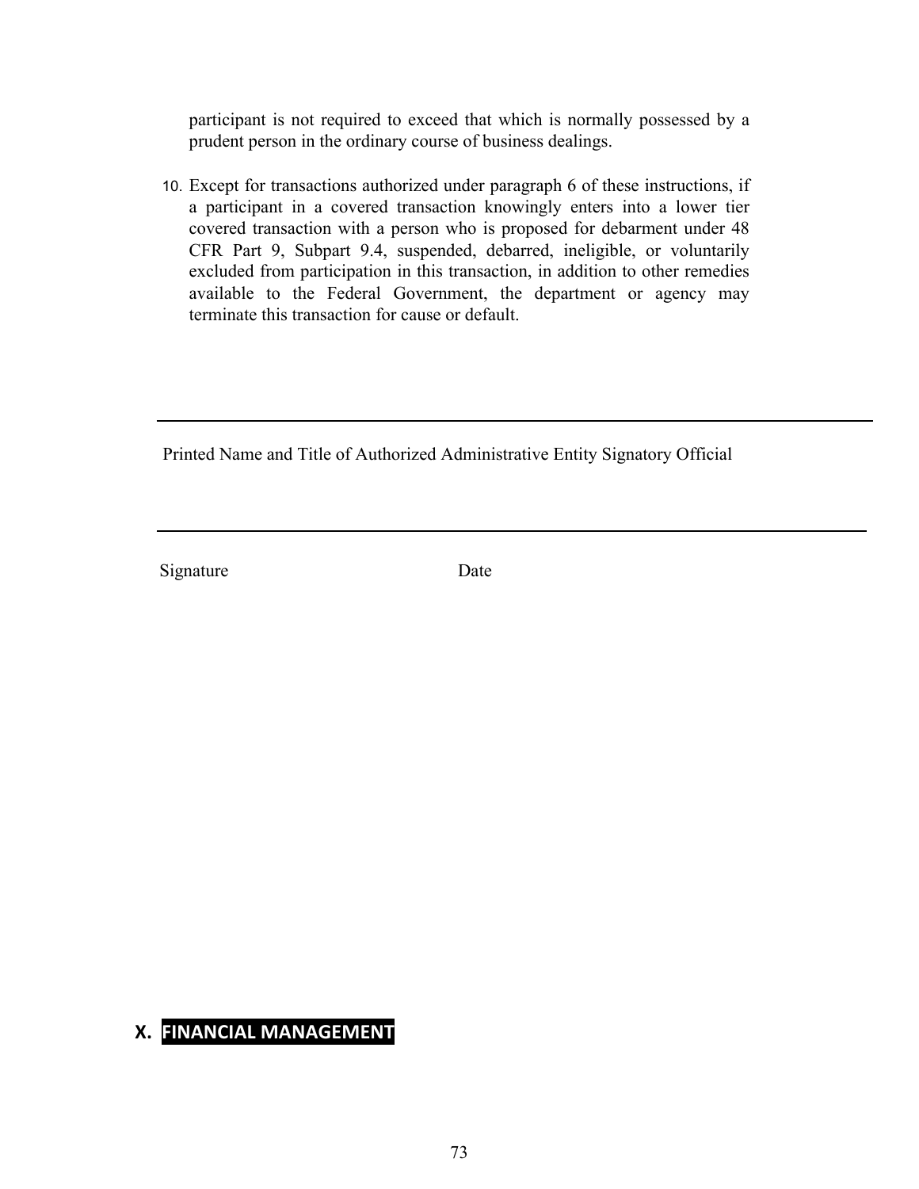participant is not required to exceed that which is normally possessed by a prudent person in the ordinary course of business dealings.

10. Except for transactions authorized under paragraph 6 of these instructions, if a participant in a covered transaction knowingly enters into a lower tier covered transaction with a person who is proposed for debarment under 48 CFR Part 9, Subpart 9.4, suspended, debarred, ineligible, or voluntarily excluded from participation in this transaction, in addition to other remedies available to the Federal Government, the department or agency may terminate this transaction for cause or default.

\_\_\_\_\_\_\_\_\_\_\_\_\_\_\_\_\_\_\_\_\_\_\_\_\_\_\_\_\_\_\_\_\_\_\_\_\_\_\_\_\_\_\_\_\_\_\_\_\_\_\_\_\_\_\_\_\_\_\_\_

Printed Name and Title of Authorized Administrative Entity Signatory Official

\_\_\_\_\_\_\_\_\_\_\_\_\_\_\_\_\_\_\_\_\_\_\_\_\_\_\_\_\_\_\_\_\_\_\_\_\_\_\_\_\_\_\_\_\_\_\_\_\_\_\_\_\_\_\_\_\_\_\_\_

Signature                                        Date

# X. FINANCIAL MANAGEMENT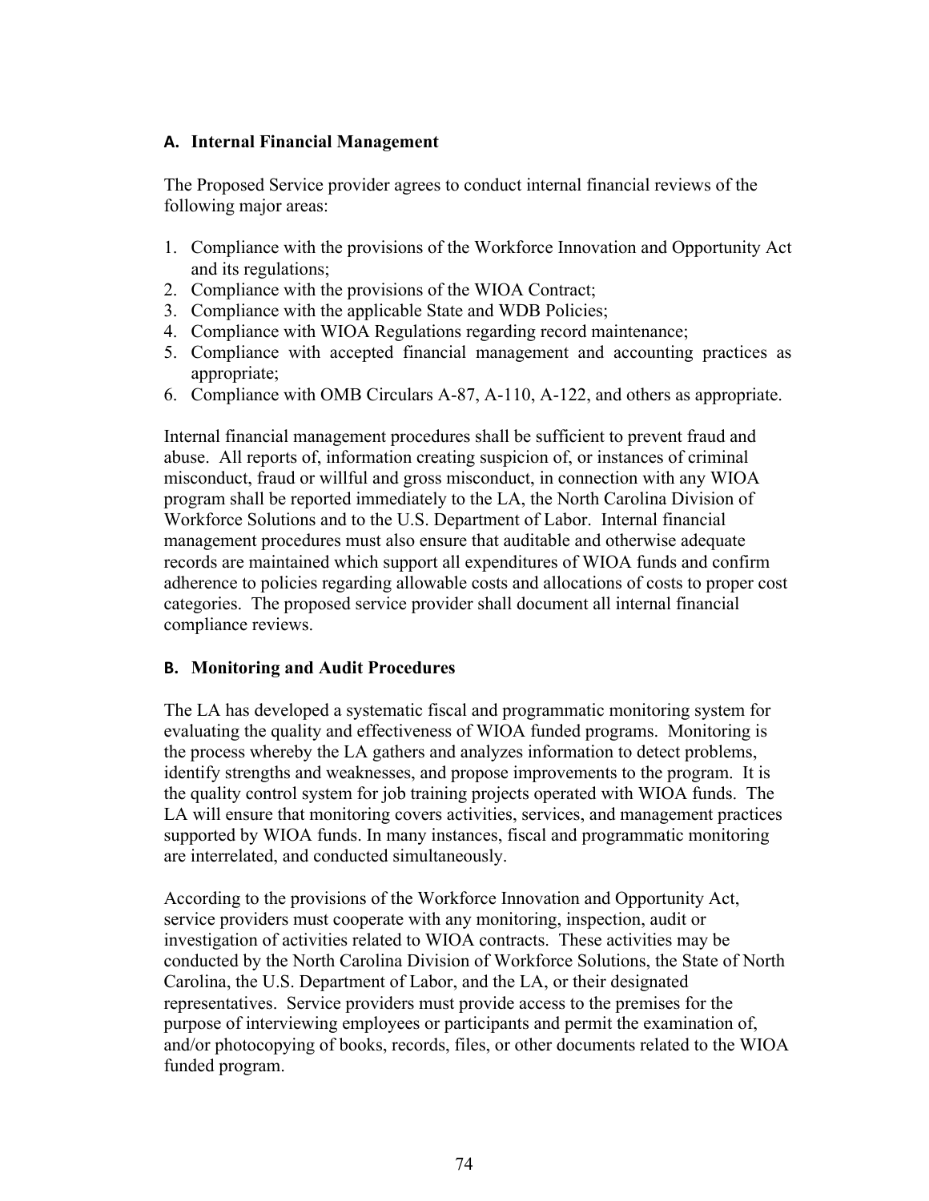### A. Internal Financial Management

The Proposed Service provider agrees to conduct internal financial reviews of the following major areas:

1. Compliance with the provisions of the Workforce Innovation and Opportunity Act and its regulations;
2. Compliance with the provisions of the WIOA Contract;
3. Compliance with the applicable State and WDB Policies;
4. Compliance with WIOA Regulations regarding record maintenance;
5. Compliance with accepted financial management and accounting practices as appropriate;
6. Compliance with OMB Circulars A-87, A-110, A-122, and others as appropriate.

Internal financial management procedures shall be sufficient to prevent fraud and abuse. All reports of, information creating suspicion of, or instances of criminal misconduct, fraud or willful and gross misconduct, in connection with any WIOA program shall be reported immediately to the LA, the North Carolina Division of Workforce Solutions and to the U.S. Department of Labor. Internal financial management procedures must also ensure that auditable and otherwise adequate records are maintained which support all expenditures of WIOA funds and confirm adherence to policies regarding allowable costs and allocations of costs to proper cost categories. The proposed service provider shall document all internal financial compliance reviews.

### B. Monitoring and Audit Procedures

The LA has developed a systematic fiscal and programmatic monitoring system for evaluating the quality and effectiveness of WIOA funded programs. Monitoring is the process whereby the LA gathers and analyzes information to detect problems, identify strengths and weaknesses, and propose improvements to the program. It is the quality control system for job training projects operated with WIOA funds. The LA will ensure that monitoring covers activities, services, and management practices supported by WIOA funds. In many instances, fiscal and programmatic monitoring are interrelated, and conducted simultaneously.

According to the provisions of the Workforce Innovation and Opportunity Act, service providers must cooperate with any monitoring, inspection, audit or investigation of activities related to WIOA contracts. These activities may be conducted by the North Carolina Division of Workforce Solutions, the State of North Carolina, the U.S. Department of Labor, and the LA, or their designated representatives. Service providers must provide access to the premises for the purpose of interviewing employees or participants and permit the examination of, and/or photocopying of books, records, files, or other documents related to the WIOA funded program.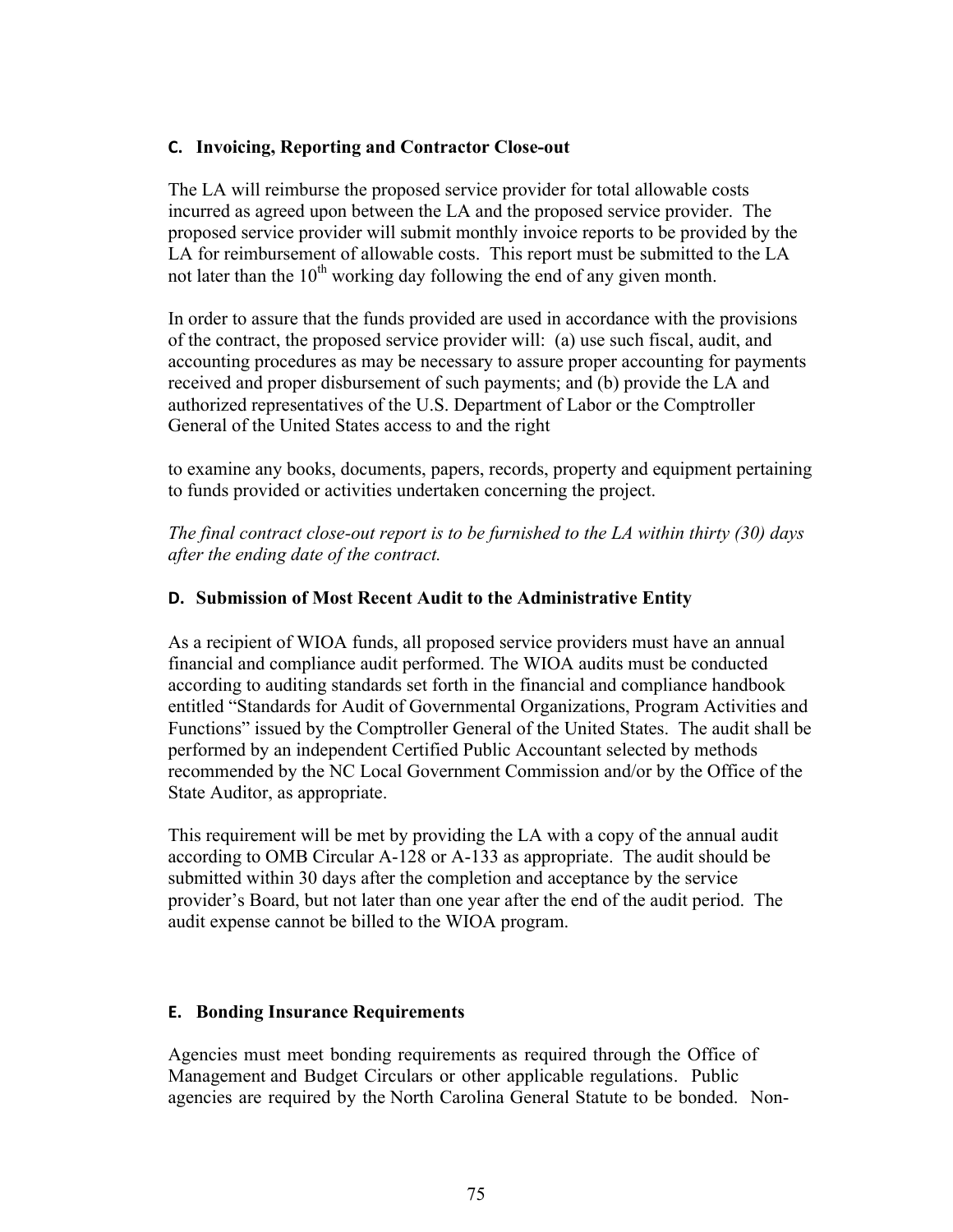### C. Invoicing, Reporting and Contractor Close-out

The LA will reimburse the proposed service provider for total allowable costs incurred as agreed upon between the LA and the proposed service provider. The proposed service provider will submit monthly invoice reports to be provided by the LA for reimbursement of allowable costs. This report must be submitted to the LA not later than the 10th working day following the end of any given month.

In order to assure that the funds provided are used in accordance with the provisions of the contract, the proposed service provider will: (a) use such fiscal, audit, and accounting procedures as may be necessary to assure proper accounting for payments received and proper disbursement of such payments; and (b) provide the LA and authorized representatives of the U.S. Department of Labor or the Comptroller General of the United States access to and the right

to examine any books, documents, papers, records, property and equipment pertaining to funds provided or activities undertaken concerning the project.

*The final contract close-out report is to be furnished to the LA within thirty (30) days after the ending date of the contract.*

### D. Submission of Most Recent Audit to the Administrative Entity

As a recipient of WIOA funds, all proposed service providers must have an annual financial and compliance audit performed. The WIOA audits must be conducted according to auditing standards set forth in the financial and compliance handbook entitled "Standards for Audit of Governmental Organizations, Program Activities and Functions" issued by the Comptroller General of the United States. The audit shall be performed by an independent Certified Public Accountant selected by methods recommended by the NC Local Government Commission and/or by the Office of the State Auditor, as appropriate.

This requirement will be met by providing the LA with a copy of the annual audit according to OMB Circular A-128 or A-133 as appropriate. The audit should be submitted within 30 days after the completion and acceptance by the service provider's Board, but not later than one year after the end of the audit period. The audit expense cannot be billed to the WIOA program.

### E. Bonding Insurance Requirements

Agencies must meet bonding requirements as required through the Office of Management and Budget Circulars or other applicable regulations. Public agencies are required by the North Carolina General Statute to be bonded. Non-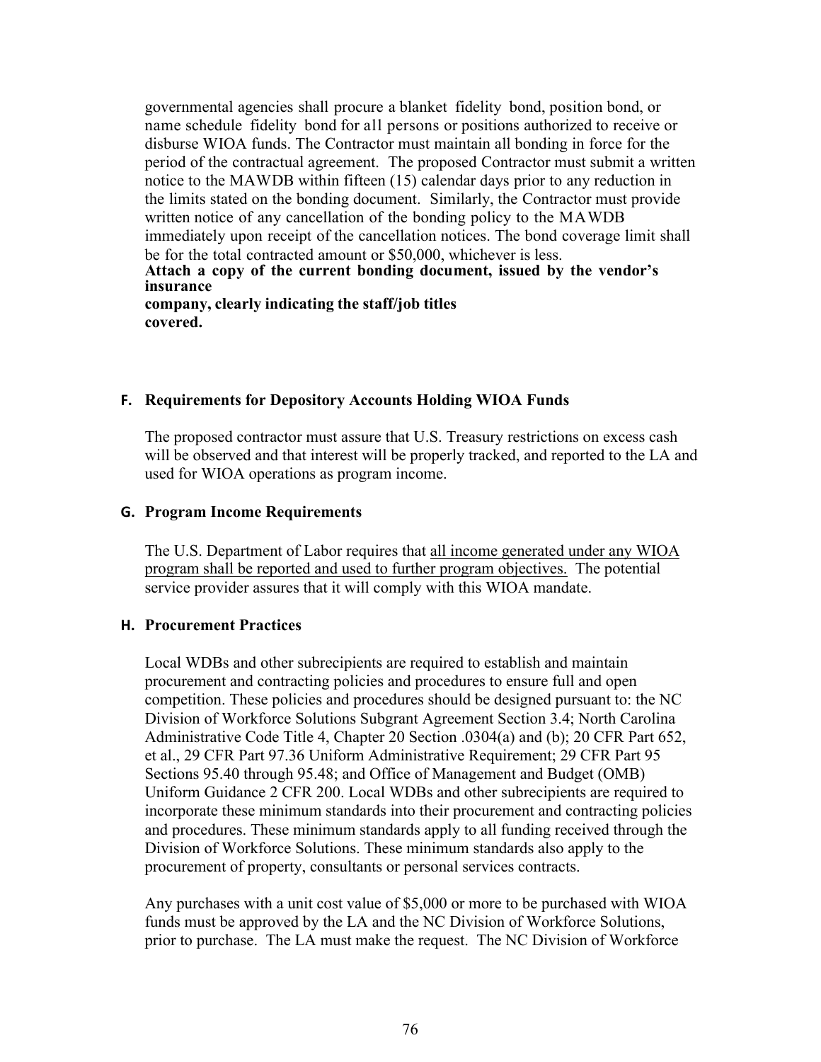governmental agencies shall procure a blanket fidelity bond, position bond, or name schedule fidelity bond for all persons or positions authorized to receive or disburse WIOA funds. The Contractor must maintain all bonding in force for the period of the contractual agreement. The proposed Contractor must submit a written notice to the MAWDB within fifteen (15) calendar days prior to any reduction in the limits stated on the bonding document. Similarly, the Contractor must provide written notice of any cancellation of the bonding policy to the MAWDB immediately upon receipt of the cancellation notices. The bond coverage limit shall be for the total contracted amount or $50,000, whichever is less.

**Attach a copy of the current bonding document, issued by the vendor's insurance company, clearly indicating the staff/job titles covered.**

### F. Requirements for Depository Accounts Holding WIOA Funds

The proposed contractor must assure that U.S. Treasury restrictions on excess cash will be observed and that interest will be properly tracked, and reported to the LA and used for WIOA operations as program income.

### G. Program Income Requirements

The U.S. Department of Labor requires that <u>all income generated under any WIOA program shall be reported and used to further program objectives.</u> The potential service provider assures that it will comply with this WIOA mandate.

### H. Procurement Practices

Local WDBs and other subrecipients are required to establish and maintain procurement and contracting policies and procedures to ensure full and open competition. These policies and procedures should be designed pursuant to: the NC Division of Workforce Solutions Subgrant Agreement Section 3.4; North Carolina Administrative Code Title 4, Chapter 20 Section .0304(a) and (b); 20 CFR Part 652, et al., 29 CFR Part 97.36 Uniform Administrative Requirement; 29 CFR Part 95 Sections 95.40 through 95.48; and Office of Management and Budget (OMB) Uniform Guidance 2 CFR 200. Local WDBs and other subrecipients are required to incorporate these minimum standards into their procurement and contracting policies and procedures. These minimum standards apply to all funding received through the Division of Workforce Solutions. These minimum standards also apply to the procurement of property, consultants or personal services contracts.

Any purchases with a unit cost value of $5,000 or more to be purchased with WIOA funds must be approved by the LA and the NC Division of Workforce Solutions, prior to purchase. The LA must make the request. The NC Division of Workforce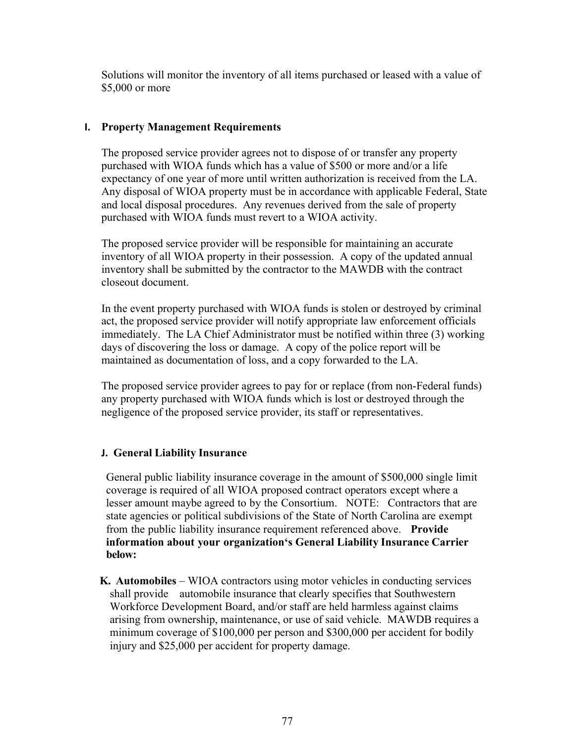Solutions will monitor the inventory of all items purchased or leased with a value of $5,000 or more

## I. Property Management Requirements

The proposed service provider agrees not to dispose of or transfer any property purchased with WIOA funds which has a value of $500 or more and/or a life expectancy of one year of more until written authorization is received from the LA. Any disposal of WIOA property must be in accordance with applicable Federal, State and local disposal procedures. Any revenues derived from the sale of property purchased with WIOA funds must revert to a WIOA activity.

The proposed service provider will be responsible for maintaining an accurate inventory of all WIOA property in their possession. A copy of the updated annual inventory shall be submitted by the contractor to the MAWDB with the contract closeout document.

In the event property purchased with WIOA funds is stolen or destroyed by criminal act, the proposed service provider will notify appropriate law enforcement officials immediately. The LA Chief Administrator must be notified within three (3) working days of discovering the loss or damage. A copy of the police report will be maintained as documentation of loss, and a copy forwarded to the LA.

The proposed service provider agrees to pay for or replace (from non-Federal funds) any property purchased with WIOA funds which is lost or destroyed through the negligence of the proposed service provider, its staff or representatives.

## J. General Liability Insurance

General public liability insurance coverage in the amount of $500,000 single limit coverage is required of all WIOA proposed contract operators except where a lesser amount maybe agreed to by the Consortium. NOTE: Contractors that are state agencies or political subdivisions of the State of North Carolina are exempt from the public liability insurance requirement referenced above. **Provide information about your organization's General Liability Insurance Carrier below:**

**K. Automobiles** – WIOA contractors using motor vehicles in conducting services shall provide automobile insurance that clearly specifies that Southwestern Workforce Development Board, and/or staff are held harmless against claims arising from ownership, maintenance, or use of said vehicle. MAWDB requires a minimum coverage of $100,000 per person and $300,000 per accident for bodily injury and $25,000 per accident for property damage.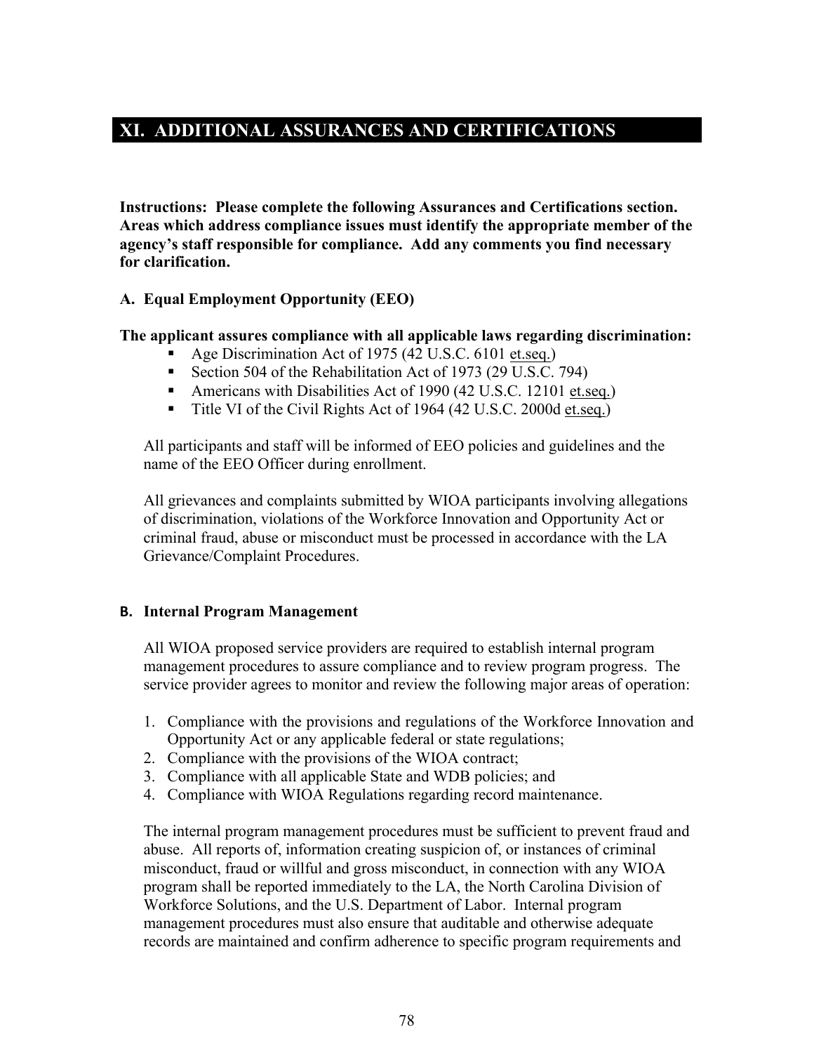## XI. ADDITIONAL ASSURANCES AND CERTIFICATIONS

**Instructions: Please complete the following Assurances and Certifications section. Areas which address compliance issues must identify the appropriate member of the agency's staff responsible for compliance. Add any comments you find necessary for clarification.**

### A. Equal Employment Opportunity (EEO)

**The applicant assures compliance with all applicable laws regarding discrimination:**

- Age Discrimination Act of 1975 (42 U.S.C. 6101 et.seq.)
- Section 504 of the Rehabilitation Act of 1973 (29 U.S.C. 794)
- Americans with Disabilities Act of 1990 (42 U.S.C. 12101 et.seq.)
- Title VI of the Civil Rights Act of 1964 (42 U.S.C. 2000d et.seq.)

All participants and staff will be informed of EEO policies and guidelines and the name of the EEO Officer during enrollment.

All grievances and complaints submitted by WIOA participants involving allegations of discrimination, violations of the Workforce Innovation and Opportunity Act or criminal fraud, abuse or misconduct must be processed in accordance with the LA Grievance/Complaint Procedures.

### B. Internal Program Management

All WIOA proposed service providers are required to establish internal program management procedures to assure compliance and to review program progress. The service provider agrees to monitor and review the following major areas of operation:

1. Compliance with the provisions and regulations of the Workforce Innovation and Opportunity Act or any applicable federal or state regulations;
2. Compliance with the provisions of the WIOA contract;
3. Compliance with all applicable State and WDB policies; and
4. Compliance with WIOA Regulations regarding record maintenance.

The internal program management procedures must be sufficient to prevent fraud and abuse. All reports of, information creating suspicion of, or instances of criminal misconduct, fraud or willful and gross misconduct, in connection with any WIOA program shall be reported immediately to the LA, the North Carolina Division of Workforce Solutions, and the U.S. Department of Labor. Internal program management procedures must also ensure that auditable and otherwise adequate records are maintained and confirm adherence to specific program requirements and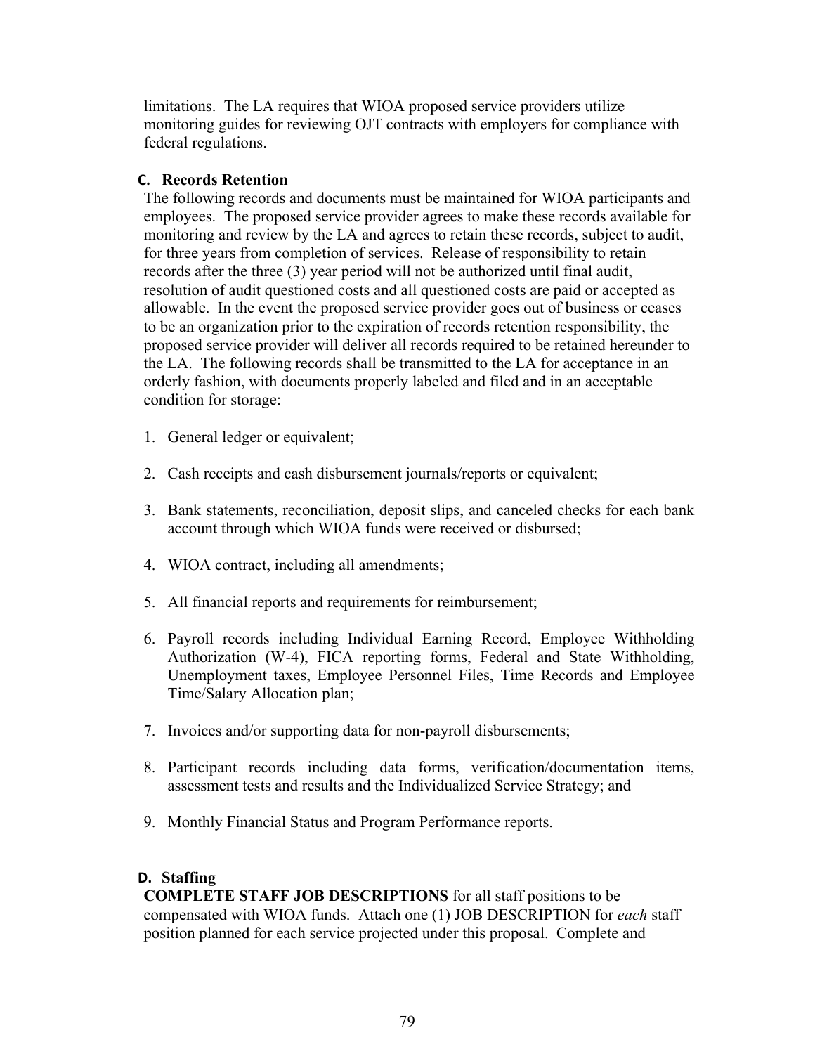limitations. The LA requires that WIOA proposed service providers utilize monitoring guides for reviewing OJT contracts with employers for compliance with federal regulations.

### C. Records Retention

The following records and documents must be maintained for WIOA participants and employees. The proposed service provider agrees to make these records available for monitoring and review by the LA and agrees to retain these records, subject to audit, for three years from completion of services. Release of responsibility to retain records after the three (3) year period will not be authorized until final audit, resolution of audit questioned costs and all questioned costs are paid or accepted as allowable. In the event the proposed service provider goes out of business or ceases to be an organization prior to the expiration of records retention responsibility, the proposed service provider will deliver all records required to be retained hereunder to the LA. The following records shall be transmitted to the LA for acceptance in an orderly fashion, with documents properly labeled and filed and in an acceptable condition for storage:

1. General ledger or equivalent;
2. Cash receipts and cash disbursement journals/reports or equivalent;
3. Bank statements, reconciliation, deposit slips, and canceled checks for each bank account through which WIOA funds were received or disbursed;
4. WIOA contract, including all amendments;
5. All financial reports and requirements for reimbursement;
6. Payroll records including Individual Earning Record, Employee Withholding Authorization (W-4), FICA reporting forms, Federal and State Withholding, Unemployment taxes, Employee Personnel Files, Time Records and Employee Time/Salary Allocation plan;
7. Invoices and/or supporting data for non-payroll disbursements;
8. Participant records including data forms, verification/documentation items, assessment tests and results and the Individualized Service Strategy; and
9. Monthly Financial Status and Program Performance reports.

### D. Staffing

**COMPLETE STAFF JOB DESCRIPTIONS** for all staff positions to be compensated with WIOA funds. Attach one (1) JOB DESCRIPTION for *each* staff position planned for each service projected under this proposal. Complete and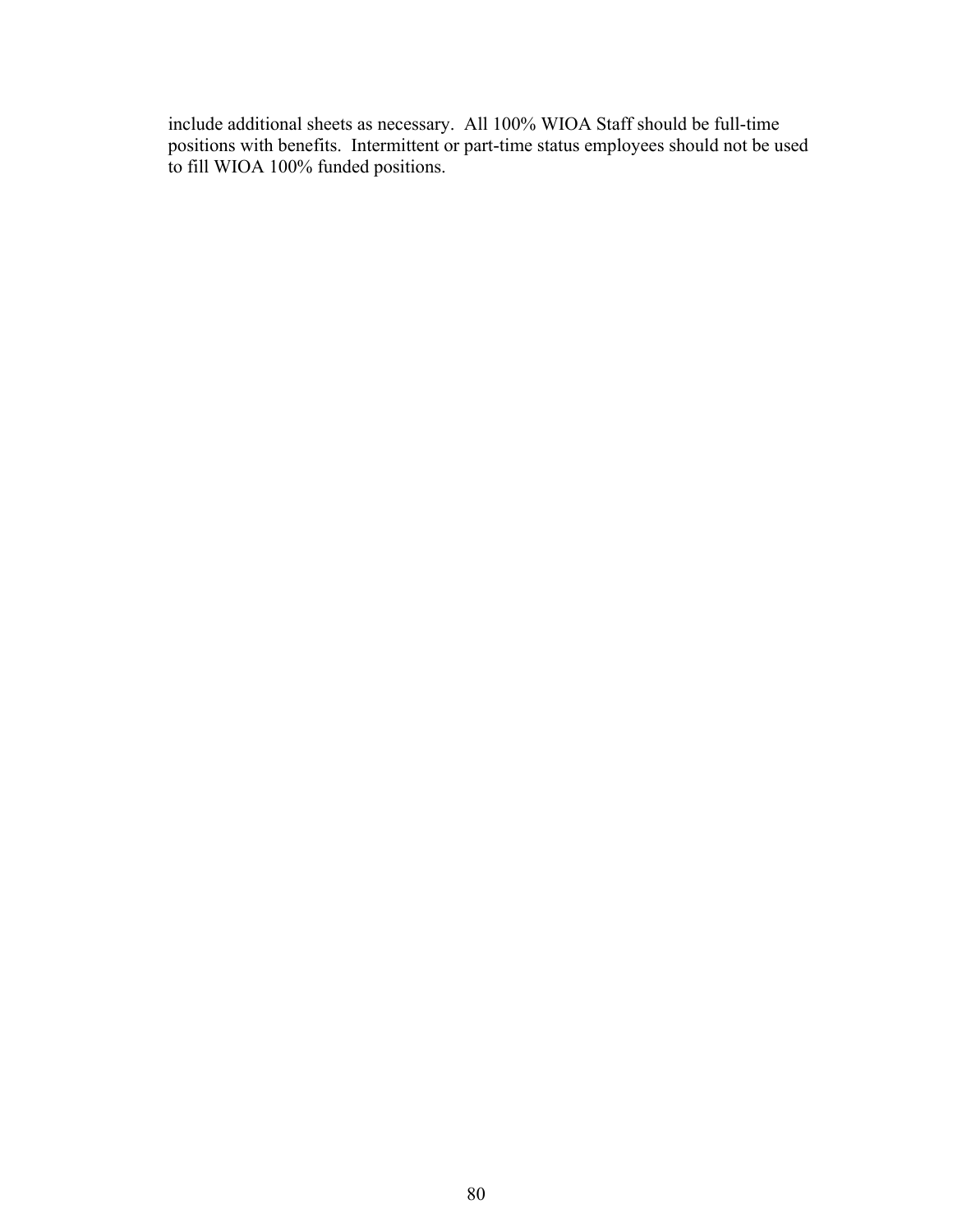include additional sheets as necessary.  All 100% WIOA Staff should be full-time positions with benefits.  Intermittent or part-time status employees should not be used to fill WIOA 100% funded positions.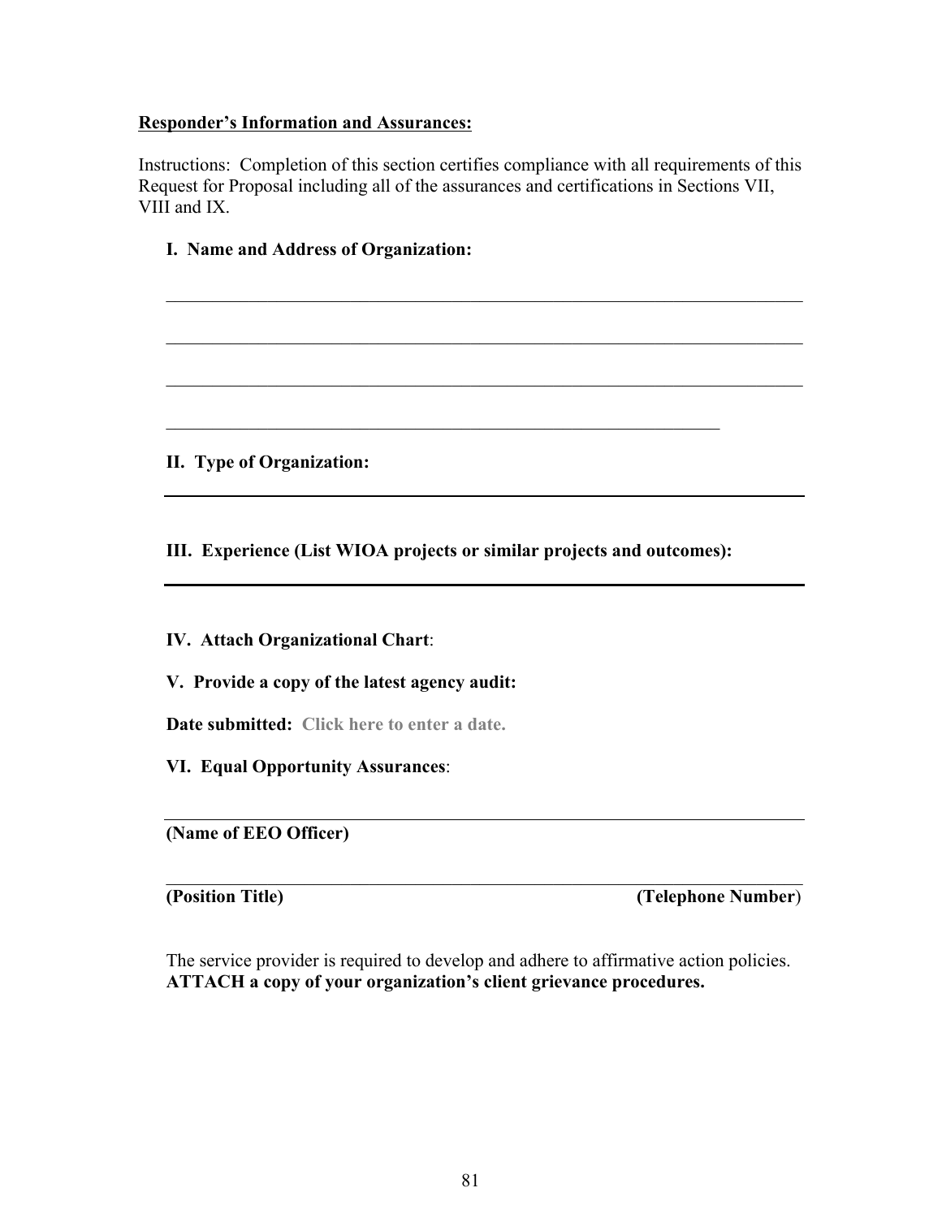**Responder's Information and Assurances:**

Instructions: Completion of this section certifies compliance with all requirements of this Request for Proposal including all of the assurances and certifications in Sections VII, VIII and IX.

**I. Name and Address of Organization:**

\_\_\_\_\_\_\_\_\_\_\_\_\_\_\_\_\_\_\_\_\_\_\_\_\_\_\_\_\_\_\_\_\_\_\_\_\_\_\_\_\_\_\_\_\_\_\_\_\_\_\_\_\_\_\_\_\_\_\_\_\_\_\_\_\_\_\_\_\_\_

\_\_\_\_\_\_\_\_\_\_\_\_\_\_\_\_\_\_\_\_\_\_\_\_\_\_\_\_\_\_\_\_\_\_\_\_\_\_\_\_\_\_\_\_\_\_\_\_\_\_\_\_\_\_\_\_\_\_\_\_\_\_\_\_\_\_\_\_\_\_

\_\_\_\_\_\_\_\_\_\_\_\_\_\_\_\_\_\_\_\_\_\_\_\_\_\_\_\_\_\_\_\_\_\_\_\_\_\_\_\_\_\_\_\_\_\_\_\_\_\_\_\_\_\_\_\_\_\_\_\_\_\_\_\_\_\_\_\_\_\_

\_\_\_\_\_\_\_\_\_\_\_\_\_\_\_\_\_\_\_\_\_\_\_\_\_\_\_\_\_\_\_\_\_\_\_\_\_\_\_\_\_\_\_\_\_\_\_\_\_\_\_\_\_\_\_\_\_\_\_\_\_

**II. Type of Organization:**

\_\_\_\_\_\_\_\_\_\_\_\_\_\_\_\_\_\_\_\_\_\_\_\_\_\_\_\_\_\_\_\_\_\_\_\_\_\_\_\_\_\_\_\_\_\_\_\_\_\_\_\_\_\_\_\_\_\_\_\_\_\_\_\_\_\_\_\_\_\_

**III. Experience (List WIOA projects or similar projects and outcomes):**

\_\_\_\_\_\_\_\_\_\_\_\_\_\_\_\_\_\_\_\_\_\_\_\_\_\_\_\_\_\_\_\_\_\_\_\_\_\_\_\_\_\_\_\_\_\_\_\_\_\_\_\_\_\_\_\_\_\_\_\_\_\_\_\_\_\_\_\_\_\_

**IV. Attach Organizational Chart**:

**V. Provide a copy of the latest agency audit:**

**Date submitted:** **Click here to enter a date.**

**VI. Equal Opportunity Assurances**:

\_\_\_\_\_\_\_\_\_\_\_\_\_\_\_\_\_\_\_\_\_\_\_\_\_\_\_\_\_\_\_\_\_\_\_\_\_\_\_\_\_\_\_\_\_\_\_\_\_\_\_\_\_\_\_\_\_\_\_\_\_\_\_\_\_\_\_\_\_\_

**(Name of EEO Officer)**

\_\_\_\_\_\_\_\_\_\_\_\_\_\_\_\_\_\_\_\_\_\_\_\_\_\_\_\_\_\_\_\_\_\_\_\_\_\_\_\_\_\_\_\_\_\_\_\_\_\_\_\_\_\_\_\_\_\_\_\_\_\_\_\_\_\_\_\_\_\_

**(Position Title)** **(Telephone Number)**

The service provider is required to develop and adhere to affirmative action policies. **ATTACH a copy of your organization's client grievance procedures.**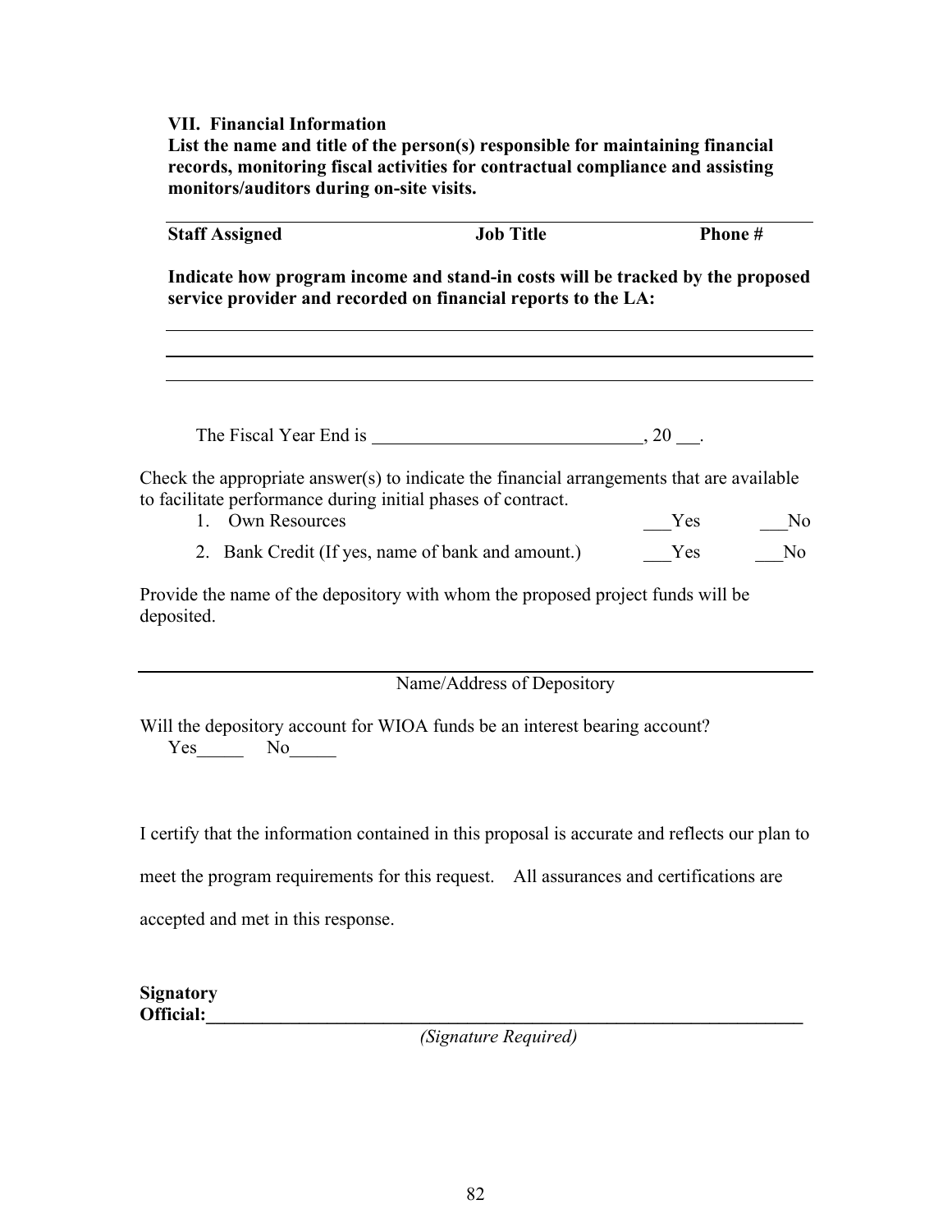**VII. Financial Information**

**List the name and title of the person(s) responsible for maintaining financial records, monitoring fiscal activities for contractual compliance and assisting monitors/auditors during on-site visits.**

| Staff Assigned | Job Title | Phone # |
|---|---|---|
| | | |

**Indicate how program income and stand-in costs will be tracked by the proposed service provider and recorded on financial reports to the LA:**

\_\_\_\_\_\_\_\_\_\_\_\_\_\_\_\_\_\_\_\_\_\_\_\_\_\_\_\_\_\_\_\_\_\_\_\_\_\_\_\_\_\_\_\_\_\_\_\_\_\_\_\_\_\_\_\_\_\_\_\_\_\_\_\_\_\_

\_\_\_\_\_\_\_\_\_\_\_\_\_\_\_\_\_\_\_\_\_\_\_\_\_\_\_\_\_\_\_\_\_\_\_\_\_\_\_\_\_\_\_\_\_\_\_\_\_\_\_\_\_\_\_\_\_\_\_\_\_\_\_\_\_\_

\_\_\_\_\_\_\_\_\_\_\_\_\_\_\_\_\_\_\_\_\_\_\_\_\_\_\_\_\_\_\_\_\_\_\_\_\_\_\_\_\_\_\_\_\_\_\_\_\_\_\_\_\_\_\_\_\_\_\_\_\_\_\_\_\_\_

The Fiscal Year End is \_\_\_\_\_\_\_\_\_\_\_\_\_\_\_\_\_\_\_\_\_\_\_\_\_\_\_\_\_\_, 20 \_\_\_.

Check the appropriate answer(s) to indicate the financial arrangements that are available to facilitate performance during initial phases of contract.

1. Own Resources \_\_\_Yes \_\_\_No
2. Bank Credit (If yes, name of bank and amount.) \_\_\_Yes \_\_\_No

Provide the name of the depository with whom the proposed project funds will be deposited.

\_\_\_\_\_\_\_\_\_\_\_\_\_\_\_\_\_\_\_\_\_\_\_\_\_\_\_\_\_\_\_\_\_\_\_\_\_\_\_\_\_\_\_\_\_\_\_\_\_\_\_\_\_\_\_\_\_\_\_\_\_\_\_\_\_\_

Name/Address of Depository

Will the depository account for WIOA funds be an interest bearing account?

Yes\_\_\_\_\_ No\_\_\_\_\_

I certify that the information contained in this proposal is accurate and reflects our plan to meet the program requirements for this request. All assurances and certifications are accepted and met in this response.

**Signatory Official:**\_\_\_\_\_\_\_\_\_\_\_\_\_\_\_\_\_\_\_\_\_\_\_\_\_\_\_\_\_\_\_\_\_\_\_\_\_\_\_\_\_\_\_\_\_\_\_\_\_\_\_\_\_\_\_\_\_\_\_\_

*(Signature Required)*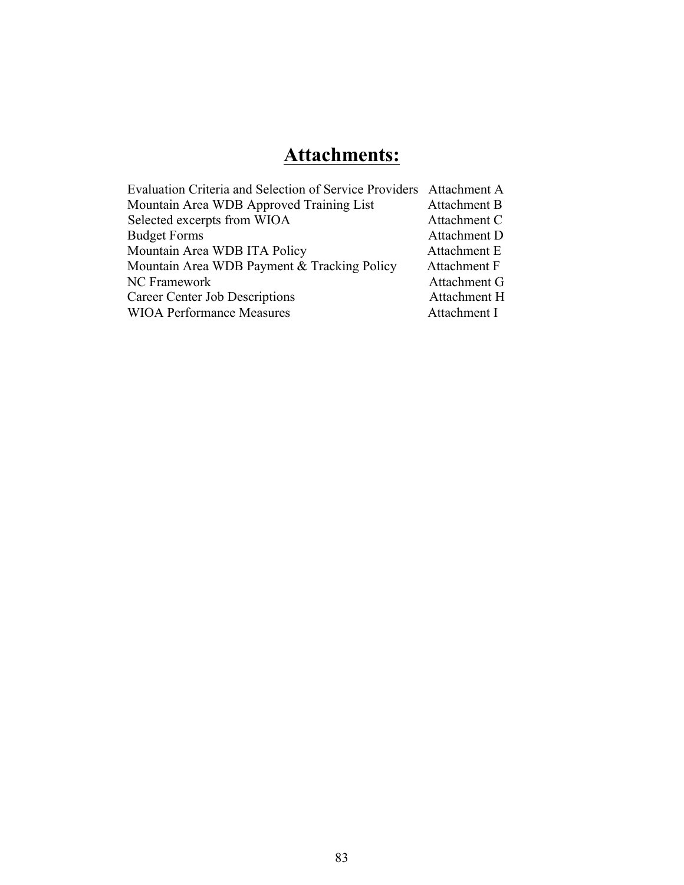# Attachments:

| | |
|---|---|
| Evaluation Criteria and Selection of Service Providers | Attachment A |
| Mountain Area WDB Approved Training List | Attachment B |
| Selected excerpts from WIOA | Attachment C |
| Budget Forms | Attachment D |
| Mountain Area WDB ITA Policy | Attachment E |
| Mountain Area WDB Payment & Tracking Policy | Attachment F |
| NC Framework | Attachment G |
| Career Center Job Descriptions | Attachment H |
| WIOA Performance Measures | Attachment I |